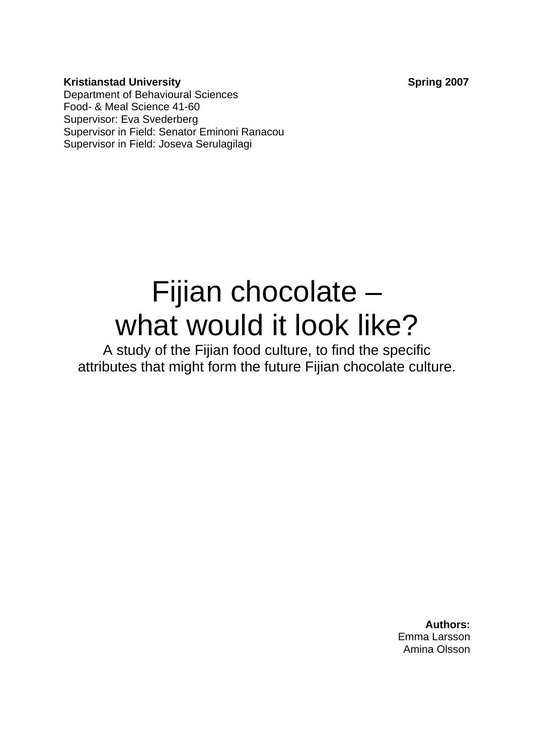**Kristianstad University** **Spring 2007**
Department of Behavioural Sciences
Food- & Meal Science 41-60
Supervisor: Eva Svederberg
Supervisor in Field: Senator Eminoni Ranacou
Supervisor in Field: Joseva Serulagilagi

# Fijian chocolate – what would it look like?

A study of the Fijian food culture, to find the specific attributes that might form the future Fijian chocolate culture.

**Authors:**
Emma Larsson
Amina Olsson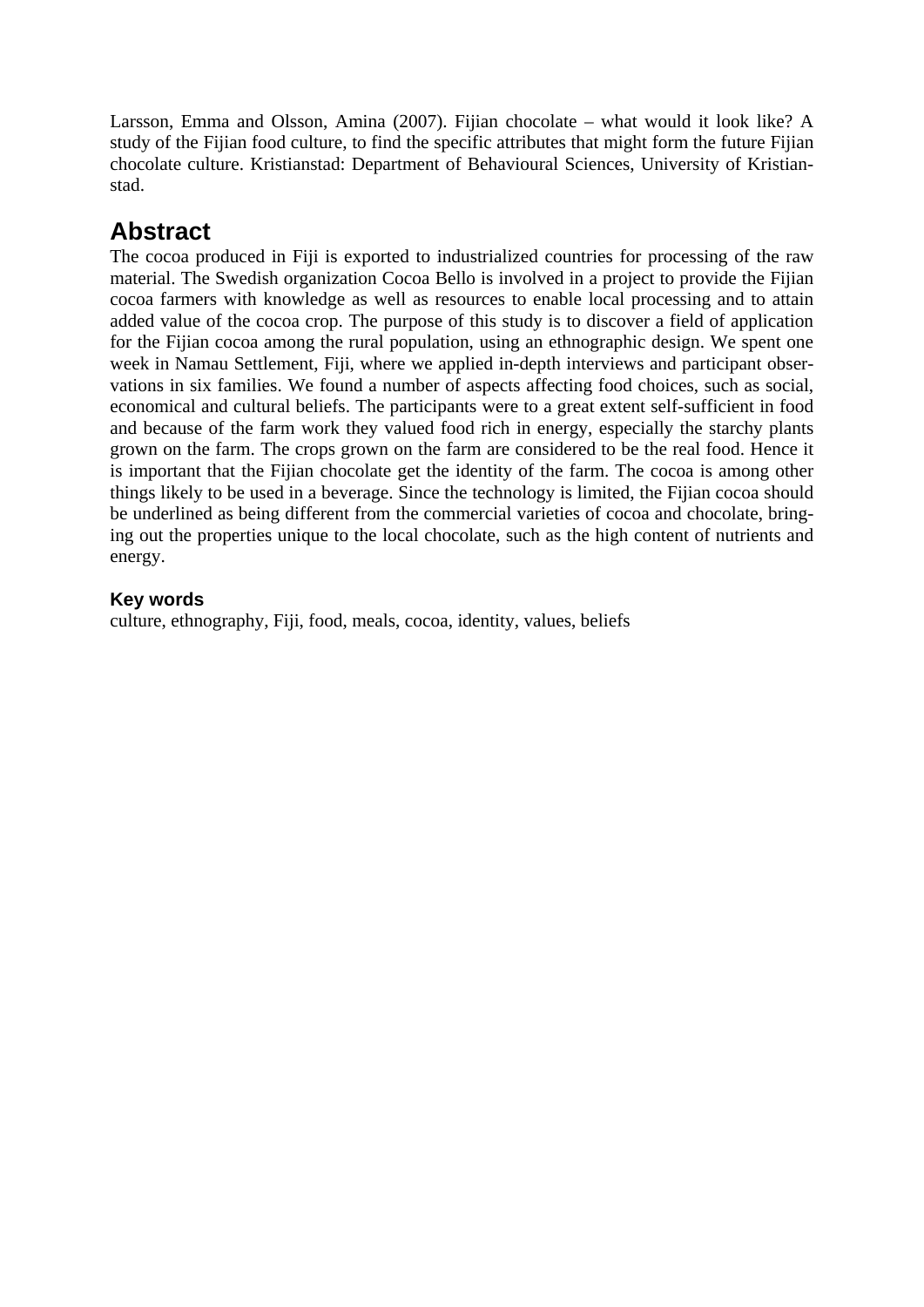Larsson, Emma and Olsson, Amina (2007). Fijian chocolate – what would it look like? A study of the Fijian food culture, to find the specific attributes that might form the future Fijian chocolate culture. Kristianstad: Department of Behavioural Sciences, University of Kristianstad.

## Abstract

The cocoa produced in Fiji is exported to industrialized countries for processing of the raw material. The Swedish organization Cocoa Bello is involved in a project to provide the Fijian cocoa farmers with knowledge as well as resources to enable local processing and to attain added value of the cocoa crop. The purpose of this study is to discover a field of application for the Fijian cocoa among the rural population, using an ethnographic design. We spent one week in Namau Settlement, Fiji, where we applied in-depth interviews and participant observations in six families. We found a number of aspects affecting food choices, such as social, economical and cultural beliefs. The participants were to a great extent self-sufficient in food and because of the farm work they valued food rich in energy, especially the starchy plants grown on the farm. The crops grown on the farm are considered to be the real food. Hence it is important that the Fijian chocolate get the identity of the farm. The cocoa is among other things likely to be used in a beverage. Since the technology is limited, the Fijian cocoa should be underlined as being different from the commercial varieties of cocoa and chocolate, bringing out the properties unique to the local chocolate, such as the high content of nutrients and energy.

### Key words

culture, ethnography, Fiji, food, meals, cocoa, identity, values, beliefs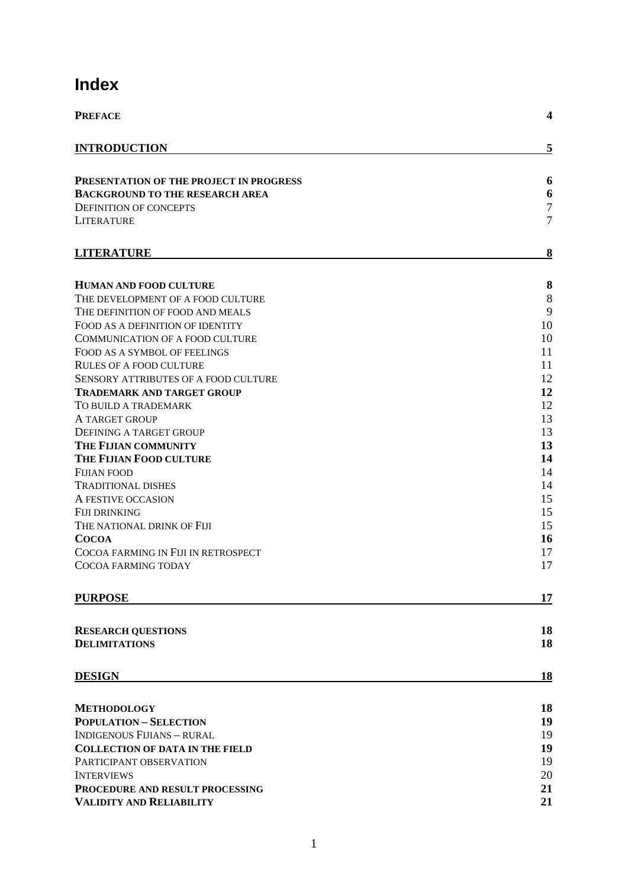# Index

| | |
|---|---|
| **PREFACE** | **4** |
| **INTRODUCTION** | **5** |
| **PRESENTATION OF THE PROJECT IN PROGRESS** | **6** |
| **BACKGROUND TO THE RESEARCH AREA** | **6** |
| DEFINITION OF CONCEPTS | 7 |
| LITERATURE | 7 |
| **LITERATURE** | **8** |
| **HUMAN AND FOOD CULTURE** | **8** |
| THE DEVELOPMENT OF A FOOD CULTURE | 8 |
| THE DEFINITION OF FOOD AND MEALS | 9 |
| FOOD AS A DEFINITION OF IDENTITY | 10 |
| COMMUNICATION OF A FOOD CULTURE | 10 |
| FOOD AS A SYMBOL OF FEELINGS | 11 |
| RULES OF A FOOD CULTURE | 11 |
| SENSORY ATTRIBUTES OF A FOOD CULTURE | 12 |
| **TRADEMARK AND TARGET GROUP** | **12** |
| TO BUILD A TRADEMARK | 12 |
| A TARGET GROUP | 13 |
| DEFINING A TARGET GROUP | 13 |
| **THE FIJIAN COMMUNITY** | **13** |
| **THE FIJIAN FOOD CULTURE** | **14** |
| FIJIAN FOOD | 14 |
| TRADITIONAL DISHES | 14 |
| A FESTIVE OCCASION | 15 |
| FIJI DRINKING | 15 |
| THE NATIONAL DRINK OF FIJI | 15 |
| **COCOA** | **16** |
| COCOA FARMING IN FIJI IN RETROSPECT | 17 |
| COCOA FARMING TODAY | 17 |
| **PURPOSE** | **17** |
| **RESEARCH QUESTIONS** | **18** |
| **DELIMITATIONS** | **18** |
| **DESIGN** | **18** |
| **METHODOLOGY** | **18** |
| **POPULATION – SELECTION** | **19** |
| INDIGENOUS FIJIANS – RURAL | 19 |
| **COLLECTION OF DATA IN THE FIELD** | **19** |
| PARTICIPANT OBSERVATION | 19 |
| INTERVIEWS | 20 |
| **PROCEDURE AND RESULT PROCESSING** | **21** |
| **VALIDITY AND RELIABILITY** | **21** |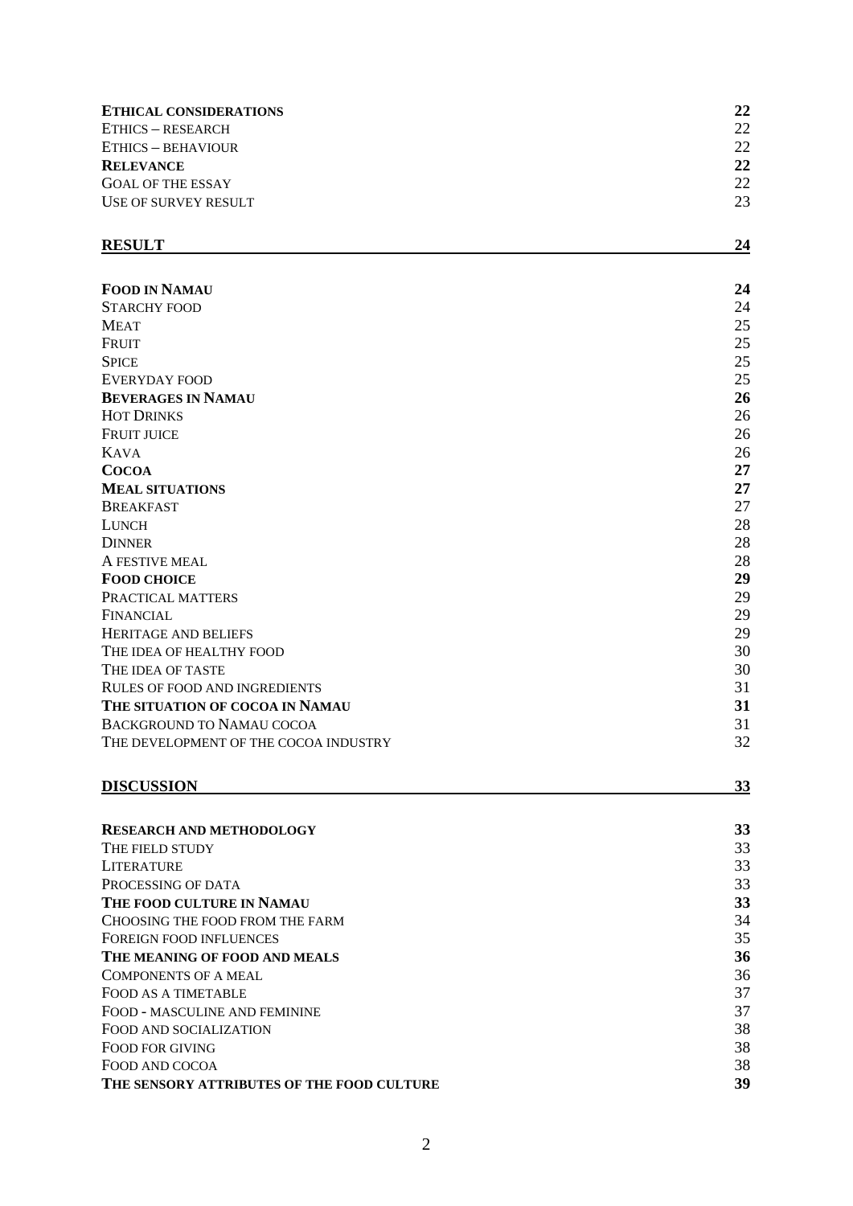| | |
|---|---|
| **ETHICAL CONSIDERATIONS** | **22** |
| ETHICS – RESEARCH | 22 |
| ETHICS – BEHAVIOUR | 22 |
| **RELEVANCE** | **22** |
| GOAL OF THE ESSAY | 22 |
| USE OF SURVEY RESULT | 23 |
| **RESULT** | **24** |
| **FOOD IN NAMAU** | **24** |
| STARCHY FOOD | 24 |
| MEAT | 25 |
| FRUIT | 25 |
| SPICE | 25 |
| EVERYDAY FOOD | 25 |
| **BEVERAGES IN NAMAU** | **26** |
| HOT DRINKS | 26 |
| FRUIT JUICE | 26 |
| KAVA | 26 |
| **COCOA** | **27** |
| **MEAL SITUATIONS** | **27** |
| BREAKFAST | 27 |
| LUNCH | 28 |
| DINNER | 28 |
| A FESTIVE MEAL | 28 |
| **FOOD CHOICE** | **29** |
| PRACTICAL MATTERS | 29 |
| FINANCIAL | 29 |
| HERITAGE AND BELIEFS | 29 |
| THE IDEA OF HEALTHY FOOD | 30 |
| THE IDEA OF TASTE | 30 |
| RULES OF FOOD AND INGREDIENTS | 31 |
| **THE SITUATION OF COCOA IN NAMAU** | **31** |
| BACKGROUND TO NAMAU COCOA | 31 |
| THE DEVELOPMENT OF THE COCOA INDUSTRY | 32 |
| **DISCUSSION** | **33** |
| **RESEARCH AND METHODOLOGY** | **33** |
| THE FIELD STUDY | 33 |
| LITERATURE | 33 |
| PROCESSING OF DATA | 33 |
| **THE FOOD CULTURE IN NAMAU** | **33** |
| CHOOSING THE FOOD FROM THE FARM | 34 |
| FOREIGN FOOD INFLUENCES | 35 |
| **THE MEANING OF FOOD AND MEALS** | **36** |
| COMPONENTS OF A MEAL | 36 |
| FOOD AS A TIMETABLE | 37 |
| FOOD - MASCULINE AND FEMININE | 37 |
| FOOD AND SOCIALIZATION | 38 |
| FOOD FOR GIVING | 38 |
| FOOD AND COCOA | 38 |
| **THE SENSORY ATTRIBUTES OF THE FOOD CULTURE** | **39** |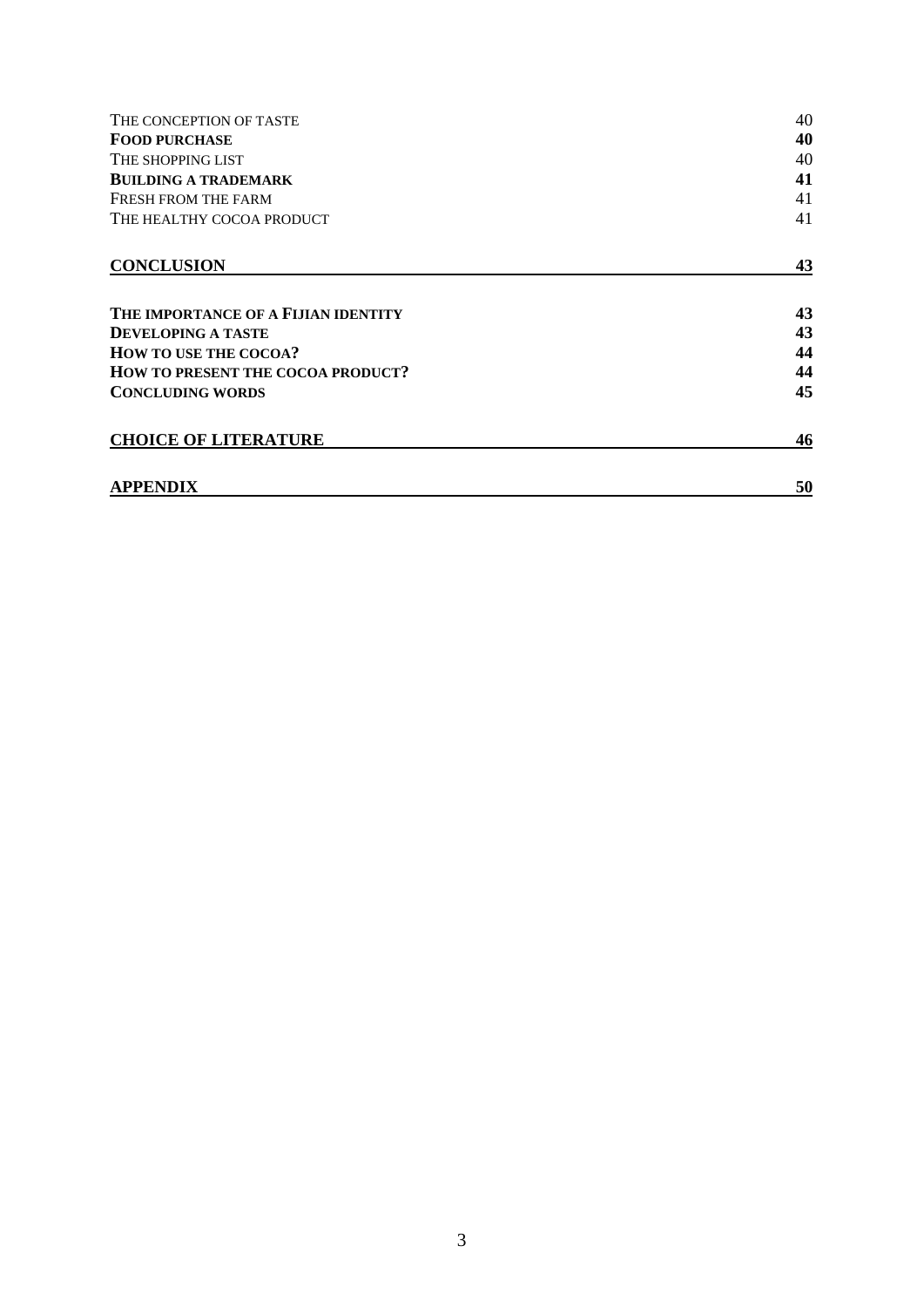| | |
|---|---|
| THE CONCEPTION OF TASTE | 40 |
| **FOOD PURCHASE** | **40** |
| THE SHOPPING LIST | 40 |
| **BUILDING A TRADEMARK** | **41** |
| FRESH FROM THE FARM | 41 |
| THE HEALTHY COCOA PRODUCT | 41 |
| **CONCLUSION** | **43** |
| **THE IMPORTANCE OF A FIJIAN IDENTITY** | **43** |
| **DEVELOPING A TASTE** | **43** |
| **HOW TO USE THE COCOA?** | **44** |
| **HOW TO PRESENT THE COCOA PRODUCT?** | **44** |
| **CONCLUDING WORDS** | **45** |
| **CHOICE OF LITERATURE** | **46** |
| **APPENDIX** | **50** |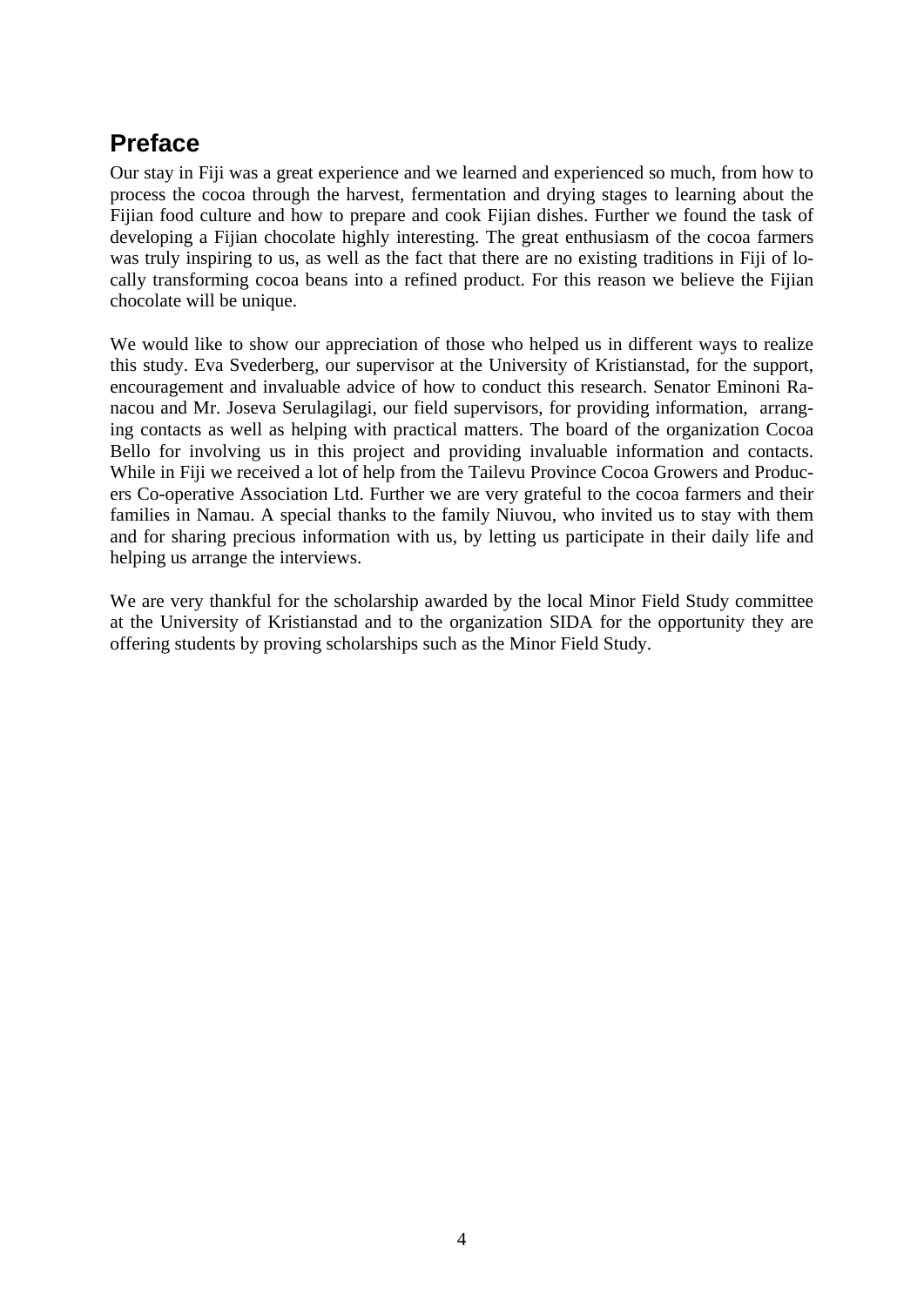## Preface

Our stay in Fiji was a great experience and we learned and experienced so much, from how to process the cocoa through the harvest, fermentation and drying stages to learning about the Fijian food culture and how to prepare and cook Fijian dishes. Further we found the task of developing a Fijian chocolate highly interesting. The great enthusiasm of the cocoa farmers was truly inspiring to us, as well as the fact that there are no existing traditions in Fiji of locally transforming cocoa beans into a refined product. For this reason we believe the Fijian chocolate will be unique.

We would like to show our appreciation of those who helped us in different ways to realize this study. Eva Svederberg, our supervisor at the University of Kristianstad, for the support, encouragement and invaluable advice of how to conduct this research. Senator Eminoni Ranacou and Mr. Joseva Serulagilagi, our field supervisors, for providing information, arranging contacts as well as helping with practical matters. The board of the organization Cocoa Bello for involving us in this project and providing invaluable information and contacts. While in Fiji we received a lot of help from the Tailevu Province Cocoa Growers and Producers Co-operative Association Ltd. Further we are very grateful to the cocoa farmers and their families in Namau. A special thanks to the family Niuvou, who invited us to stay with them and for sharing precious information with us, by letting us participate in their daily life and helping us arrange the interviews.

We are very thankful for the scholarship awarded by the local Minor Field Study committee at the University of Kristianstad and to the organization SIDA for the opportunity they are offering students by proving scholarships such as the Minor Field Study.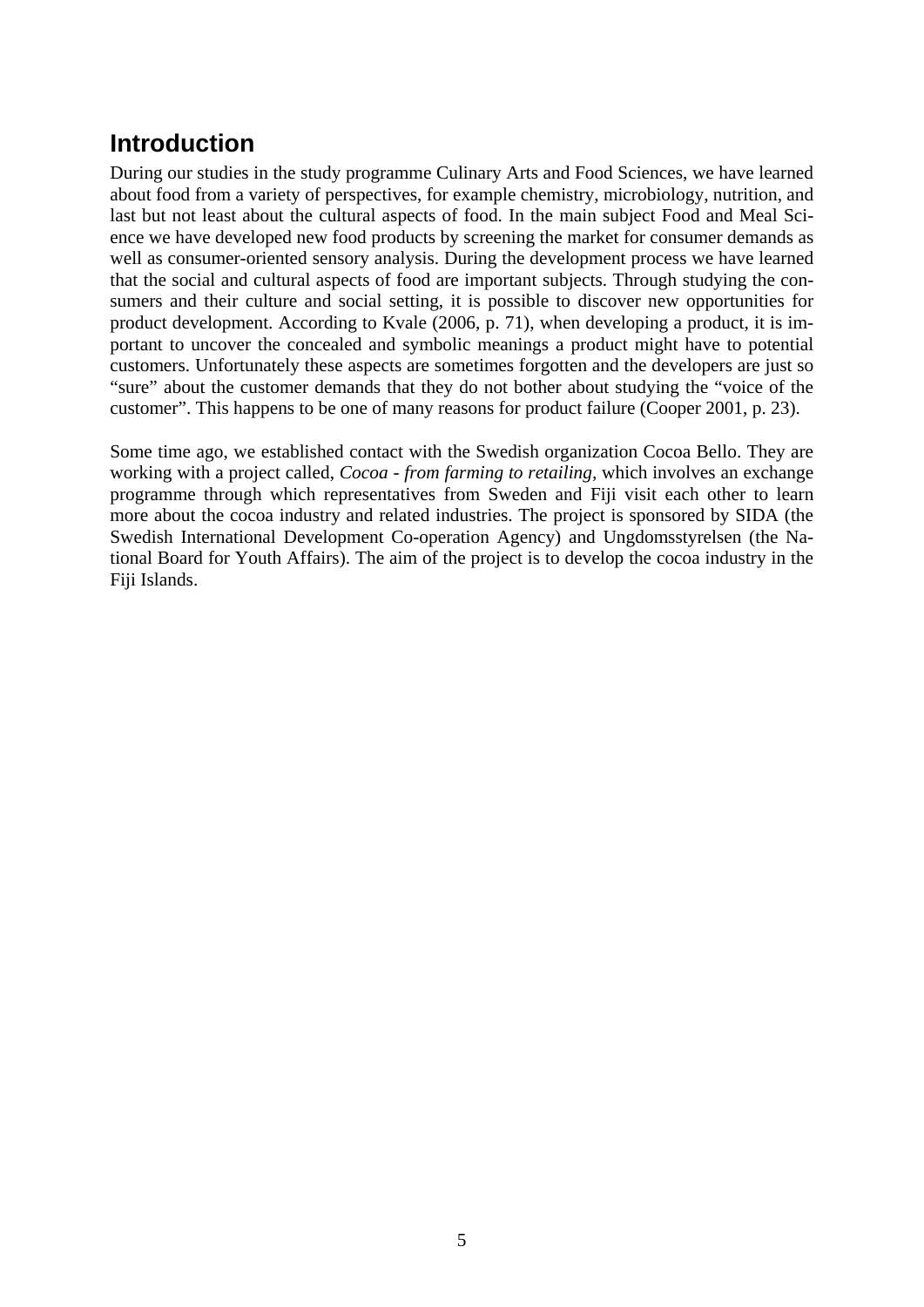## Introduction

During our studies in the study programme Culinary Arts and Food Sciences, we have learned about food from a variety of perspectives, for example chemistry, microbiology, nutrition, and last but not least about the cultural aspects of food. In the main subject Food and Meal Science we have developed new food products by screening the market for consumer demands as well as consumer-oriented sensory analysis. During the development process we have learned that the social and cultural aspects of food are important subjects. Through studying the consumers and their culture and social setting, it is possible to discover new opportunities for product development. According to Kvale (2006, p. 71), when developing a product, it is important to uncover the concealed and symbolic meanings a product might have to potential customers. Unfortunately these aspects are sometimes forgotten and the developers are just so "sure" about the customer demands that they do not bother about studying the "voice of the customer". This happens to be one of many reasons for product failure (Cooper 2001, p. 23).

Some time ago, we established contact with the Swedish organization Cocoa Bello. They are working with a project called, *Cocoa - from farming to retailing*, which involves an exchange programme through which representatives from Sweden and Fiji visit each other to learn more about the cocoa industry and related industries. The project is sponsored by SIDA (the Swedish International Development Co-operation Agency) and Ungdomsstyrelsen (the National Board for Youth Affairs). The aim of the project is to develop the cocoa industry in the Fiji Islands.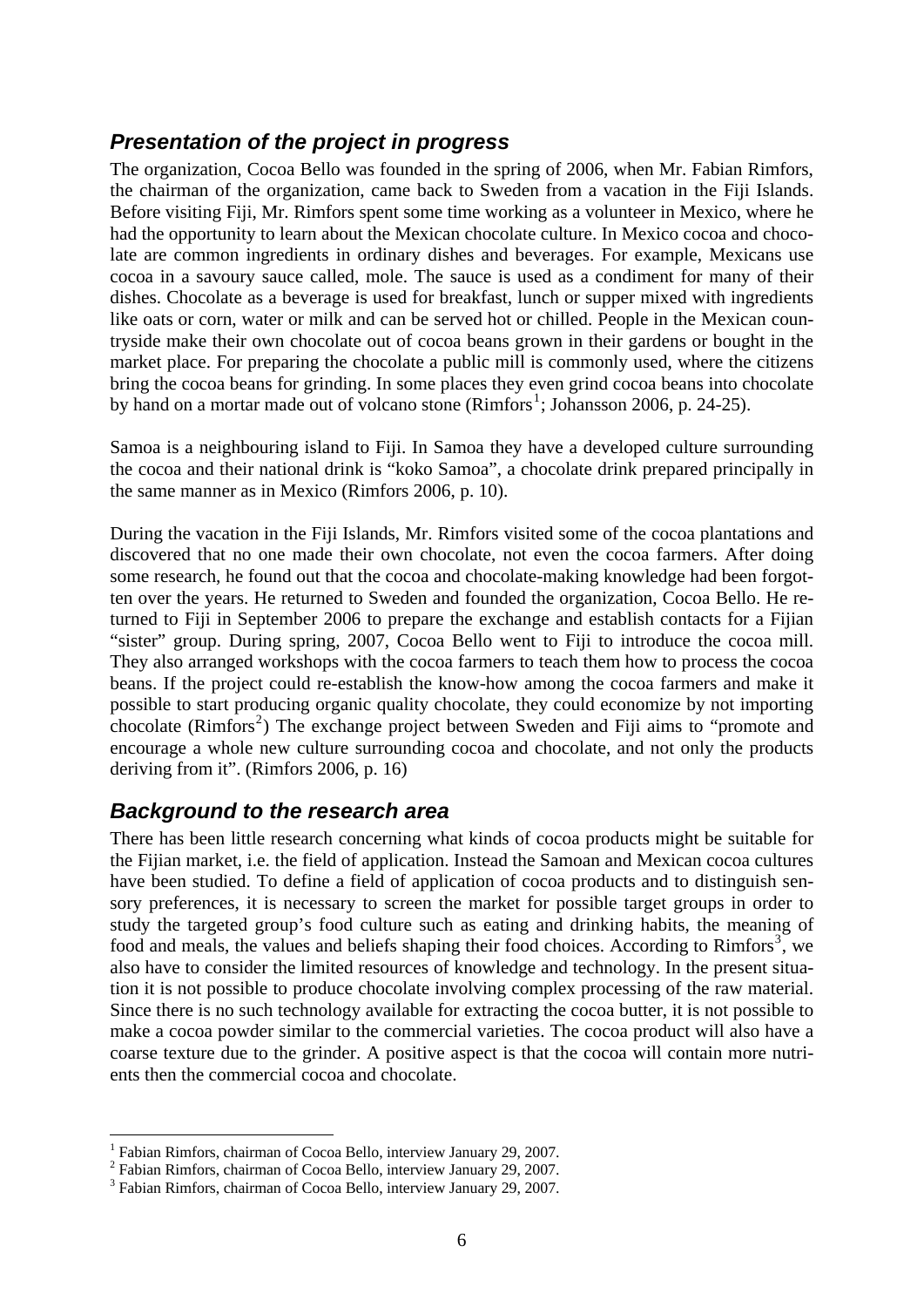## *Presentation of the project in progress*

The organization, Cocoa Bello was founded in the spring of 2006, when Mr. Fabian Rimfors, the chairman of the organization, came back to Sweden from a vacation in the Fiji Islands. Before visiting Fiji, Mr. Rimfors spent some time working as a volunteer in Mexico, where he had the opportunity to learn about the Mexican chocolate culture. In Mexico cocoa and chocolate are common ingredients in ordinary dishes and beverages. For example, Mexicans use cocoa in a savoury sauce called, mole. The sauce is used as a condiment for many of their dishes. Chocolate as a beverage is used for breakfast, lunch or supper mixed with ingredients like oats or corn, water or milk and can be served hot or chilled. People in the Mexican countryside make their own chocolate out of cocoa beans grown in their gardens or bought in the market place. For preparing the chocolate a public mill is commonly used, where the citizens bring the cocoa beans for grinding. In some places they even grind cocoa beans into chocolate by hand on a mortar made out of volcano stone (Rimfors[1]; Johansson 2006, p. 24-25).

Samoa is a neighbouring island to Fiji. In Samoa they have a developed culture surrounding the cocoa and their national drink is "koko Samoa", a chocolate drink prepared principally in the same manner as in Mexico (Rimfors 2006, p. 10).

During the vacation in the Fiji Islands, Mr. Rimfors visited some of the cocoa plantations and discovered that no one made their own chocolate, not even the cocoa farmers. After doing some research, he found out that the cocoa and chocolate-making knowledge had been forgotten over the years. He returned to Sweden and founded the organization, Cocoa Bello. He returned to Fiji in September 2006 to prepare the exchange and establish contacts for a Fijian "sister" group. During spring, 2007, Cocoa Bello went to Fiji to introduce the cocoa mill. They also arranged workshops with the cocoa farmers to teach them how to process the cocoa beans. If the project could re-establish the know-how among the cocoa farmers and make it possible to start producing organic quality chocolate, they could economize by not importing chocolate (Rimfors[2]) The exchange project between Sweden and Fiji aims to "promote and encourage a whole new culture surrounding cocoa and chocolate, and not only the products deriving from it". (Rimfors 2006, p. 16)

## *Background to the research area*

There has been little research concerning what kinds of cocoa products might be suitable for the Fijian market, i.e. the field of application. Instead the Samoan and Mexican cocoa cultures have been studied. To define a field of application of cocoa products and to distinguish sensory preferences, it is necessary to screen the market for possible target groups in order to study the targeted group's food culture such as eating and drinking habits, the meaning of food and meals, the values and beliefs shaping their food choices. According to Rimfors[3], we also have to consider the limited resources of knowledge and technology. In the present situation it is not possible to produce chocolate involving complex processing of the raw material. Since there is no such technology available for extracting the cocoa butter, it is not possible to make a cocoa powder similar to the commercial varieties. The cocoa product will also have a coarse texture due to the grinder. A positive aspect is that the cocoa will contain more nutrients then the commercial cocoa and chocolate.

---

[1] Fabian Rimfors, chairman of Cocoa Bello, interview January 29, 2007.
[2] Fabian Rimfors, chairman of Cocoa Bello, interview January 29, 2007.
[3] Fabian Rimfors, chairman of Cocoa Bello, interview January 29, 2007.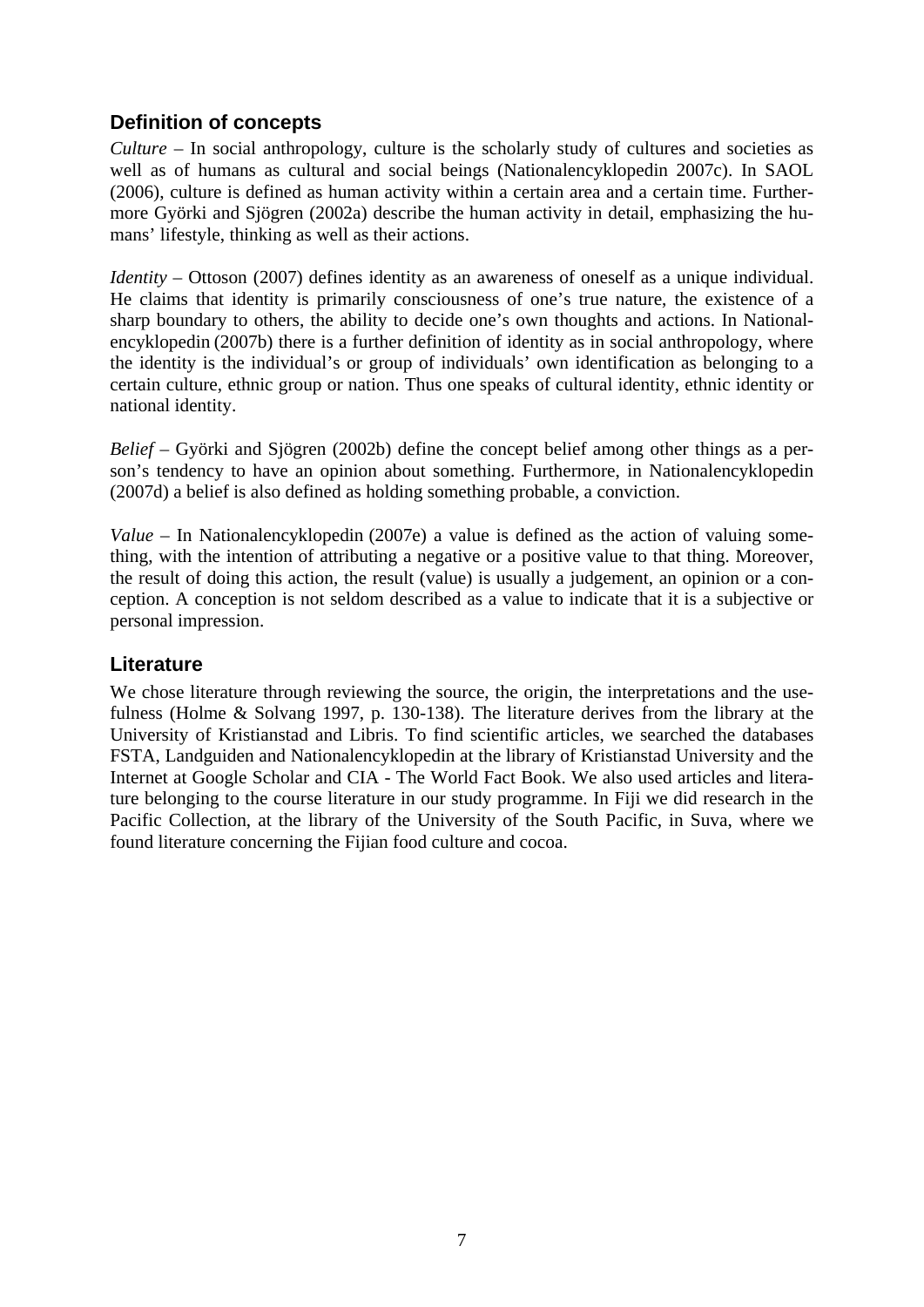## Definition of concepts

*Culture* – In social anthropology, culture is the scholarly study of cultures and societies as well as of humans as cultural and social beings (Nationalencyklopedin 2007c). In SAOL (2006), culture is defined as human activity within a certain area and a certain time. Furthermore Györki and Sjögren (2002a) describe the human activity in detail, emphasizing the humans' lifestyle, thinking as well as their actions.

*Identity* – Ottoson (2007) defines identity as an awareness of oneself as a unique individual. He claims that identity is primarily consciousness of one's true nature, the existence of a sharp boundary to others, the ability to decide one's own thoughts and actions. In Nationalencyklopedin (2007b) there is a further definition of identity as in social anthropology, where the identity is the individual's or group of individuals' own identification as belonging to a certain culture, ethnic group or nation. Thus one speaks of cultural identity, ethnic identity or national identity.

*Belief* – Györki and Sjögren (2002b) define the concept belief among other things as a person's tendency to have an opinion about something. Furthermore, in Nationalencyklopedin (2007d) a belief is also defined as holding something probable, a conviction.

*Value* – In Nationalencyklopedin (2007e) a value is defined as the action of valuing something, with the intention of attributing a negative or a positive value to that thing. Moreover, the result of doing this action, the result (value) is usually a judgement, an opinion or a conception. A conception is not seldom described as a value to indicate that it is a subjective or personal impression.

## Literature

We chose literature through reviewing the source, the origin, the interpretations and the usefulness (Holme & Solvang 1997, p. 130-138). The literature derives from the library at the University of Kristianstad and Libris. To find scientific articles, we searched the databases FSTA, Landguiden and Nationalencyklopedin at the library of Kristianstad University and the Internet at Google Scholar and CIA - The World Fact Book. We also used articles and literature belonging to the course literature in our study programme. In Fiji we did research in the Pacific Collection, at the library of the University of the South Pacific, in Suva, where we found literature concerning the Fijian food culture and cocoa.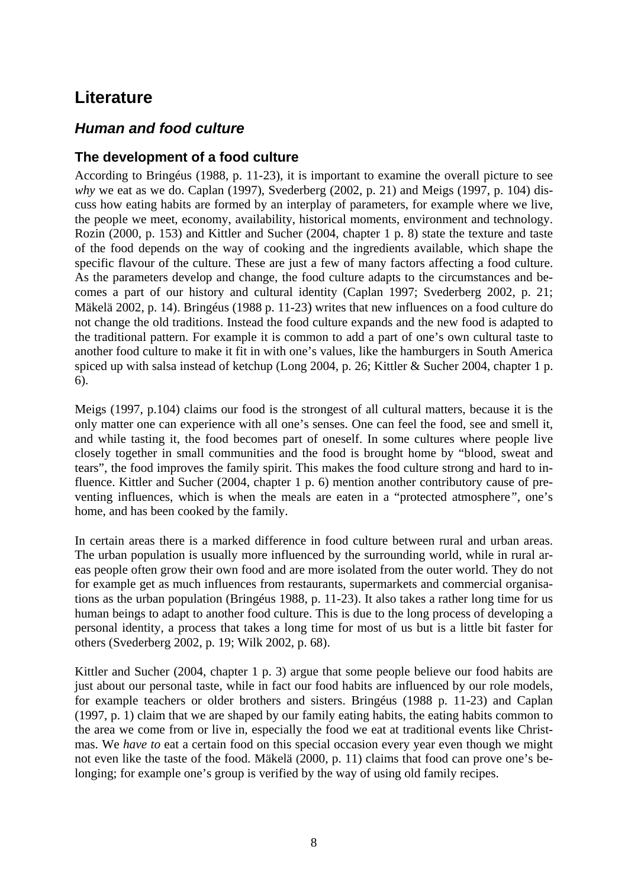# Literature

## *Human and food culture*

### The development of a food culture

According to Bringéus (1988, p. 11-23), it is important to examine the overall picture to see *why* we eat as we do. Caplan (1997), Svederberg (2002, p. 21) and Meigs (1997, p. 104) discuss how eating habits are formed by an interplay of parameters, for example where we live, the people we meet, economy, availability, historical moments, environment and technology. Rozin (2000, p. 153) and Kittler and Sucher (2004, chapter 1 p. 8) state the texture and taste of the food depends on the way of cooking and the ingredients available, which shape the specific flavour of the culture. These are just a few of many factors affecting a food culture. As the parameters develop and change, the food culture adapts to the circumstances and becomes a part of our history and cultural identity (Caplan 1997; Svederberg 2002, p. 21; Mäkelä 2002, p. 14). Bringéus (1988 p. 11-23) writes that new influences on a food culture do not change the old traditions. Instead the food culture expands and the new food is adapted to the traditional pattern. For example it is common to add a part of one's own cultural taste to another food culture to make it fit in with one's values, like the hamburgers in South America spiced up with salsa instead of ketchup (Long 2004, p. 26; Kittler & Sucher 2004, chapter 1 p. 6).

Meigs (1997, p.104) claims our food is the strongest of all cultural matters, because it is the only matter one can experience with all one's senses. One can feel the food, see and smell it, and while tasting it, the food becomes part of oneself. In some cultures where people live closely together in small communities and the food is brought home by "blood, sweat and tears", the food improves the family spirit. This makes the food culture strong and hard to influence. Kittler and Sucher (2004, chapter 1 p. 6) mention another contributory cause of preventing influences, which is when the meals are eaten in a "protected atmosphere", one's home, and has been cooked by the family.

In certain areas there is a marked difference in food culture between rural and urban areas. The urban population is usually more influenced by the surrounding world, while in rural areas people often grow their own food and are more isolated from the outer world. They do not for example get as much influences from restaurants, supermarkets and commercial organisations as the urban population (Bringéus 1988, p. 11-23). It also takes a rather long time for us human beings to adapt to another food culture. This is due to the long process of developing a personal identity, a process that takes a long time for most of us but is a little bit faster for others (Svederberg 2002, p. 19; Wilk 2002, p. 68).

Kittler and Sucher (2004, chapter 1 p. 3) argue that some people believe our food habits are just about our personal taste, while in fact our food habits are influenced by our role models, for example teachers or older brothers and sisters. Bringéus (1988 p. 11-23) and Caplan (1997, p. 1) claim that we are shaped by our family eating habits, the eating habits common to the area we come from or live in, especially the food we eat at traditional events like Christmas. We *have to* eat a certain food on this special occasion every year even though we might not even like the taste of the food. Mäkelä (2000, p. 11) claims that food can prove one's belonging; for example one's group is verified by the way of using old family recipes.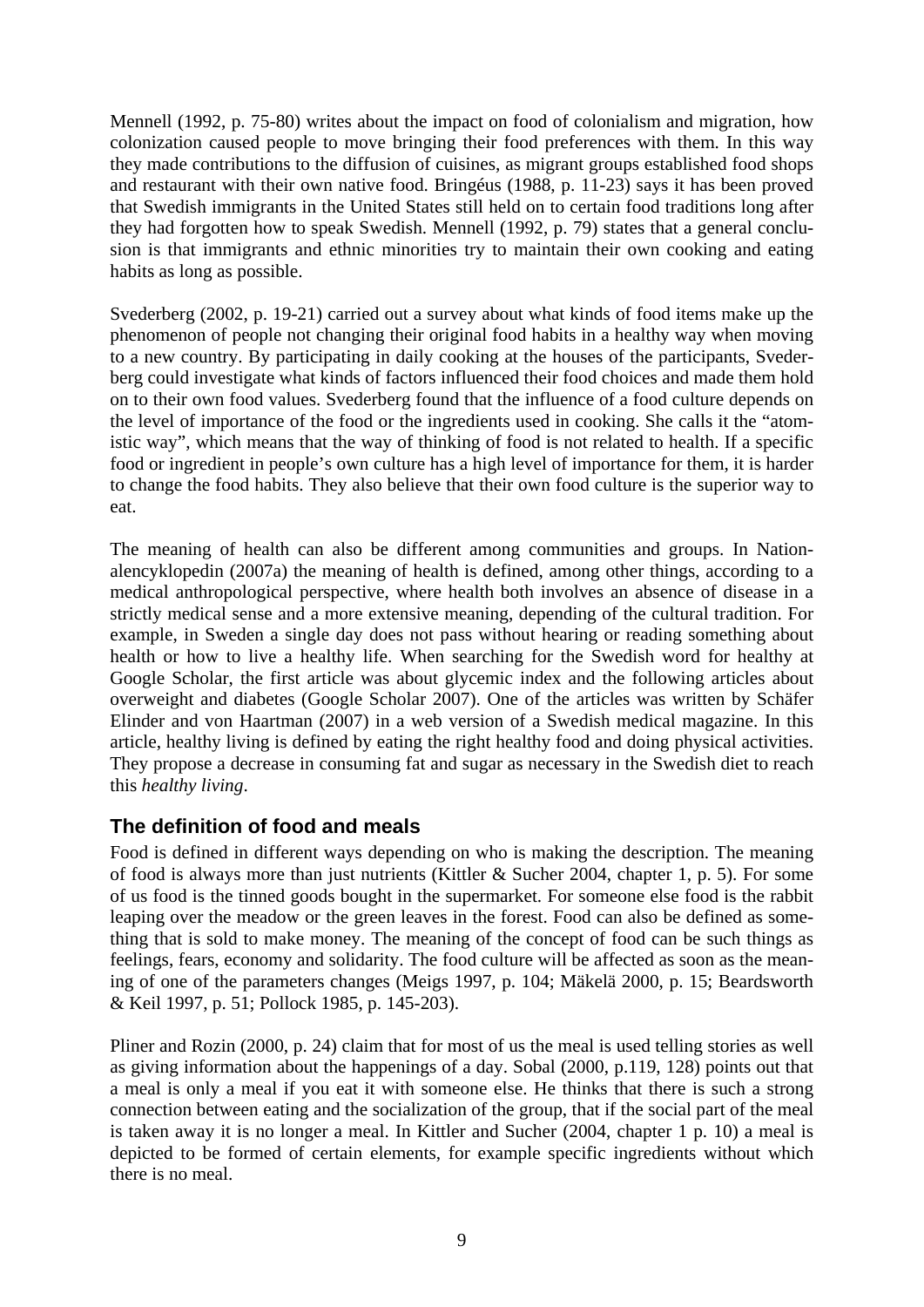Mennell (1992, p. 75-80) writes about the impact on food of colonialism and migration, how colonization caused people to move bringing their food preferences with them. In this way they made contributions to the diffusion of cuisines, as migrant groups established food shops and restaurant with their own native food. Bringéus (1988, p. 11-23) says it has been proved that Swedish immigrants in the United States still held on to certain food traditions long after they had forgotten how to speak Swedish. Mennell (1992, p. 79) states that a general conclusion is that immigrants and ethnic minorities try to maintain their own cooking and eating habits as long as possible.

Svederberg (2002, p. 19-21) carried out a survey about what kinds of food items make up the phenomenon of people not changing their original food habits in a healthy way when moving to a new country. By participating in daily cooking at the houses of the participants, Svederberg could investigate what kinds of factors influenced their food choices and made them hold on to their own food values. Svederberg found that the influence of a food culture depends on the level of importance of the food or the ingredients used in cooking. She calls it the "atomistic way", which means that the way of thinking of food is not related to health. If a specific food or ingredient in people's own culture has a high level of importance for them, it is harder to change the food habits. They also believe that their own food culture is the superior way to eat.

The meaning of health can also be different among communities and groups. In Nationalencyklopedin (2007a) the meaning of health is defined, among other things, according to a medical anthropological perspective, where health both involves an absence of disease in a strictly medical sense and a more extensive meaning, depending of the cultural tradition. For example, in Sweden a single day does not pass without hearing or reading something about health or how to live a healthy life. When searching for the Swedish word for healthy at Google Scholar, the first article was about glycemic index and the following articles about overweight and diabetes (Google Scholar 2007). One of the articles was written by Schäfer Elinder and von Haartman (2007) in a web version of a Swedish medical magazine. In this article, healthy living is defined by eating the right healthy food and doing physical activities. They propose a decrease in consuming fat and sugar as necessary in the Swedish diet to reach this *healthy living*.

## The definition of food and meals

Food is defined in different ways depending on who is making the description. The meaning of food is always more than just nutrients (Kittler & Sucher 2004, chapter 1, p. 5). For some of us food is the tinned goods bought in the supermarket. For someone else food is the rabbit leaping over the meadow or the green leaves in the forest. Food can also be defined as something that is sold to make money. The meaning of the concept of food can be such things as feelings, fears, economy and solidarity. The food culture will be affected as soon as the meaning of one of the parameters changes (Meigs 1997, p. 104; Mäkelä 2000, p. 15; Beardsworth & Keil 1997, p. 51; Pollock 1985, p. 145-203).

Pliner and Rozin (2000, p. 24) claim that for most of us the meal is used telling stories as well as giving information about the happenings of a day. Sobal (2000, p.119, 128) points out that a meal is only a meal if you eat it with someone else. He thinks that there is such a strong connection between eating and the socialization of the group, that if the social part of the meal is taken away it is no longer a meal. In Kittler and Sucher (2004, chapter 1 p. 10) a meal is depicted to be formed of certain elements, for example specific ingredients without which there is no meal.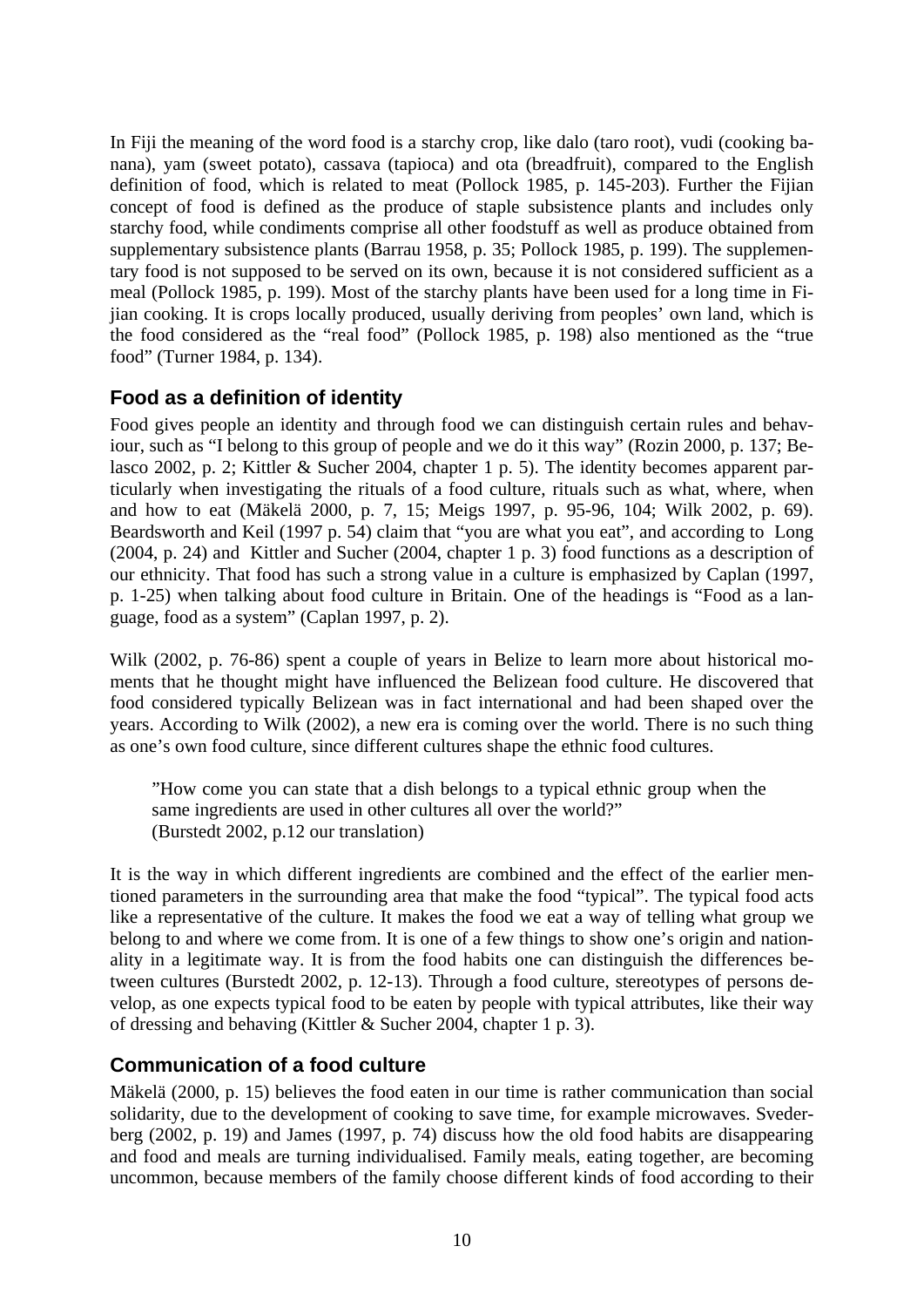In Fiji the meaning of the word food is a starchy crop, like dalo (taro root), vudi (cooking banana), yam (sweet potato), cassava (tapioca) and ota (breadfruit), compared to the English definition of food, which is related to meat (Pollock 1985, p. 145-203). Further the Fijian concept of food is defined as the produce of staple subsistence plants and includes only starchy food, while condiments comprise all other foodstuff as well as produce obtained from supplementary subsistence plants (Barrau 1958, p. 35; Pollock 1985, p. 199). The supplementary food is not supposed to be served on its own, because it is not considered sufficient as a meal (Pollock 1985, p. 199). Most of the starchy plants have been used for a long time in Fijian cooking. It is crops locally produced, usually deriving from peoples' own land, which is the food considered as the "real food" (Pollock 1985, p. 198) also mentioned as the "true food" (Turner 1984, p. 134).

## Food as a definition of identity

Food gives people an identity and through food we can distinguish certain rules and behaviour, such as "I belong to this group of people and we do it this way" (Rozin 2000, p. 137; Belasco 2002, p. 2; Kittler & Sucher 2004, chapter 1 p. 5). The identity becomes apparent particularly when investigating the rituals of a food culture, rituals such as what, where, when and how to eat (Mäkelä 2000, p. 7, 15; Meigs 1997, p. 95-96, 104; Wilk 2002, p. 69). Beardsworth and Keil (1997 p. 54) claim that "you are what you eat", and according to Long (2004, p. 24) and Kittler and Sucher (2004, chapter 1 p. 3) food functions as a description of our ethnicity. That food has such a strong value in a culture is emphasized by Caplan (1997, p. 1-25) when talking about food culture in Britain. One of the headings is "Food as a language, food as a system" (Caplan 1997, p. 2).

Wilk (2002, p. 76-86) spent a couple of years in Belize to learn more about historical moments that he thought might have influenced the Belizean food culture. He discovered that food considered typically Belizean was in fact international and had been shaped over the years. According to Wilk (2002), a new era is coming over the world. There is no such thing as one's own food culture, since different cultures shape the ethnic food cultures.

> "How come you can state that a dish belongs to a typical ethnic group when the same ingredients are used in other cultures all over the world?"
> (Burstedt 2002, p.12 our translation)

It is the way in which different ingredients are combined and the effect of the earlier mentioned parameters in the surrounding area that make the food "typical". The typical food acts like a representative of the culture. It makes the food we eat a way of telling what group we belong to and where we come from. It is one of a few things to show one's origin and nationality in a legitimate way. It is from the food habits one can distinguish the differences between cultures (Burstedt 2002, p. 12-13). Through a food culture, stereotypes of persons develop, as one expects typical food to be eaten by people with typical attributes, like their way of dressing and behaving (Kittler & Sucher 2004, chapter 1 p. 3).

## Communication of a food culture

Mäkelä (2000, p. 15) believes the food eaten in our time is rather communication than social solidarity, due to the development of cooking to save time, for example microwaves. Svederberg (2002, p. 19) and James (1997, p. 74) discuss how the old food habits are disappearing and food and meals are turning individualised. Family meals, eating together, are becoming uncommon, because members of the family choose different kinds of food according to their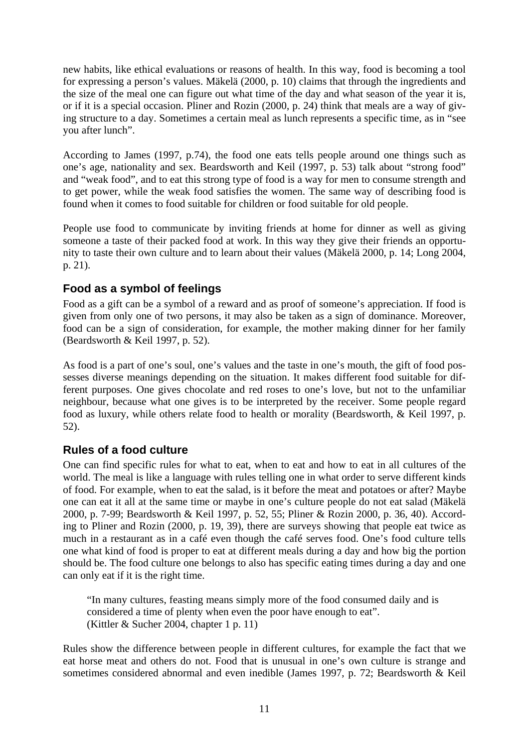new habits, like ethical evaluations or reasons of health. In this way, food is becoming a tool for expressing a person's values. Mäkelä (2000, p. 10) claims that through the ingredients and the size of the meal one can figure out what time of the day and what season of the year it is, or if it is a special occasion. Pliner and Rozin (2000, p. 24) think that meals are a way of giving structure to a day. Sometimes a certain meal as lunch represents a specific time, as in "see you after lunch".

According to James (1997, p.74), the food one eats tells people around one things such as one's age, nationality and sex. Beardsworth and Keil (1997, p. 53) talk about "strong food" and "weak food", and to eat this strong type of food is a way for men to consume strength and to get power, while the weak food satisfies the women. The same way of describing food is found when it comes to food suitable for children or food suitable for old people.

People use food to communicate by inviting friends at home for dinner as well as giving someone a taste of their packed food at work. In this way they give their friends an opportunity to taste their own culture and to learn about their values (Mäkelä 2000, p. 14; Long 2004, p. 21).

## Food as a symbol of feelings

Food as a gift can be a symbol of a reward and as proof of someone's appreciation. If food is given from only one of two persons, it may also be taken as a sign of dominance. Moreover, food can be a sign of consideration, for example, the mother making dinner for her family (Beardsworth & Keil 1997, p. 52).

As food is a part of one's soul, one's values and the taste in one's mouth, the gift of food possesses diverse meanings depending on the situation. It makes different food suitable for different purposes. One gives chocolate and red roses to one's love, but not to the unfamiliar neighbour, because what one gives is to be interpreted by the receiver. Some people regard food as luxury, while others relate food to health or morality (Beardsworth, & Keil 1997, p. 52).

## Rules of a food culture

One can find specific rules for what to eat, when to eat and how to eat in all cultures of the world. The meal is like a language with rules telling one in what order to serve different kinds of food. For example, when to eat the salad, is it before the meat and potatoes or after? Maybe one can eat it all at the same time or maybe in one's culture people do not eat salad (Mäkelä 2000, p. 7-99; Beardsworth & Keil 1997, p. 52, 55; Pliner & Rozin 2000, p. 36, 40). According to Pliner and Rozin (2000, p. 19, 39), there are surveys showing that people eat twice as much in a restaurant as in a café even though the café serves food. One's food culture tells one what kind of food is proper to eat at different meals during a day and how big the portion should be. The food culture one belongs to also has specific eating times during a day and one can only eat if it is the right time.

> "In many cultures, feasting means simply more of the food consumed daily and is considered a time of plenty when even the poor have enough to eat".
> (Kittler & Sucher 2004, chapter 1 p. 11)

Rules show the difference between people in different cultures, for example the fact that we eat horse meat and others do not. Food that is unusual in one's own culture is strange and sometimes considered abnormal and even inedible (James 1997, p. 72; Beardsworth & Keil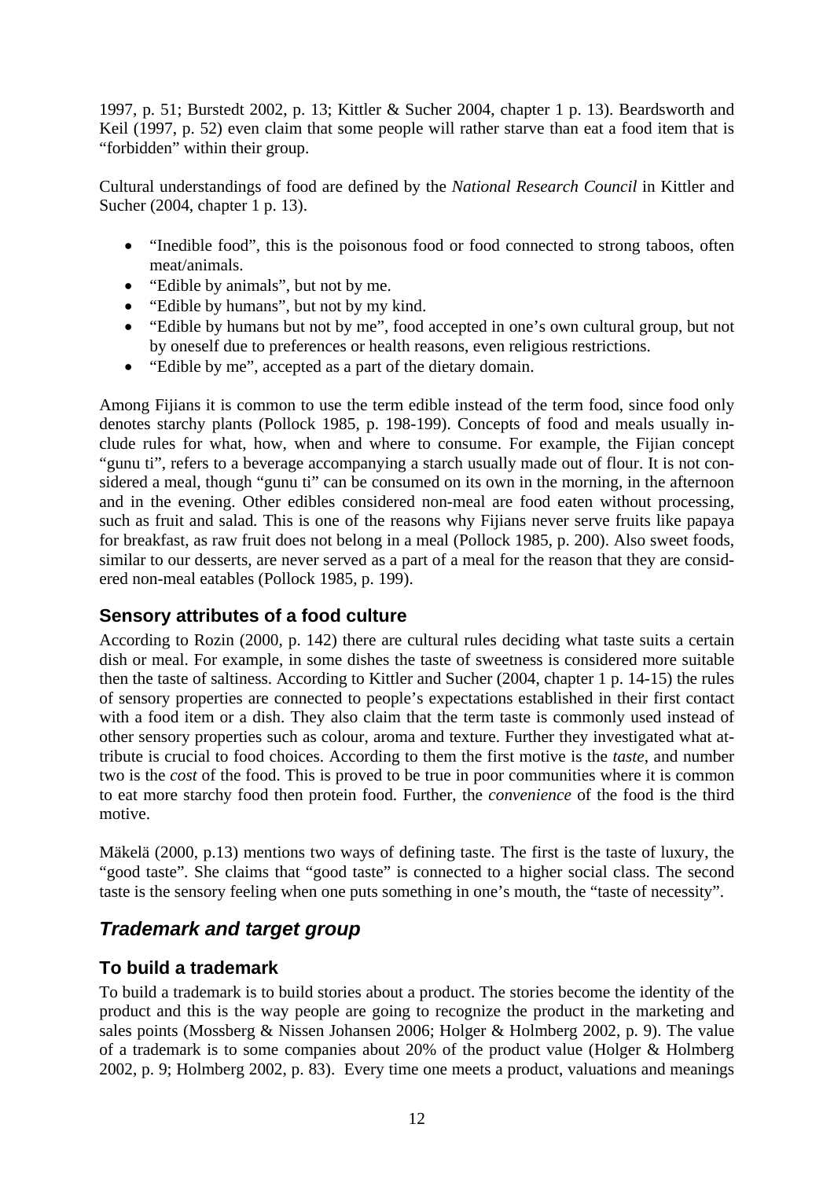1997, p. 51; Burstedt 2002, p. 13; Kittler & Sucher 2004, chapter 1 p. 13). Beardsworth and Keil (1997, p. 52) even claim that some people will rather starve than eat a food item that is "forbidden" within their group.

Cultural understandings of food are defined by the *National Research Council* in Kittler and Sucher (2004, chapter 1 p. 13).

- "Inedible food", this is the poisonous food or food connected to strong taboos, often meat/animals.
- "Edible by animals", but not by me.
- "Edible by humans", but not by my kind.
- "Edible by humans but not by me", food accepted in one's own cultural group, but not by oneself due to preferences or health reasons, even religious restrictions.
- "Edible by me", accepted as a part of the dietary domain.

Among Fijians it is common to use the term edible instead of the term food, since food only denotes starchy plants (Pollock 1985, p. 198-199). Concepts of food and meals usually include rules for what, how, when and where to consume. For example, the Fijian concept "gunu ti", refers to a beverage accompanying a starch usually made out of flour. It is not considered a meal, though "gunu ti" can be consumed on its own in the morning, in the afternoon and in the evening. Other edibles considered non-meal are food eaten without processing, such as fruit and salad. This is one of the reasons why Fijians never serve fruits like papaya for breakfast, as raw fruit does not belong in a meal (Pollock 1985, p. 200). Also sweet foods, similar to our desserts, are never served as a part of a meal for the reason that they are considered non-meal eatables (Pollock 1985, p. 199).

### Sensory attributes of a food culture

According to Rozin (2000, p. 142) there are cultural rules deciding what taste suits a certain dish or meal. For example, in some dishes the taste of sweetness is considered more suitable then the taste of saltiness. According to Kittler and Sucher (2004, chapter 1 p. 14-15) the rules of sensory properties are connected to people's expectations established in their first contact with a food item or a dish. They also claim that the term taste is commonly used instead of other sensory properties such as colour, aroma and texture. Further they investigated what attribute is crucial to food choices. According to them the first motive is the *taste*, and number two is the *cost* of the food. This is proved to be true in poor communities where it is common to eat more starchy food then protein food. Further, the *convenience* of the food is the third motive.

Mäkelä (2000, p.13) mentions two ways of defining taste. The first is the taste of luxury, the "good taste". She claims that "good taste" is connected to a higher social class. The second taste is the sensory feeling when one puts something in one's mouth, the "taste of necessity".

## *Trademark and target group*

### To build a trademark

To build a trademark is to build stories about a product. The stories become the identity of the product and this is the way people are going to recognize the product in the marketing and sales points (Mossberg & Nissen Johansen 2006; Holger & Holmberg 2002, p. 9). The value of a trademark is to some companies about 20% of the product value (Holger & Holmberg 2002, p. 9; Holmberg 2002, p. 83). Every time one meets a product, valuations and meanings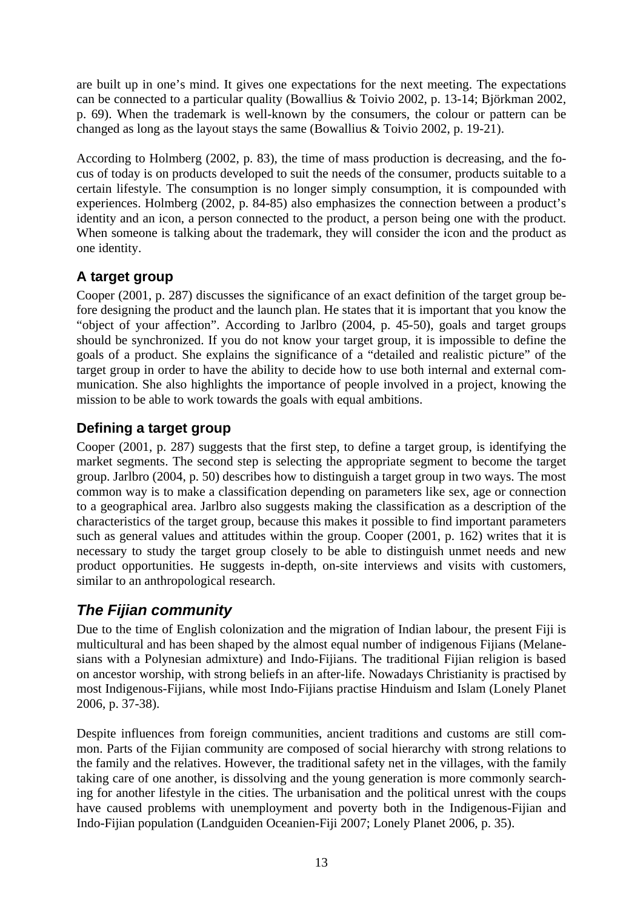are built up in one's mind. It gives one expectations for the next meeting. The expectations can be connected to a particular quality (Bowallius & Toivio 2002, p. 13-14; Björkman 2002, p. 69). When the trademark is well-known by the consumers, the colour or pattern can be changed as long as the layout stays the same (Bowallius & Toivio 2002, p. 19-21).

According to Holmberg (2002, p. 83), the time of mass production is decreasing, and the focus of today is on products developed to suit the needs of the consumer, products suitable to a certain lifestyle. The consumption is no longer simply consumption, it is compounded with experiences. Holmberg (2002, p. 84-85) also emphasizes the connection between a product's identity and an icon, a person connected to the product, a person being one with the product. When someone is talking about the trademark, they will consider the icon and the product as one identity.

### A target group

Cooper (2001, p. 287) discusses the significance of an exact definition of the target group before designing the product and the launch plan. He states that it is important that you know the "object of your affection". According to Jarlbro (2004, p. 45-50), goals and target groups should be synchronized. If you do not know your target group, it is impossible to define the goals of a product. She explains the significance of a "detailed and realistic picture" of the target group in order to have the ability to decide how to use both internal and external communication. She also highlights the importance of people involved in a project, knowing the mission to be able to work towards the goals with equal ambitions.

### Defining a target group

Cooper (2001, p. 287) suggests that the first step, to define a target group, is identifying the market segments. The second step is selecting the appropriate segment to become the target group. Jarlbro (2004, p. 50) describes how to distinguish a target group in two ways. The most common way is to make a classification depending on parameters like sex, age or connection to a geographical area. Jarlbro also suggests making the classification as a description of the characteristics of the target group, because this makes it possible to find important parameters such as general values and attitudes within the group. Cooper (2001, p. 162) writes that it is necessary to study the target group closely to be able to distinguish unmet needs and new product opportunities. He suggests in-depth, on-site interviews and visits with customers, similar to an anthropological research.

## *The Fijian community*

Due to the time of English colonization and the migration of Indian labour, the present Fiji is multicultural and has been shaped by the almost equal number of indigenous Fijians (Melanesians with a Polynesian admixture) and Indo-Fijians. The traditional Fijian religion is based on ancestor worship, with strong beliefs in an after-life. Nowadays Christianity is practised by most Indigenous-Fijians, while most Indo-Fijians practise Hinduism and Islam (Lonely Planet 2006, p. 37-38).

Despite influences from foreign communities, ancient traditions and customs are still common. Parts of the Fijian community are composed of social hierarchy with strong relations to the family and the relatives. However, the traditional safety net in the villages, with the family taking care of one another, is dissolving and the young generation is more commonly searching for another lifestyle in the cities. The urbanisation and the political unrest with the coups have caused problems with unemployment and poverty both in the Indigenous-Fijian and Indo-Fijian population (Landguiden Oceanien-Fiji 2007; Lonely Planet 2006, p. 35).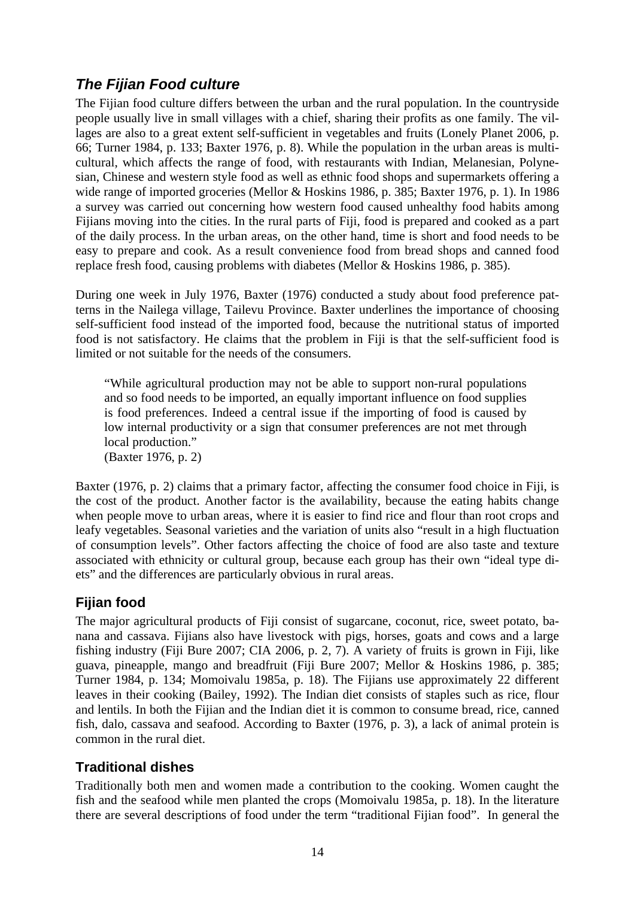## *The Fijian Food culture*

The Fijian food culture differs between the urban and the rural population. In the countryside people usually live in small villages with a chief, sharing their profits as one family. The villages are also to a great extent self-sufficient in vegetables and fruits (Lonely Planet 2006, p. 66; Turner 1984, p. 133; Baxter 1976, p. 8). While the population in the urban areas is multicultural, which affects the range of food, with restaurants with Indian, Melanesian, Polynesian, Chinese and western style food as well as ethnic food shops and supermarkets offering a wide range of imported groceries (Mellor & Hoskins 1986, p. 385; Baxter 1976, p. 1). In 1986 a survey was carried out concerning how western food caused unhealthy food habits among Fijians moving into the cities. In the rural parts of Fiji, food is prepared and cooked as a part of the daily process. In the urban areas, on the other hand, time is short and food needs to be easy to prepare and cook. As a result convenience food from bread shops and canned food replace fresh food, causing problems with diabetes (Mellor & Hoskins 1986, p. 385).

During one week in July 1976, Baxter (1976) conducted a study about food preference patterns in the Nailega village, Tailevu Province. Baxter underlines the importance of choosing self-sufficient food instead of the imported food, because the nutritional status of imported food is not satisfactory. He claims that the problem in Fiji is that the self-sufficient food is limited or not suitable for the needs of the consumers.

> "While agricultural production may not be able to support non-rural populations and so food needs to be imported, an equally important influence on food supplies is food preferences. Indeed a central issue if the importing of food is caused by low internal productivity or a sign that consumer preferences are not met through local production."
> (Baxter 1976, p. 2)

Baxter (1976, p. 2) claims that a primary factor, affecting the consumer food choice in Fiji, is the cost of the product. Another factor is the availability, because the eating habits change when people move to urban areas, where it is easier to find rice and flour than root crops and leafy vegetables. Seasonal varieties and the variation of units also "result in a high fluctuation of consumption levels". Other factors affecting the choice of food are also taste and texture associated with ethnicity or cultural group, because each group has their own "ideal type diets" and the differences are particularly obvious in rural areas.

### Fijian food

The major agricultural products of Fiji consist of sugarcane, coconut, rice, sweet potato, banana and cassava. Fijians also have livestock with pigs, horses, goats and cows and a large fishing industry (Fiji Bure 2007; CIA 2006, p. 2, 7). A variety of fruits is grown in Fiji, like guava, pineapple, mango and breadfruit (Fiji Bure 2007; Mellor & Hoskins 1986, p. 385; Turner 1984, p. 134; Momoivalu 1985a, p. 18). The Fijians use approximately 22 different leaves in their cooking (Bailey, 1992). The Indian diet consists of staples such as rice, flour and lentils. In both the Fijian and the Indian diet it is common to consume bread, rice, canned fish, dalo, cassava and seafood. According to Baxter (1976, p. 3), a lack of animal protein is common in the rural diet.

### Traditional dishes

Traditionally both men and women made a contribution to the cooking. Women caught the fish and the seafood while men planted the crops (Momoivalu 1985a, p. 18). In the literature there are several descriptions of food under the term "traditional Fijian food". In general the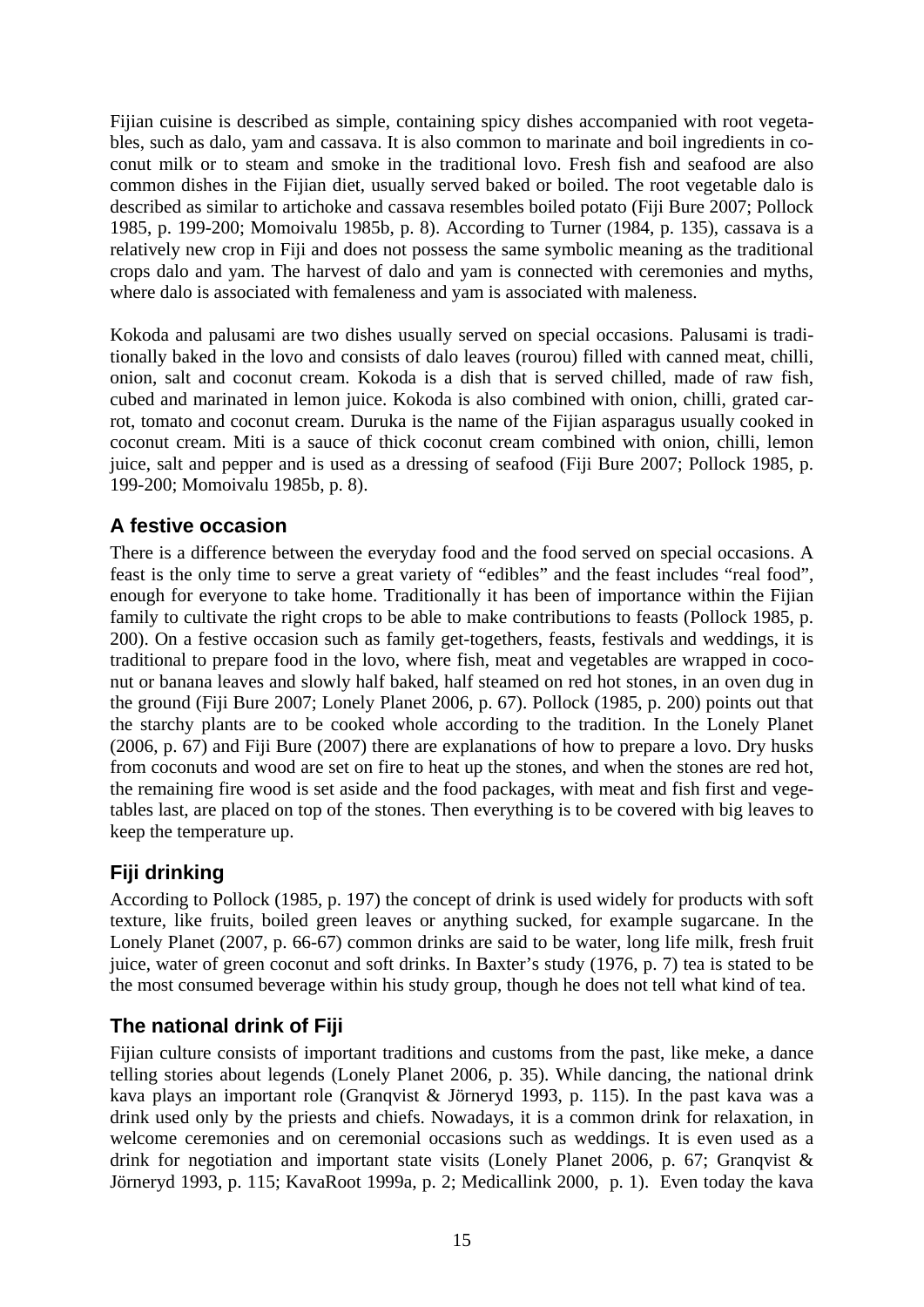Fijian cuisine is described as simple, containing spicy dishes accompanied with root vegetables, such as dalo, yam and cassava. It is also common to marinate and boil ingredients in coconut milk or to steam and smoke in the traditional lovo. Fresh fish and seafood are also common dishes in the Fijian diet, usually served baked or boiled. The root vegetable dalo is described as similar to artichoke and cassava resembles boiled potato (Fiji Bure 2007; Pollock 1985, p. 199-200; Momoivalu 1985b, p. 8). According to Turner (1984, p. 135), cassava is a relatively new crop in Fiji and does not possess the same symbolic meaning as the traditional crops dalo and yam. The harvest of dalo and yam is connected with ceremonies and myths, where dalo is associated with femaleness and yam is associated with maleness.

Kokoda and palusami are two dishes usually served on special occasions. Palusami is traditionally baked in the lovo and consists of dalo leaves (rourou) filled with canned meat, chilli, onion, salt and coconut cream. Kokoda is a dish that is served chilled, made of raw fish, cubed and marinated in lemon juice. Kokoda is also combined with onion, chilli, grated carrot, tomato and coconut cream. Duruka is the name of the Fijian asparagus usually cooked in coconut cream. Miti is a sauce of thick coconut cream combined with onion, chilli, lemon juice, salt and pepper and is used as a dressing of seafood (Fiji Bure 2007; Pollock 1985, p. 199-200; Momoivalu 1985b, p. 8).

## A festive occasion

There is a difference between the everyday food and the food served on special occasions. A feast is the only time to serve a great variety of "edibles" and the feast includes "real food", enough for everyone to take home. Traditionally it has been of importance within the Fijian family to cultivate the right crops to be able to make contributions to feasts (Pollock 1985, p. 200). On a festive occasion such as family get-togethers, feasts, festivals and weddings, it is traditional to prepare food in the lovo, where fish, meat and vegetables are wrapped in coconut or banana leaves and slowly half baked, half steamed on red hot stones, in an oven dug in the ground (Fiji Bure 2007; Lonely Planet 2006, p. 67). Pollock (1985, p. 200) points out that the starchy plants are to be cooked whole according to the tradition. In the Lonely Planet (2006, p. 67) and Fiji Bure (2007) there are explanations of how to prepare a lovo. Dry husks from coconuts and wood are set on fire to heat up the stones, and when the stones are red hot, the remaining fire wood is set aside and the food packages, with meat and fish first and vegetables last, are placed on top of the stones. Then everything is to be covered with big leaves to keep the temperature up.

## Fiji drinking

According to Pollock (1985, p. 197) the concept of drink is used widely for products with soft texture, like fruits, boiled green leaves or anything sucked, for example sugarcane. In the Lonely Planet (2007, p. 66-67) common drinks are said to be water, long life milk, fresh fruit juice, water of green coconut and soft drinks. In Baxter's study (1976, p. 7) tea is stated to be the most consumed beverage within his study group, though he does not tell what kind of tea.

## The national drink of Fiji

Fijian culture consists of important traditions and customs from the past, like meke, a dance telling stories about legends (Lonely Planet 2006, p. 35). While dancing, the national drink kava plays an important role (Granqvist & Jörneryd 1993, p. 115). In the past kava was a drink used only by the priests and chiefs. Nowadays, it is a common drink for relaxation, in welcome ceremonies and on ceremonial occasions such as weddings. It is even used as a drink for negotiation and important state visits (Lonely Planet 2006, p. 67; Granqvist & Jörneryd 1993, p. 115; KavaRoot 1999a, p. 2; Medicallink 2000, p. 1). Even today the kava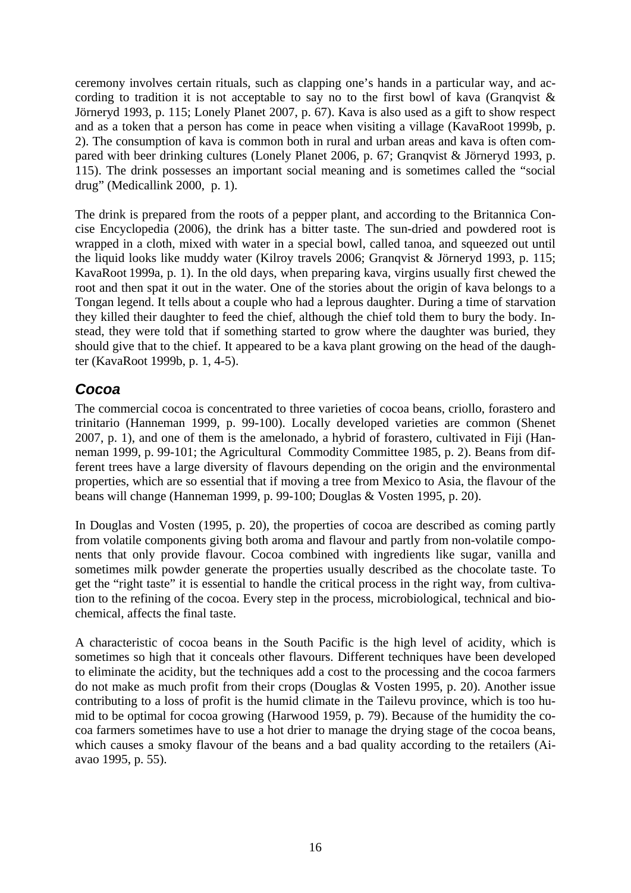ceremony involves certain rituals, such as clapping one's hands in a particular way, and according to tradition it is not acceptable to say no to the first bowl of kava (Granqvist & Jörneryd 1993, p. 115; Lonely Planet 2007, p. 67). Kava is also used as a gift to show respect and as a token that a person has come in peace when visiting a village (KavaRoot 1999b, p. 2). The consumption of kava is common both in rural and urban areas and kava is often compared with beer drinking cultures (Lonely Planet 2006, p. 67; Granqvist & Jörneryd 1993, p. 115). The drink possesses an important social meaning and is sometimes called the "social drug" (Medicallink 2000, p. 1).

The drink is prepared from the roots of a pepper plant, and according to the Britannica Concise Encyclopedia (2006), the drink has a bitter taste. The sun-dried and powdered root is wrapped in a cloth, mixed with water in a special bowl, called tanoa, and squeezed out until the liquid looks like muddy water (Kilroy travels 2006; Granqvist & Jörneryd 1993, p. 115; KavaRoot 1999a, p. 1). In the old days, when preparing kava, virgins usually first chewed the root and then spat it out in the water. One of the stories about the origin of kava belongs to a Tongan legend. It tells about a couple who had a leprous daughter. During a time of starvation they killed their daughter to feed the chief, although the chief told them to bury the body. Instead, they were told that if something started to grow where the daughter was buried, they should give that to the chief. It appeared to be a kava plant growing on the head of the daughter (KavaRoot 1999b, p. 1, 4-5).

## *Cocoa*

The commercial cocoa is concentrated to three varieties of cocoa beans, criollo, forastero and trinitario (Hanneman 1999, p. 99-100). Locally developed varieties are common (Shenet 2007, p. 1), and one of them is the amelonado, a hybrid of forastero, cultivated in Fiji (Hanneman 1999, p. 99-101; the Agricultural Commodity Committee 1985, p. 2). Beans from different trees have a large diversity of flavours depending on the origin and the environmental properties, which are so essential that if moving a tree from Mexico to Asia, the flavour of the beans will change (Hanneman 1999, p. 99-100; Douglas & Vosten 1995, p. 20).

In Douglas and Vosten (1995, p. 20), the properties of cocoa are described as coming partly from volatile components giving both aroma and flavour and partly from non-volatile components that only provide flavour. Cocoa combined with ingredients like sugar, vanilla and sometimes milk powder generate the properties usually described as the chocolate taste. To get the "right taste" it is essential to handle the critical process in the right way, from cultivation to the refining of the cocoa. Every step in the process, microbiological, technical and biochemical, affects the final taste.

A characteristic of cocoa beans in the South Pacific is the high level of acidity, which is sometimes so high that it conceals other flavours. Different techniques have been developed to eliminate the acidity, but the techniques add a cost to the processing and the cocoa farmers do not make as much profit from their crops (Douglas & Vosten 1995, p. 20). Another issue contributing to a loss of profit is the humid climate in the Tailevu province, which is too humid to be optimal for cocoa growing (Harwood 1959, p. 79). Because of the humidity the cocoa farmers sometimes have to use a hot drier to manage the drying stage of the cocoa beans, which causes a smoky flavour of the beans and a bad quality according to the retailers (Aiavao 1995, p. 55).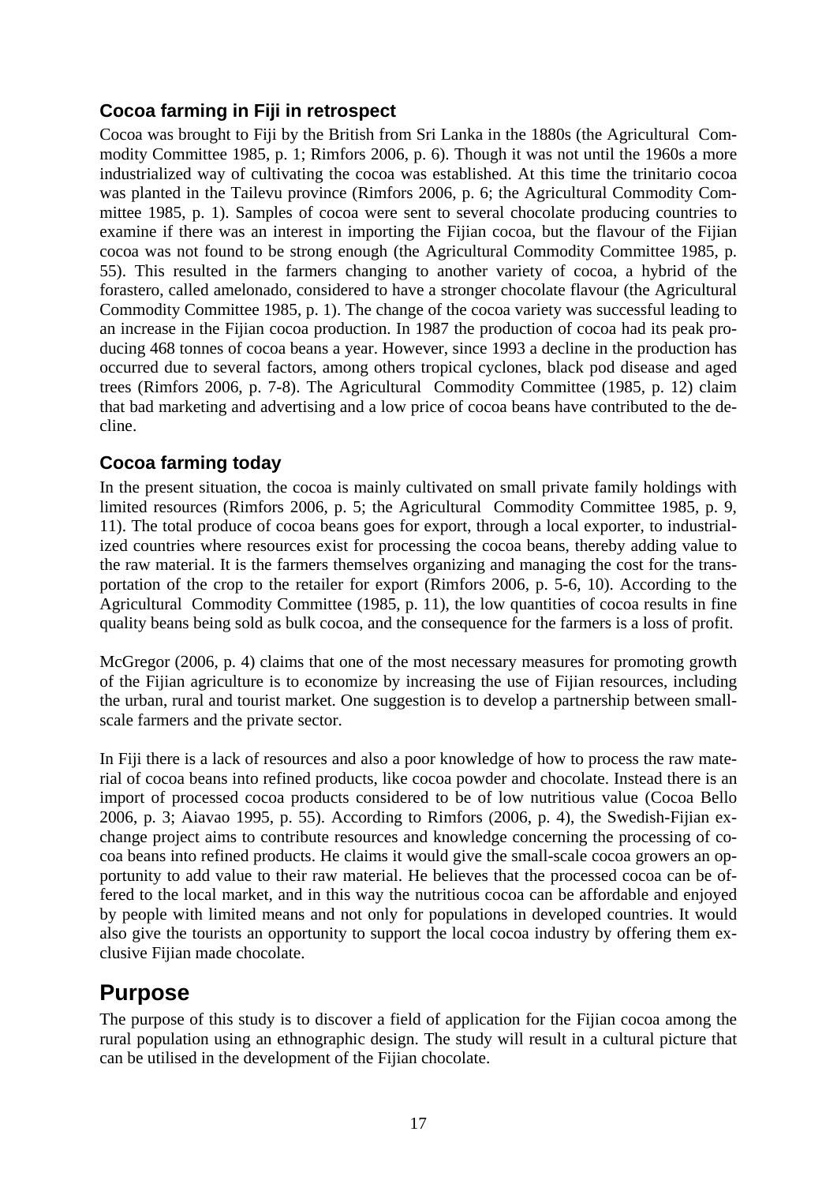### Cocoa farming in Fiji in retrospect

Cocoa was brought to Fiji by the British from Sri Lanka in the 1880s (the Agricultural Commodity Committee 1985, p. 1; Rimfors 2006, p. 6). Though it was not until the 1960s a more industrialized way of cultivating the cocoa was established. At this time the trinitario cocoa was planted in the Tailevu province (Rimfors 2006, p. 6; the Agricultural Commodity Committee 1985, p. 1). Samples of cocoa were sent to several chocolate producing countries to examine if there was an interest in importing the Fijian cocoa, but the flavour of the Fijian cocoa was not found to be strong enough (the Agricultural Commodity Committee 1985, p. 55). This resulted in the farmers changing to another variety of cocoa, a hybrid of the forastero, called amelonado, considered to have a stronger chocolate flavour (the Agricultural Commodity Committee 1985, p. 1). The change of the cocoa variety was successful leading to an increase in the Fijian cocoa production. In 1987 the production of cocoa had its peak producing 468 tonnes of cocoa beans a year. However, since 1993 a decline in the production has occurred due to several factors, among others tropical cyclones, black pod disease and aged trees (Rimfors 2006, p. 7-8). The Agricultural Commodity Committee (1985, p. 12) claim that bad marketing and advertising and a low price of cocoa beans have contributed to the decline.

### Cocoa farming today

In the present situation, the cocoa is mainly cultivated on small private family holdings with limited resources (Rimfors 2006, p. 5; the Agricultural Commodity Committee 1985, p. 9, 11). The total produce of cocoa beans goes for export, through a local exporter, to industrialized countries where resources exist for processing the cocoa beans, thereby adding value to the raw material. It is the farmers themselves organizing and managing the cost for the transportation of the crop to the retailer for export (Rimfors 2006, p. 5-6, 10). According to the Agricultural Commodity Committee (1985, p. 11), the low quantities of cocoa results in fine quality beans being sold as bulk cocoa, and the consequence for the farmers is a loss of profit.

McGregor (2006, p. 4) claims that one of the most necessary measures for promoting growth of the Fijian agriculture is to economize by increasing the use of Fijian resources, including the urban, rural and tourist market. One suggestion is to develop a partnership between small-scale farmers and the private sector.

In Fiji there is a lack of resources and also a poor knowledge of how to process the raw material of cocoa beans into refined products, like cocoa powder and chocolate. Instead there is an import of processed cocoa products considered to be of low nutritious value (Cocoa Bello 2006, p. 3; Aiavao 1995, p. 55). According to Rimfors (2006, p. 4), the Swedish-Fijian exchange project aims to contribute resources and knowledge concerning the processing of cocoa beans into refined products. He claims it would give the small-scale cocoa growers an opportunity to add value to their raw material. He believes that the processed cocoa can be offered to the local market, and in this way the nutritious cocoa can be affordable and enjoyed by people with limited means and not only for populations in developed countries. It would also give the tourists an opportunity to support the local cocoa industry by offering them exclusive Fijian made chocolate.

## Purpose

The purpose of this study is to discover a field of application for the Fijian cocoa among the rural population using an ethnographic design. The study will result in a cultural picture that can be utilised in the development of the Fijian chocolate.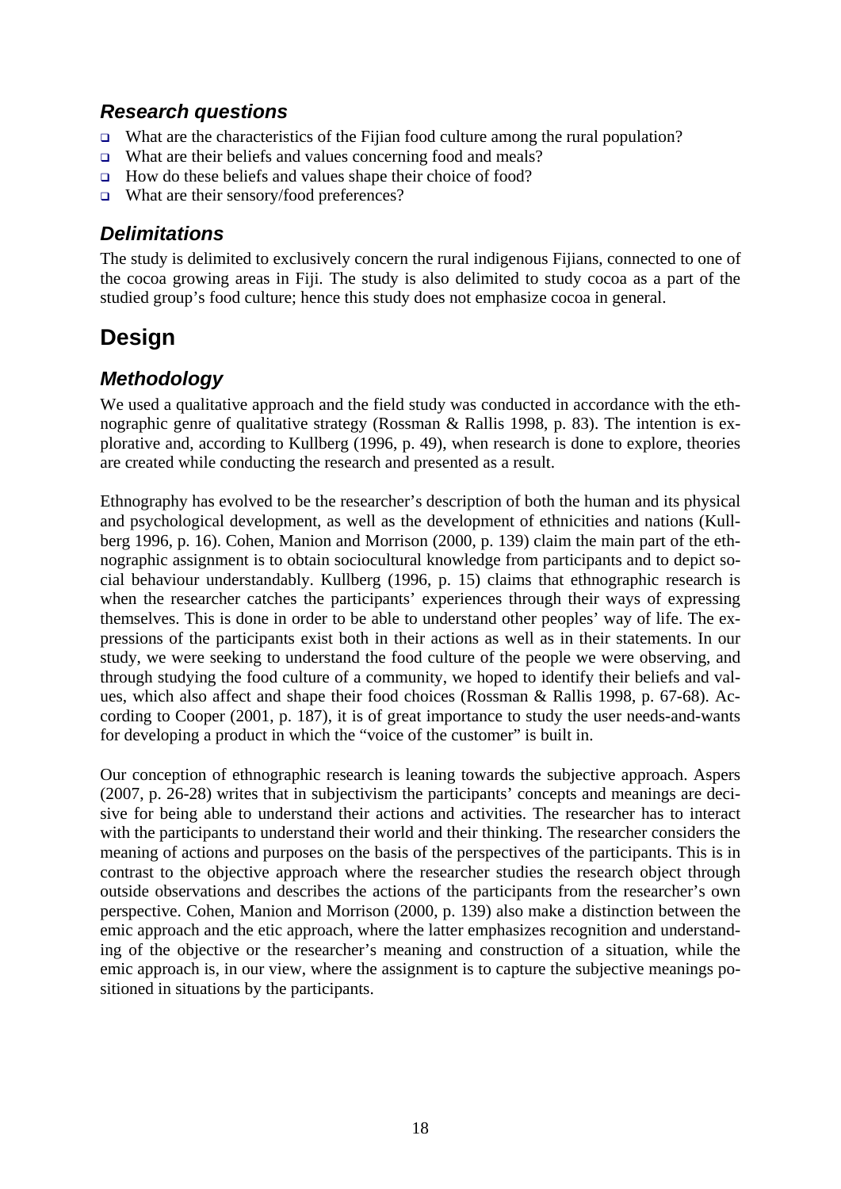### *Research questions*

- What are the characteristics of the Fijian food culture among the rural population?
- What are their beliefs and values concerning food and meals?
- How do these beliefs and values shape their choice of food?
- What are their sensory/food preferences?

### *Delimitations*

The study is delimited to exclusively concern the rural indigenous Fijians, connected to one of the cocoa growing areas in Fiji. The study is also delimited to study cocoa as a part of the studied group's food culture; hence this study does not emphasize cocoa in general.

## Design

### *Methodology*

We used a qualitative approach and the field study was conducted in accordance with the ethnographic genre of qualitative strategy (Rossman & Rallis 1998, p. 83). The intention is explorative and, according to Kullberg (1996, p. 49), when research is done to explore, theories are created while conducting the research and presented as a result.

Ethnography has evolved to be the researcher's description of both the human and its physical and psychological development, as well as the development of ethnicities and nations (Kullberg 1996, p. 16). Cohen, Manion and Morrison (2000, p. 139) claim the main part of the ethnographic assignment is to obtain sociocultural knowledge from participants and to depict social behaviour understandably. Kullberg (1996, p. 15) claims that ethnographic research is when the researcher catches the participants' experiences through their ways of expressing themselves. This is done in order to be able to understand other peoples' way of life. The expressions of the participants exist both in their actions as well as in their statements. In our study, we were seeking to understand the food culture of the people we were observing, and through studying the food culture of a community, we hoped to identify their beliefs and values, which also affect and shape their food choices (Rossman & Rallis 1998, p. 67-68). According to Cooper (2001, p. 187), it is of great importance to study the user needs-and-wants for developing a product in which the "voice of the customer" is built in.

Our conception of ethnographic research is leaning towards the subjective approach. Aspers (2007, p. 26-28) writes that in subjectivism the participants' concepts and meanings are decisive for being able to understand their actions and activities. The researcher has to interact with the participants to understand their world and their thinking. The researcher considers the meaning of actions and purposes on the basis of the perspectives of the participants. This is in contrast to the objective approach where the researcher studies the research object through outside observations and describes the actions of the participants from the researcher's own perspective. Cohen, Manion and Morrison (2000, p. 139) also make a distinction between the emic approach and the etic approach, where the latter emphasizes recognition and understanding of the objective or the researcher's meaning and construction of a situation, while the emic approach is, in our view, where the assignment is to capture the subjective meanings positioned in situations by the participants.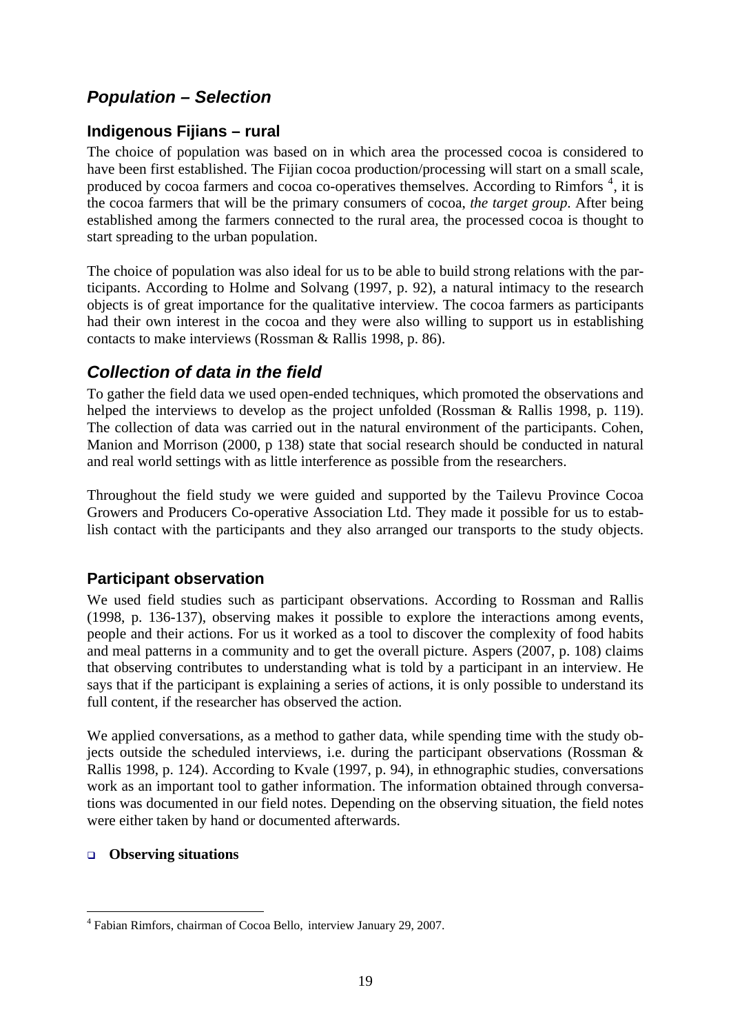## *Population – Selection*

### Indigenous Fijians – rural

The choice of population was based on in which area the processed cocoa is considered to have been first established. The Fijian cocoa production/processing will start on a small scale, produced by cocoa farmers and cocoa co-operatives themselves. According to Rimfors [4], it is the cocoa farmers that will be the primary consumers of cocoa, *the target group*. After being established among the farmers connected to the rural area, the processed cocoa is thought to start spreading to the urban population.

The choice of population was also ideal for us to be able to build strong relations with the participants. According to Holme and Solvang (1997, p. 92), a natural intimacy to the research objects is of great importance for the qualitative interview. The cocoa farmers as participants had their own interest in the cocoa and they were also willing to support us in establishing contacts to make interviews (Rossman & Rallis 1998, p. 86).

## *Collection of data in the field*

To gather the field data we used open-ended techniques, which promoted the observations and helped the interviews to develop as the project unfolded (Rossman & Rallis 1998, p. 119). The collection of data was carried out in the natural environment of the participants. Cohen, Manion and Morrison (2000, p 138) state that social research should be conducted in natural and real world settings with as little interference as possible from the researchers.

Throughout the field study we were guided and supported by the Tailevu Province Cocoa Growers and Producers Co-operative Association Ltd. They made it possible for us to establish contact with the participants and they also arranged our transports to the study objects.

### Participant observation

We used field studies such as participant observations. According to Rossman and Rallis (1998, p. 136-137), observing makes it possible to explore the interactions among events, people and their actions. For us it worked as a tool to discover the complexity of food habits and meal patterns in a community and to get the overall picture. Aspers (2007, p. 108) claims that observing contributes to understanding what is told by a participant in an interview. He says that if the participant is explaining a series of actions, it is only possible to understand its full content, if the researcher has observed the action.

We applied conversations, as a method to gather data, while spending time with the study objects outside the scheduled interviews, i.e. during the participant observations (Rossman & Rallis 1998, p. 124). According to Kvale (1997, p. 94), in ethnographic studies, conversations work as an important tool to gather information. The information obtained through conversations was documented in our field notes. Depending on the observing situation, the field notes were either taken by hand or documented afterwards.

- **Observing situations**

---

[4] Fabian Rimfors, chairman of Cocoa Bello, interview January 29, 2007.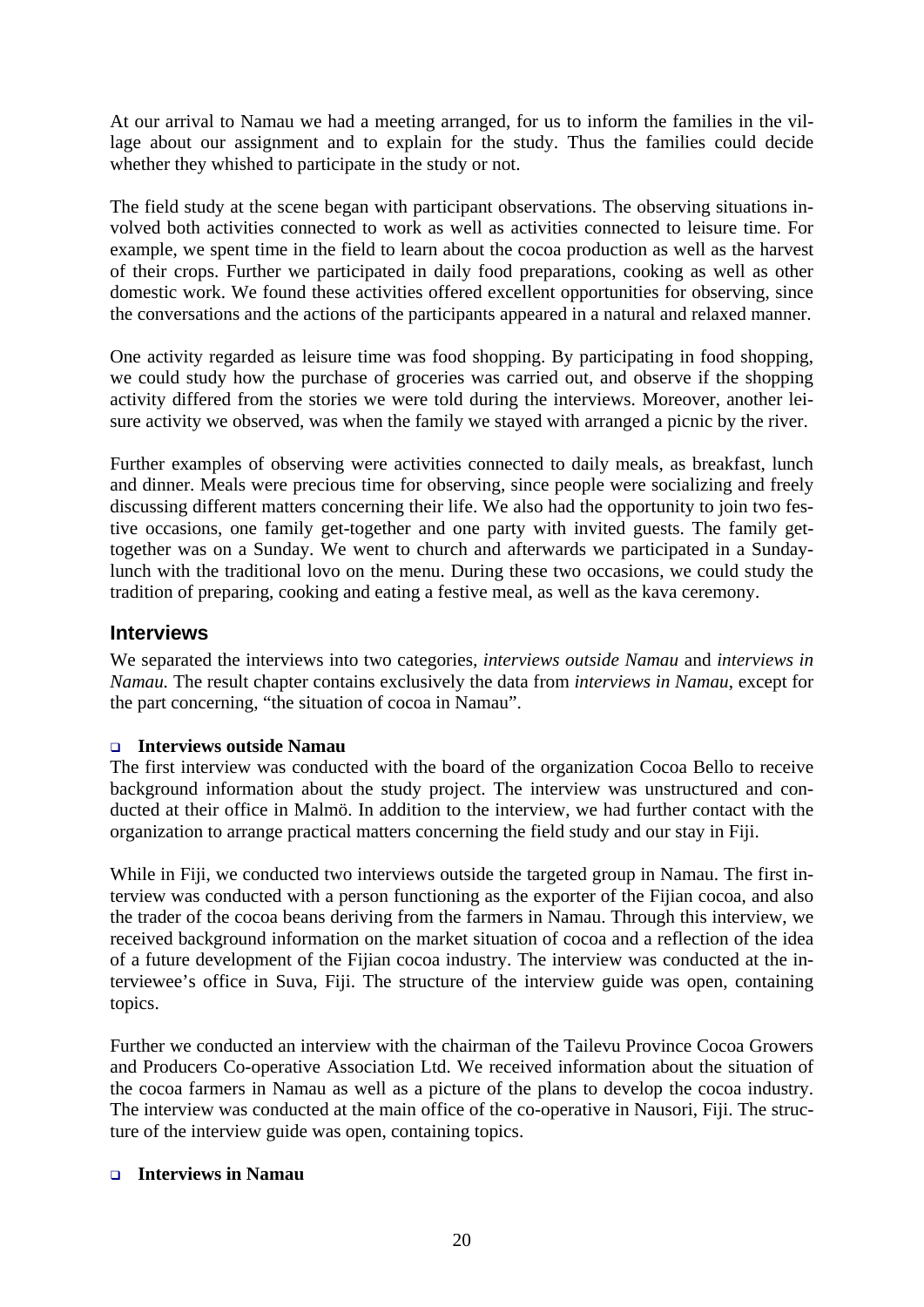At our arrival to Namau we had a meeting arranged, for us to inform the families in the village about our assignment and to explain for the study. Thus the families could decide whether they whished to participate in the study or not.

The field study at the scene began with participant observations. The observing situations involved both activities connected to work as well as activities connected to leisure time. For example, we spent time in the field to learn about the cocoa production as well as the harvest of their crops. Further we participated in daily food preparations, cooking as well as other domestic work. We found these activities offered excellent opportunities for observing, since the conversations and the actions of the participants appeared in a natural and relaxed manner.

One activity regarded as leisure time was food shopping. By participating in food shopping, we could study how the purchase of groceries was carried out, and observe if the shopping activity differed from the stories we were told during the interviews. Moreover, another leisure activity we observed, was when the family we stayed with arranged a picnic by the river.

Further examples of observing were activities connected to daily meals, as breakfast, lunch and dinner. Meals were precious time for observing, since people were socializing and freely discussing different matters concerning their life. We also had the opportunity to join two festive occasions, one family get-together and one party with invited guests. The family get-together was on a Sunday. We went to church and afterwards we participated in a Sunday-lunch with the traditional lovo on the menu. During these two occasions, we could study the tradition of preparing, cooking and eating a festive meal, as well as the kava ceremony.

## Interviews

We separated the interviews into two categories, *interviews outside Namau* and *interviews in Namau.* The result chapter contains exclusively the data from *interviews in Namau*, except for the part concerning, "the situation of cocoa in Namau".

- **Interviews outside Namau**

The first interview was conducted with the board of the organization Cocoa Bello to receive background information about the study project. The interview was unstructured and conducted at their office in Malmö. In addition to the interview, we had further contact with the organization to arrange practical matters concerning the field study and our stay in Fiji.

While in Fiji, we conducted two interviews outside the targeted group in Namau. The first interview was conducted with a person functioning as the exporter of the Fijian cocoa, and also the trader of the cocoa beans deriving from the farmers in Namau. Through this interview, we received background information on the market situation of cocoa and a reflection of the idea of a future development of the Fijian cocoa industry. The interview was conducted at the interviewee's office in Suva, Fiji. The structure of the interview guide was open, containing topics.

Further we conducted an interview with the chairman of the Tailevu Province Cocoa Growers and Producers Co-operative Association Ltd. We received information about the situation of the cocoa farmers in Namau as well as a picture of the plans to develop the cocoa industry. The interview was conducted at the main office of the co-operative in Nausori, Fiji. The structure of the interview guide was open, containing topics.

- **Interviews in Namau**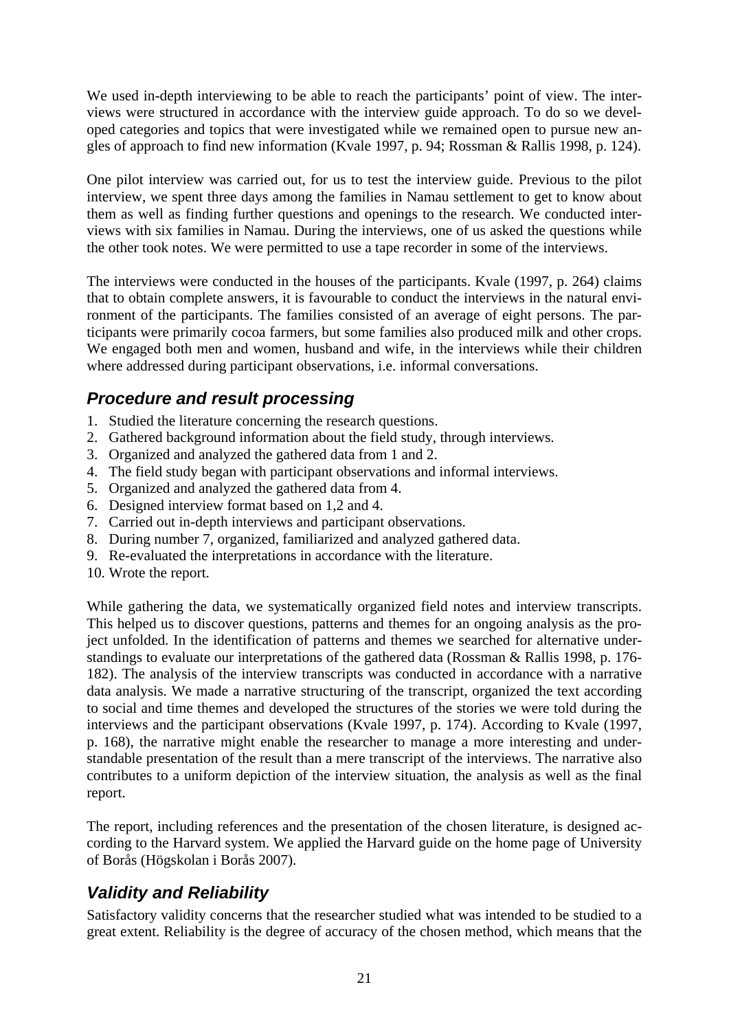We used in-depth interviewing to be able to reach the participants' point of view. The interviews were structured in accordance with the interview guide approach. To do so we developed categories and topics that were investigated while we remained open to pursue new angles of approach to find new information (Kvale 1997, p. 94; Rossman & Rallis 1998, p. 124).

One pilot interview was carried out, for us to test the interview guide. Previous to the pilot interview, we spent three days among the families in Namau settlement to get to know about them as well as finding further questions and openings to the research. We conducted interviews with six families in Namau. During the interviews, one of us asked the questions while the other took notes. We were permitted to use a tape recorder in some of the interviews.

The interviews were conducted in the houses of the participants. Kvale (1997, p. 264) claims that to obtain complete answers, it is favourable to conduct the interviews in the natural environment of the participants. The families consisted of an average of eight persons. The participants were primarily cocoa farmers, but some families also produced milk and other crops. We engaged both men and women, husband and wife, in the interviews while their children where addressed during participant observations, i.e. informal conversations.

## *Procedure and result processing*

1. Studied the literature concerning the research questions.
2. Gathered background information about the field study, through interviews.
3. Organized and analyzed the gathered data from 1 and 2.
4. The field study began with participant observations and informal interviews.
5. Organized and analyzed the gathered data from 4.
6. Designed interview format based on 1,2 and 4.
7. Carried out in-depth interviews and participant observations.
8. During number 7, organized, familiarized and analyzed gathered data.
9. Re-evaluated the interpretations in accordance with the literature.
10. Wrote the report.

While gathering the data, we systematically organized field notes and interview transcripts. This helped us to discover questions, patterns and themes for an ongoing analysis as the project unfolded. In the identification of patterns and themes we searched for alternative understandings to evaluate our interpretations of the gathered data (Rossman & Rallis 1998, p. 176-182). The analysis of the interview transcripts was conducted in accordance with a narrative data analysis. We made a narrative structuring of the transcript, organized the text according to social and time themes and developed the structures of the stories we were told during the interviews and the participant observations (Kvale 1997, p. 174). According to Kvale (1997, p. 168), the narrative might enable the researcher to manage a more interesting and understandable presentation of the result than a mere transcript of the interviews. The narrative also contributes to a uniform depiction of the interview situation, the analysis as well as the final report.

The report, including references and the presentation of the chosen literature, is designed according to the Harvard system. We applied the Harvard guide on the home page of University of Borås (Högskolan i Borås 2007).

## *Validity and Reliability*

Satisfactory validity concerns that the researcher studied what was intended to be studied to a great extent. Reliability is the degree of accuracy of the chosen method, which means that the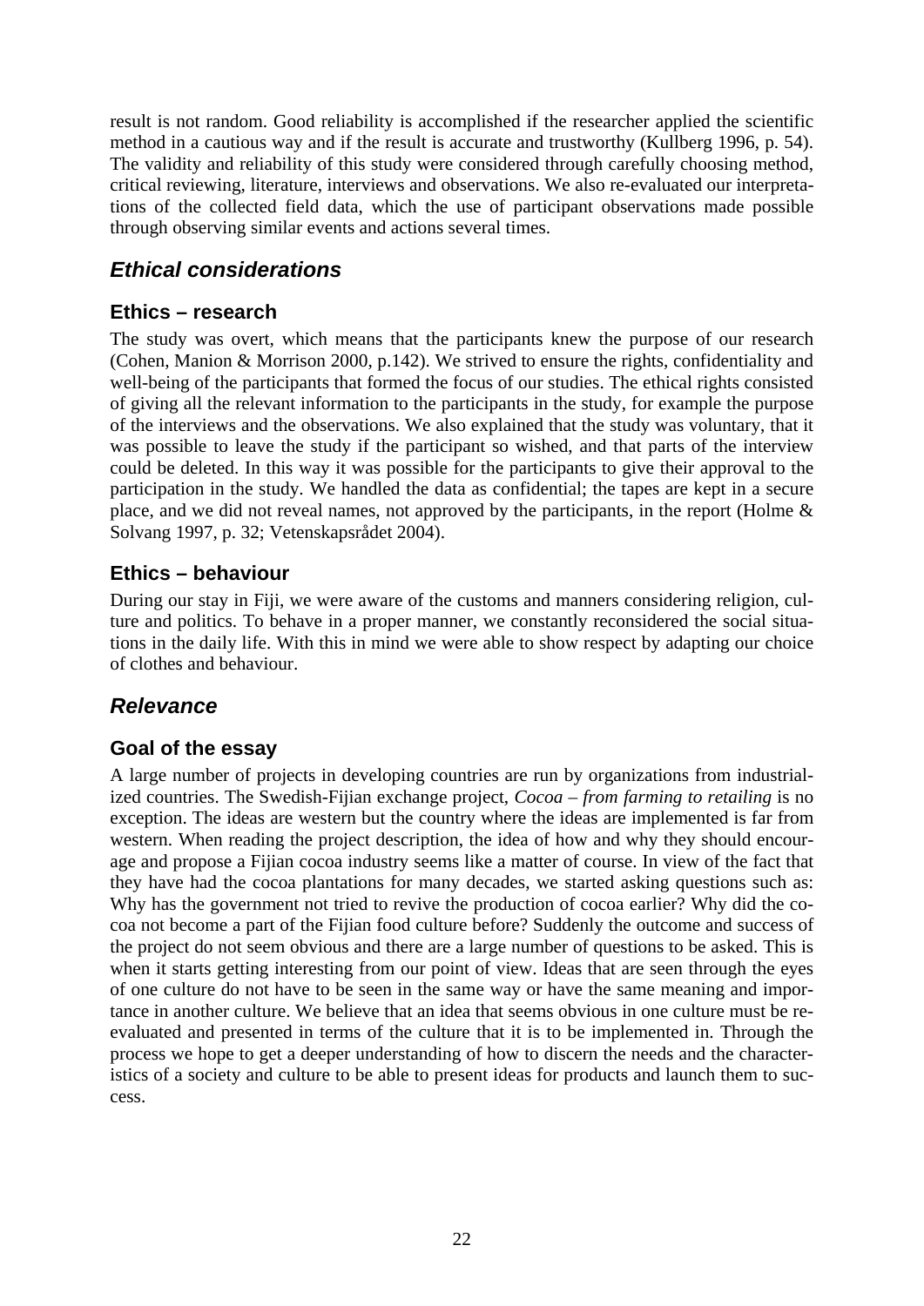result is not random. Good reliability is accomplished if the researcher applied the scientific method in a cautious way and if the result is accurate and trustworthy (Kullberg 1996, p. 54). The validity and reliability of this study were considered through carefully choosing method, critical reviewing, literature, interviews and observations. We also re-evaluated our interpretations of the collected field data, which the use of participant observations made possible through observing similar events and actions several times.

## *Ethical considerations*

### Ethics – research

The study was overt, which means that the participants knew the purpose of our research (Cohen, Manion & Morrison 2000, p.142). We strived to ensure the rights, confidentiality and well-being of the participants that formed the focus of our studies. The ethical rights consisted of giving all the relevant information to the participants in the study, for example the purpose of the interviews and the observations. We also explained that the study was voluntary, that it was possible to leave the study if the participant so wished, and that parts of the interview could be deleted. In this way it was possible for the participants to give their approval to the participation in the study. We handled the data as confidential; the tapes are kept in a secure place, and we did not reveal names, not approved by the participants, in the report (Holme & Solvang 1997, p. 32; Vetenskapsrådet 2004).

### Ethics – behaviour

During our stay in Fiji, we were aware of the customs and manners considering religion, culture and politics. To behave in a proper manner, we constantly reconsidered the social situations in the daily life. With this in mind we were able to show respect by adapting our choice of clothes and behaviour.

## *Relevance*

### Goal of the essay

A large number of projects in developing countries are run by organizations from industrialized countries. The Swedish-Fijian exchange project, *Cocoa – from farming to retailing* is no exception. The ideas are western but the country where the ideas are implemented is far from western. When reading the project description, the idea of how and why they should encourage and propose a Fijian cocoa industry seems like a matter of course. In view of the fact that they have had the cocoa plantations for many decades, we started asking questions such as: Why has the government not tried to revive the production of cocoa earlier? Why did the cocoa not become a part of the Fijian food culture before? Suddenly the outcome and success of the project do not seem obvious and there are a large number of questions to be asked. This is when it starts getting interesting from our point of view. Ideas that are seen through the eyes of one culture do not have to be seen in the same way or have the same meaning and importance in another culture. We believe that an idea that seems obvious in one culture must be re-evaluated and presented in terms of the culture that it is to be implemented in. Through the process we hope to get a deeper understanding of how to discern the needs and the characteristics of a society and culture to be able to present ideas for products and launch them to success.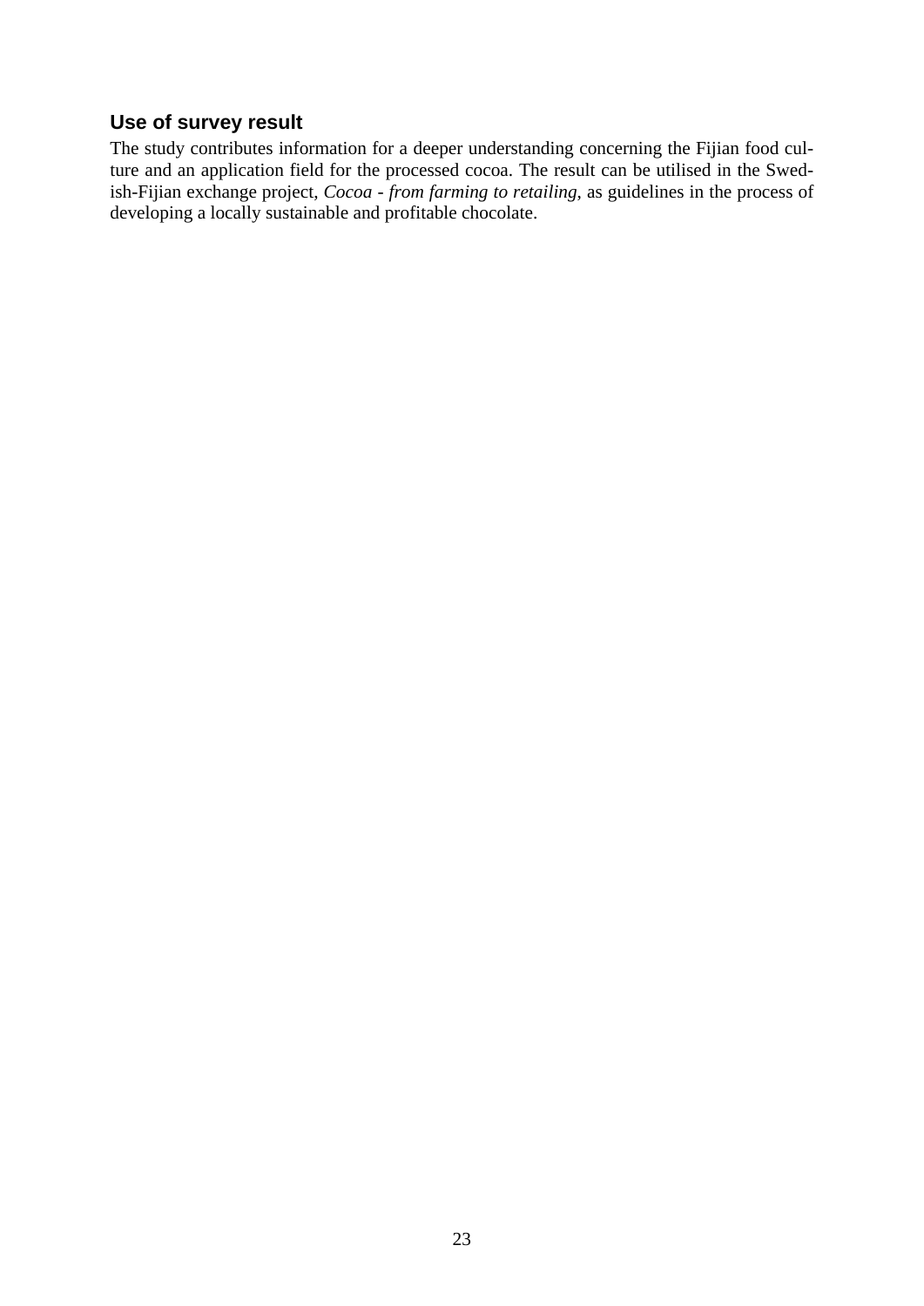## Use of survey result

The study contributes information for a deeper understanding concerning the Fijian food culture and an application field for the processed cocoa. The result can be utilised in the Swedish-Fijian exchange project, *Cocoa - from farming to retailing*, as guidelines in the process of developing a locally sustainable and profitable chocolate.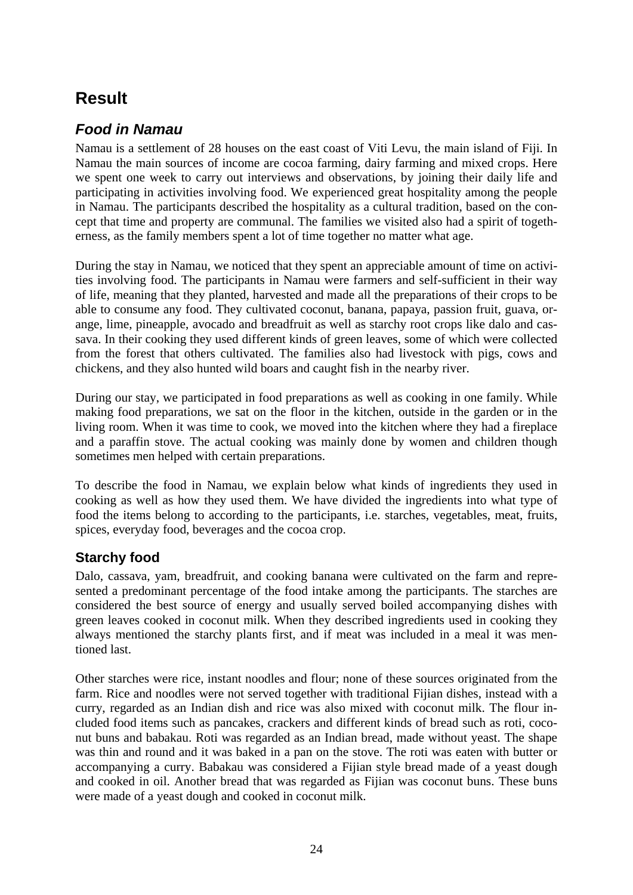# Result

## *Food in Namau*

Namau is a settlement of 28 houses on the east coast of Viti Levu, the main island of Fiji. In Namau the main sources of income are cocoa farming, dairy farming and mixed crops. Here we spent one week to carry out interviews and observations, by joining their daily life and participating in activities involving food. We experienced great hospitality among the people in Namau. The participants described the hospitality as a cultural tradition, based on the concept that time and property are communal. The families we visited also had a spirit of togetherness, as the family members spent a lot of time together no matter what age.

During the stay in Namau, we noticed that they spent an appreciable amount of time on activities involving food. The participants in Namau were farmers and self-sufficient in their way of life, meaning that they planted, harvested and made all the preparations of their crops to be able to consume any food. They cultivated coconut, banana, papaya, passion fruit, guava, orange, lime, pineapple, avocado and breadfruit as well as starchy root crops like dalo and cassava. In their cooking they used different kinds of green leaves, some of which were collected from the forest that others cultivated. The families also had livestock with pigs, cows and chickens, and they also hunted wild boars and caught fish in the nearby river.

During our stay, we participated in food preparations as well as cooking in one family. While making food preparations, we sat on the floor in the kitchen, outside in the garden or in the living room. When it was time to cook, we moved into the kitchen where they had a fireplace and a paraffin stove. The actual cooking was mainly done by women and children though sometimes men helped with certain preparations.

To describe the food in Namau, we explain below what kinds of ingredients they used in cooking as well as how they used them. We have divided the ingredients into what type of food the items belong to according to the participants, i.e. starches, vegetables, meat, fruits, spices, everyday food, beverages and the cocoa crop.

### Starchy food

Dalo, cassava, yam, breadfruit, and cooking banana were cultivated on the farm and represented a predominant percentage of the food intake among the participants. The starches are considered the best source of energy and usually served boiled accompanying dishes with green leaves cooked in coconut milk. When they described ingredients used in cooking they always mentioned the starchy plants first, and if meat was included in a meal it was mentioned last.

Other starches were rice, instant noodles and flour; none of these sources originated from the farm. Rice and noodles were not served together with traditional Fijian dishes, instead with a curry, regarded as an Indian dish and rice was also mixed with coconut milk. The flour included food items such as pancakes, crackers and different kinds of bread such as roti, coconut buns and babakau. Roti was regarded as an Indian bread, made without yeast. The shape was thin and round and it was baked in a pan on the stove. The roti was eaten with butter or accompanying a curry. Babakau was considered a Fijian style bread made of a yeast dough and cooked in oil. Another bread that was regarded as Fijian was coconut buns. These buns were made of a yeast dough and cooked in coconut milk.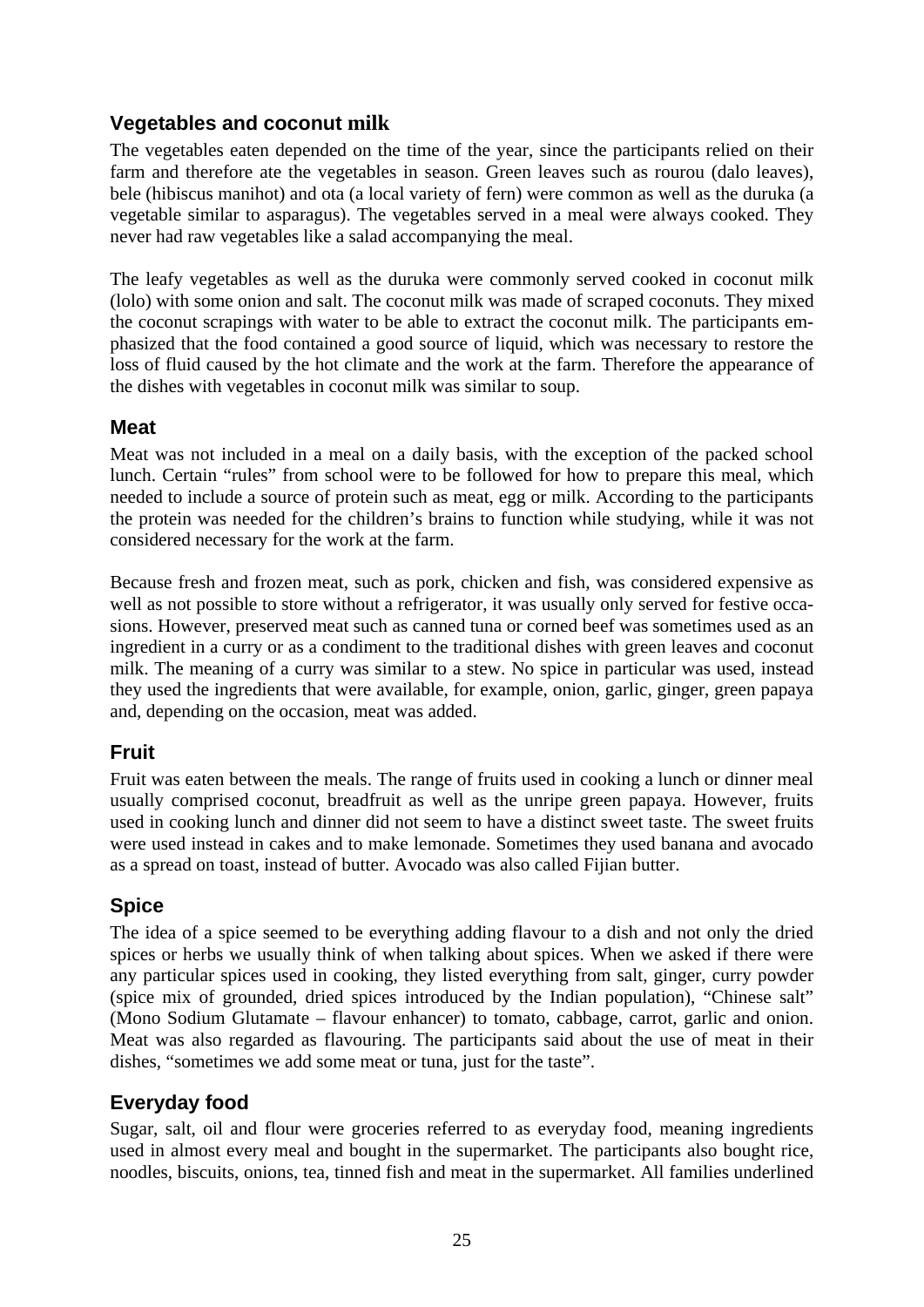## Vegetables and coconut milk

The vegetables eaten depended on the time of the year, since the participants relied on their farm and therefore ate the vegetables in season. Green leaves such as rourou (dalo leaves), bele (hibiscus manihot) and ota (a local variety of fern) were common as well as the duruka (a vegetable similar to asparagus). The vegetables served in a meal were always cooked. They never had raw vegetables like a salad accompanying the meal.

The leafy vegetables as well as the duruka were commonly served cooked in coconut milk (lolo) with some onion and salt. The coconut milk was made of scraped coconuts. They mixed the coconut scrapings with water to be able to extract the coconut milk. The participants emphasized that the food contained a good source of liquid, which was necessary to restore the loss of fluid caused by the hot climate and the work at the farm. Therefore the appearance of the dishes with vegetables in coconut milk was similar to soup.

## Meat

Meat was not included in a meal on a daily basis, with the exception of the packed school lunch. Certain "rules" from school were to be followed for how to prepare this meal, which needed to include a source of protein such as meat, egg or milk. According to the participants the protein was needed for the children's brains to function while studying, while it was not considered necessary for the work at the farm.

Because fresh and frozen meat, such as pork, chicken and fish, was considered expensive as well as not possible to store without a refrigerator, it was usually only served for festive occasions. However, preserved meat such as canned tuna or corned beef was sometimes used as an ingredient in a curry or as a condiment to the traditional dishes with green leaves and coconut milk. The meaning of a curry was similar to a stew. No spice in particular was used, instead they used the ingredients that were available, for example, onion, garlic, ginger, green papaya and, depending on the occasion, meat was added.

## Fruit

Fruit was eaten between the meals. The range of fruits used in cooking a lunch or dinner meal usually comprised coconut, breadfruit as well as the unripe green papaya. However, fruits used in cooking lunch and dinner did not seem to have a distinct sweet taste. The sweet fruits were used instead in cakes and to make lemonade. Sometimes they used banana and avocado as a spread on toast, instead of butter. Avocado was also called Fijian butter.

## Spice

The idea of a spice seemed to be everything adding flavour to a dish and not only the dried spices or herbs we usually think of when talking about spices. When we asked if there were any particular spices used in cooking, they listed everything from salt, ginger, curry powder (spice mix of grounded, dried spices introduced by the Indian population), "Chinese salt" (Mono Sodium Glutamate – flavour enhancer) to tomato, cabbage, carrot, garlic and onion. Meat was also regarded as flavouring. The participants said about the use of meat in their dishes, "sometimes we add some meat or tuna, just for the taste".

## Everyday food

Sugar, salt, oil and flour were groceries referred to as everyday food, meaning ingredients used in almost every meal and bought in the supermarket. The participants also bought rice, noodles, biscuits, onions, tea, tinned fish and meat in the supermarket. All families underlined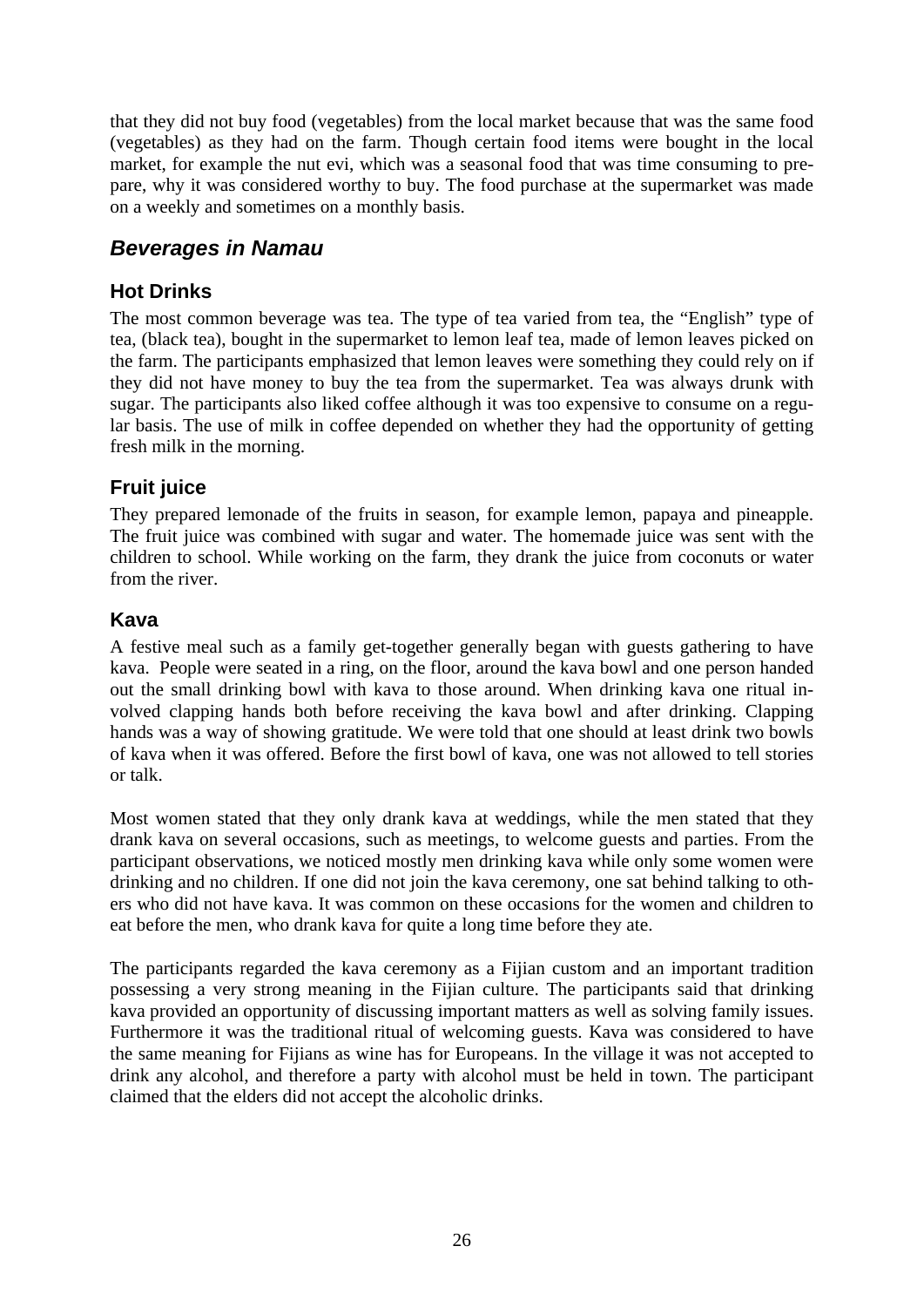that they did not buy food (vegetables) from the local market because that was the same food (vegetables) as they had on the farm. Though certain food items were bought in the local market, for example the nut evi, which was a seasonal food that was time consuming to prepare, why it was considered worthy to buy. The food purchase at the supermarket was made on a weekly and sometimes on a monthly basis.

## *Beverages in Namau*

### Hot Drinks

The most common beverage was tea. The type of tea varied from tea, the "English" type of tea, (black tea), bought in the supermarket to lemon leaf tea, made of lemon leaves picked on the farm. The participants emphasized that lemon leaves were something they could rely on if they did not have money to buy the tea from the supermarket. Tea was always drunk with sugar. The participants also liked coffee although it was too expensive to consume on a regular basis. The use of milk in coffee depended on whether they had the opportunity of getting fresh milk in the morning.

### Fruit juice

They prepared lemonade of the fruits in season, for example lemon, papaya and pineapple. The fruit juice was combined with sugar and water. The homemade juice was sent with the children to school. While working on the farm, they drank the juice from coconuts or water from the river.

### Kava

A festive meal such as a family get-together generally began with guests gathering to have kava. People were seated in a ring, on the floor, around the kava bowl and one person handed out the small drinking bowl with kava to those around. When drinking kava one ritual involved clapping hands both before receiving the kava bowl and after drinking. Clapping hands was a way of showing gratitude. We were told that one should at least drink two bowls of kava when it was offered. Before the first bowl of kava, one was not allowed to tell stories or talk.

Most women stated that they only drank kava at weddings, while the men stated that they drank kava on several occasions, such as meetings, to welcome guests and parties. From the participant observations, we noticed mostly men drinking kava while only some women were drinking and no children. If one did not join the kava ceremony, one sat behind talking to others who did not have kava. It was common on these occasions for the women and children to eat before the men, who drank kava for quite a long time before they ate.

The participants regarded the kava ceremony as a Fijian custom and an important tradition possessing a very strong meaning in the Fijian culture. The participants said that drinking kava provided an opportunity of discussing important matters as well as solving family issues. Furthermore it was the traditional ritual of welcoming guests. Kava was considered to have the same meaning for Fijians as wine has for Europeans. In the village it was not accepted to drink any alcohol, and therefore a party with alcohol must be held in town. The participant claimed that the elders did not accept the alcoholic drinks.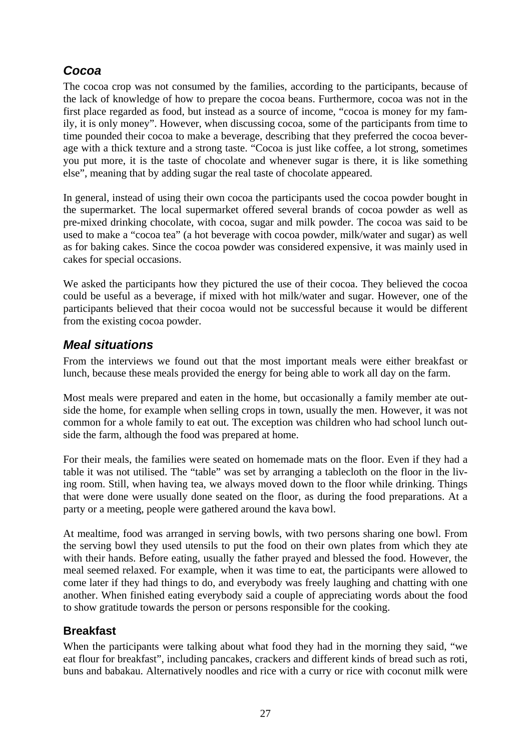## *Cocoa*

The cocoa crop was not consumed by the families, according to the participants, because of the lack of knowledge of how to prepare the cocoa beans. Furthermore, cocoa was not in the first place regarded as food, but instead as a source of income, "cocoa is money for my family, it is only money". However, when discussing cocoa, some of the participants from time to time pounded their cocoa to make a beverage, describing that they preferred the cocoa beverage with a thick texture and a strong taste. "Cocoa is just like coffee, a lot strong, sometimes you put more, it is the taste of chocolate and whenever sugar is there, it is like something else", meaning that by adding sugar the real taste of chocolate appeared.

In general, instead of using their own cocoa the participants used the cocoa powder bought in the supermarket. The local supermarket offered several brands of cocoa powder as well as pre-mixed drinking chocolate, with cocoa, sugar and milk powder. The cocoa was said to be used to make a "cocoa tea" (a hot beverage with cocoa powder, milk/water and sugar) as well as for baking cakes. Since the cocoa powder was considered expensive, it was mainly used in cakes for special occasions.

We asked the participants how they pictured the use of their cocoa. They believed the cocoa could be useful as a beverage, if mixed with hot milk/water and sugar. However, one of the participants believed that their cocoa would not be successful because it would be different from the existing cocoa powder.

## *Meal situations*

From the interviews we found out that the most important meals were either breakfast or lunch, because these meals provided the energy for being able to work all day on the farm.

Most meals were prepared and eaten in the home, but occasionally a family member ate outside the home, for example when selling crops in town, usually the men. However, it was not common for a whole family to eat out. The exception was children who had school lunch outside the farm, although the food was prepared at home.

For their meals, the families were seated on homemade mats on the floor. Even if they had a table it was not utilised. The "table" was set by arranging a tablecloth on the floor in the living room. Still, when having tea, we always moved down to the floor while drinking. Things that were done were usually done seated on the floor, as during the food preparations. At a party or a meeting, people were gathered around the kava bowl.

At mealtime, food was arranged in serving bowls, with two persons sharing one bowl. From the serving bowl they used utensils to put the food on their own plates from which they ate with their hands. Before eating, usually the father prayed and blessed the food. However, the meal seemed relaxed. For example, when it was time to eat, the participants were allowed to come later if they had things to do, and everybody was freely laughing and chatting with one another. When finished eating everybody said a couple of appreciating words about the food to show gratitude towards the person or persons responsible for the cooking.

### Breakfast

When the participants were talking about what food they had in the morning they said, "we eat flour for breakfast", including pancakes, crackers and different kinds of bread such as roti, buns and babakau. Alternatively noodles and rice with a curry or rice with coconut milk were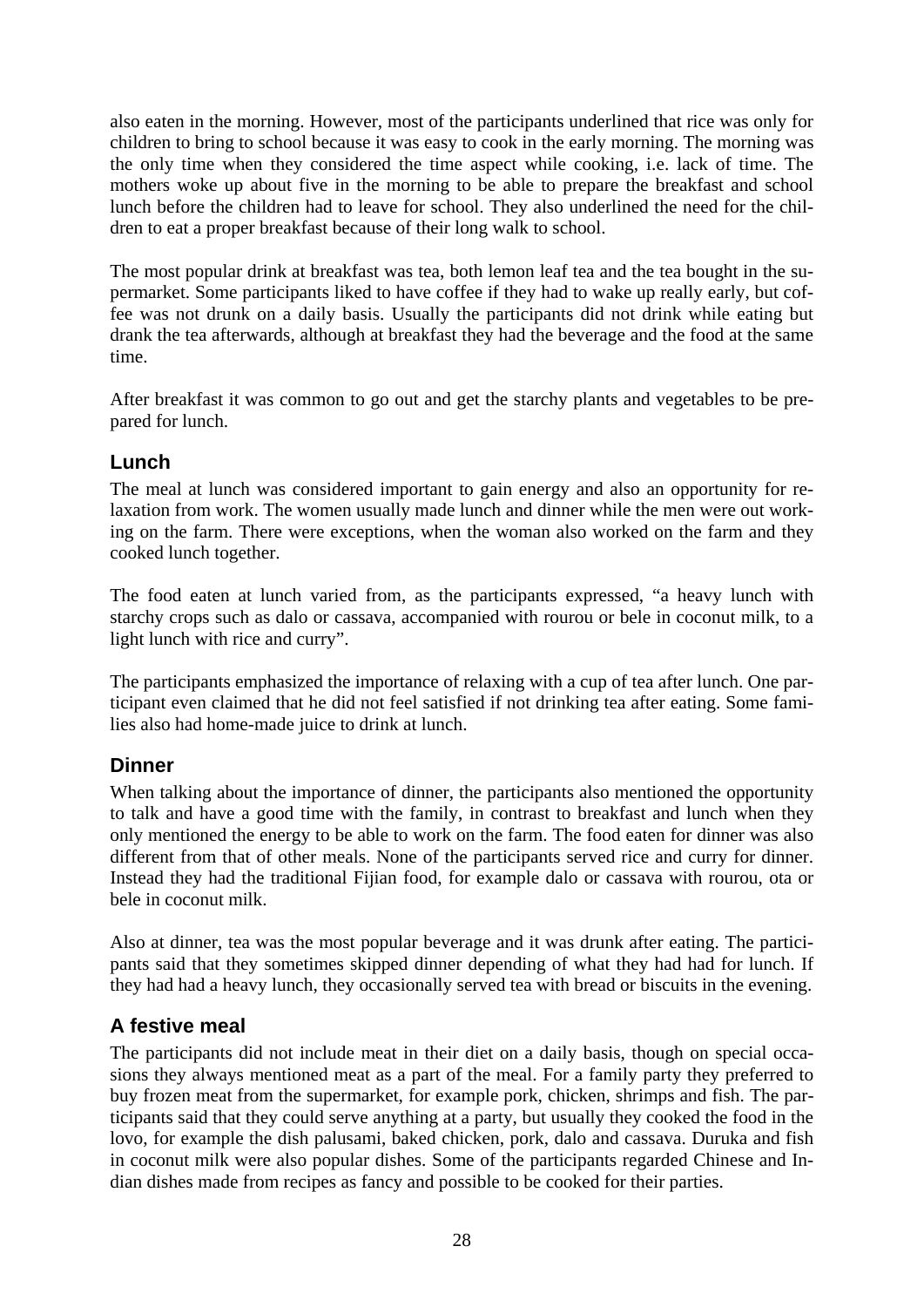also eaten in the morning. However, most of the participants underlined that rice was only for children to bring to school because it was easy to cook in the early morning. The morning was the only time when they considered the time aspect while cooking, i.e. lack of time. The mothers woke up about five in the morning to be able to prepare the breakfast and school lunch before the children had to leave for school. They also underlined the need for the children to eat a proper breakfast because of their long walk to school.

The most popular drink at breakfast was tea, both lemon leaf tea and the tea bought in the supermarket. Some participants liked to have coffee if they had to wake up really early, but coffee was not drunk on a daily basis. Usually the participants did not drink while eating but drank the tea afterwards, although at breakfast they had the beverage and the food at the same time.

After breakfast it was common to go out and get the starchy plants and vegetables to be prepared for lunch.

### Lunch

The meal at lunch was considered important to gain energy and also an opportunity for relaxation from work. The women usually made lunch and dinner while the men were out working on the farm. There were exceptions, when the woman also worked on the farm and they cooked lunch together.

The food eaten at lunch varied from, as the participants expressed, "a heavy lunch with starchy crops such as dalo or cassava, accompanied with rourou or bele in coconut milk, to a light lunch with rice and curry".

The participants emphasized the importance of relaxing with a cup of tea after lunch. One participant even claimed that he did not feel satisfied if not drinking tea after eating. Some families also had home-made juice to drink at lunch.

### Dinner

When talking about the importance of dinner, the participants also mentioned the opportunity to talk and have a good time with the family, in contrast to breakfast and lunch when they only mentioned the energy to be able to work on the farm. The food eaten for dinner was also different from that of other meals. None of the participants served rice and curry for dinner. Instead they had the traditional Fijian food, for example dalo or cassava with rourou, ota or bele in coconut milk.

Also at dinner, tea was the most popular beverage and it was drunk after eating. The participants said that they sometimes skipped dinner depending of what they had had for lunch. If they had had a heavy lunch, they occasionally served tea with bread or biscuits in the evening.

### A festive meal

The participants did not include meat in their diet on a daily basis, though on special occasions they always mentioned meat as a part of the meal. For a family party they preferred to buy frozen meat from the supermarket, for example pork, chicken, shrimps and fish. The participants said that they could serve anything at a party, but usually they cooked the food in the lovo, for example the dish palusami, baked chicken, pork, dalo and cassava. Duruka and fish in coconut milk were also popular dishes. Some of the participants regarded Chinese and Indian dishes made from recipes as fancy and possible to be cooked for their parties.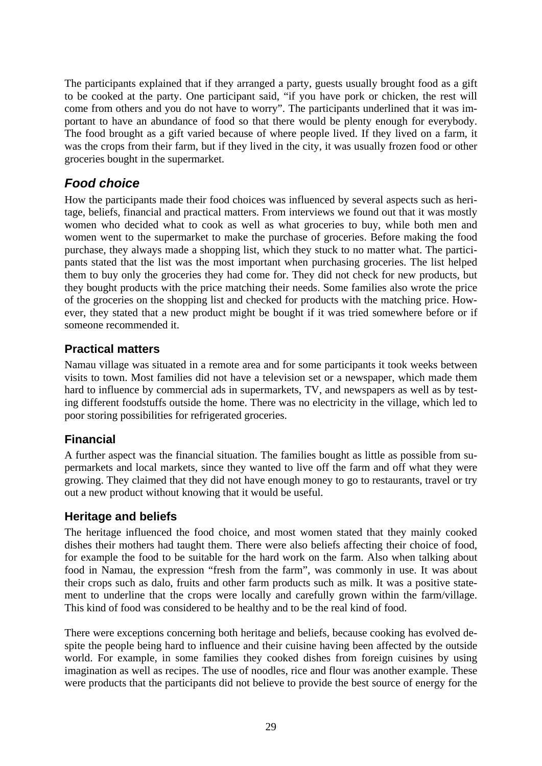The participants explained that if they arranged a party, guests usually brought food as a gift to be cooked at the party. One participant said, "if you have pork or chicken, the rest will come from others and you do not have to worry". The participants underlined that it was important to have an abundance of food so that there would be plenty enough for everybody. The food brought as a gift varied because of where people lived. If they lived on a farm, it was the crops from their farm, but if they lived in the city, it was usually frozen food or other groceries bought in the supermarket.

## *Food choice*

How the participants made their food choices was influenced by several aspects such as heritage, beliefs, financial and practical matters. From interviews we found out that it was mostly women who decided what to cook as well as what groceries to buy, while both men and women went to the supermarket to make the purchase of groceries. Before making the food purchase, they always made a shopping list, which they stuck to no matter what. The participants stated that the list was the most important when purchasing groceries. The list helped them to buy only the groceries they had come for. They did not check for new products, but they bought products with the price matching their needs. Some families also wrote the price of the groceries on the shopping list and checked for products with the matching price. However, they stated that a new product might be bought if it was tried somewhere before or if someone recommended it.

### Practical matters

Namau village was situated in a remote area and for some participants it took weeks between visits to town. Most families did not have a television set or a newspaper, which made them hard to influence by commercial ads in supermarkets, TV, and newspapers as well as by testing different foodstuffs outside the home. There was no electricity in the village, which led to poor storing possibilities for refrigerated groceries.

### Financial

A further aspect was the financial situation. The families bought as little as possible from supermarkets and local markets, since they wanted to live off the farm and off what they were growing. They claimed that they did not have enough money to go to restaurants, travel or try out a new product without knowing that it would be useful.

### Heritage and beliefs

The heritage influenced the food choice, and most women stated that they mainly cooked dishes their mothers had taught them. There were also beliefs affecting their choice of food, for example the food to be suitable for the hard work on the farm. Also when talking about food in Namau, the expression "fresh from the farm", was commonly in use. It was about their crops such as dalo, fruits and other farm products such as milk. It was a positive statement to underline that the crops were locally and carefully grown within the farm/village. This kind of food was considered to be healthy and to be the real kind of food.

There were exceptions concerning both heritage and beliefs, because cooking has evolved despite the people being hard to influence and their cuisine having been affected by the outside world. For example, in some families they cooked dishes from foreign cuisines by using imagination as well as recipes. The use of noodles, rice and flour was another example. These were products that the participants did not believe to provide the best source of energy for the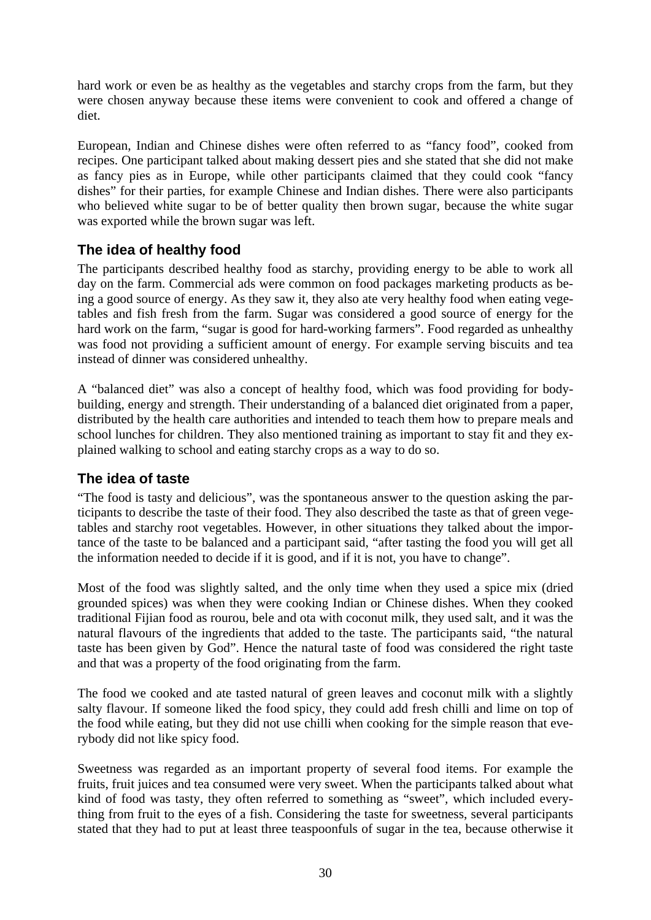hard work or even be as healthy as the vegetables and starchy crops from the farm, but they were chosen anyway because these items were convenient to cook and offered a change of diet.

European, Indian and Chinese dishes were often referred to as "fancy food", cooked from recipes. One participant talked about making dessert pies and she stated that she did not make as fancy pies as in Europe, while other participants claimed that they could cook "fancy dishes" for their parties, for example Chinese and Indian dishes. There were also participants who believed white sugar to be of better quality then brown sugar, because the white sugar was exported while the brown sugar was left.

## The idea of healthy food

The participants described healthy food as starchy, providing energy to be able to work all day on the farm. Commercial ads were common on food packages marketing products as being a good source of energy. As they saw it, they also ate very healthy food when eating vegetables and fish fresh from the farm. Sugar was considered a good source of energy for the hard work on the farm, "sugar is good for hard-working farmers". Food regarded as unhealthy was food not providing a sufficient amount of energy. For example serving biscuits and tea instead of dinner was considered unhealthy.

A "balanced diet" was also a concept of healthy food, which was food providing for body-building, energy and strength. Their understanding of a balanced diet originated from a paper, distributed by the health care authorities and intended to teach them how to prepare meals and school lunches for children. They also mentioned training as important to stay fit and they explained walking to school and eating starchy crops as a way to do so.

## The idea of taste

"The food is tasty and delicious", was the spontaneous answer to the question asking the participants to describe the taste of their food. They also described the taste as that of green vegetables and starchy root vegetables. However, in other situations they talked about the importance of the taste to be balanced and a participant said, "after tasting the food you will get all the information needed to decide if it is good, and if it is not, you have to change".

Most of the food was slightly salted, and the only time when they used a spice mix (dried grounded spices) was when they were cooking Indian or Chinese dishes. When they cooked traditional Fijian food as rourou, bele and ota with coconut milk, they used salt, and it was the natural flavours of the ingredients that added to the taste. The participants said, "the natural taste has been given by God". Hence the natural taste of food was considered the right taste and that was a property of the food originating from the farm.

The food we cooked and ate tasted natural of green leaves and coconut milk with a slightly salty flavour. If someone liked the food spicy, they could add fresh chilli and lime on top of the food while eating, but they did not use chilli when cooking for the simple reason that everybody did not like spicy food.

Sweetness was regarded as an important property of several food items. For example the fruits, fruit juices and tea consumed were very sweet. When the participants talked about what kind of food was tasty, they often referred to something as "sweet", which included everything from fruit to the eyes of a fish. Considering the taste for sweetness, several participants stated that they had to put at least three teaspoonfuls of sugar in the tea, because otherwise it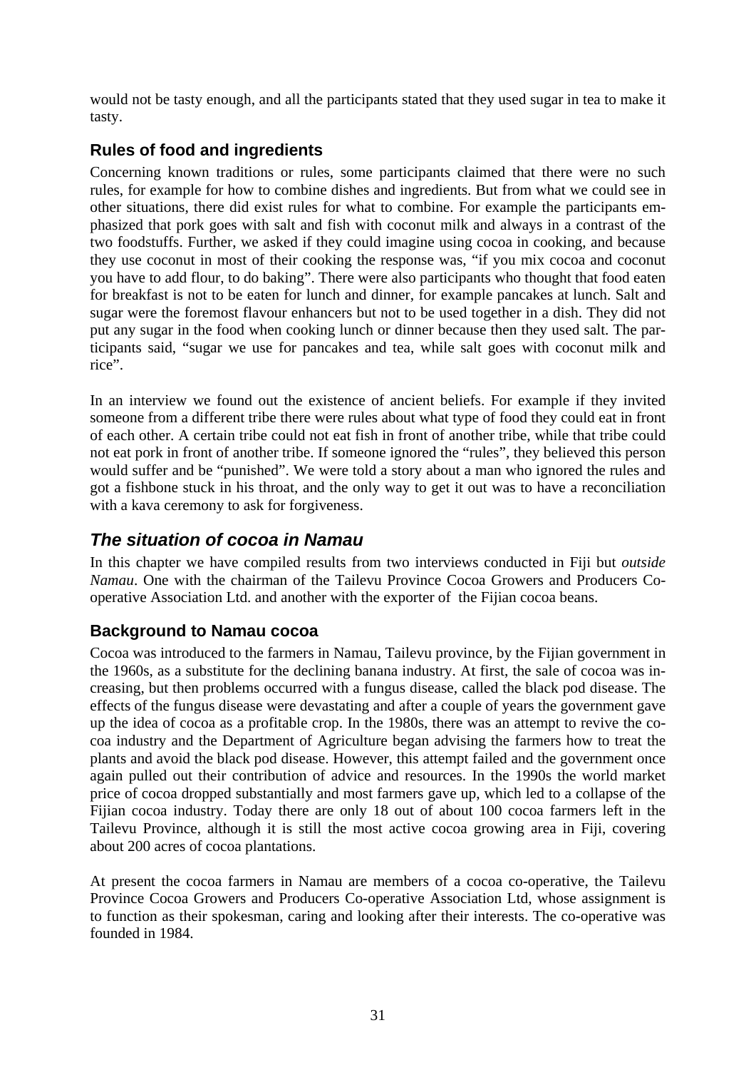would not be tasty enough, and all the participants stated that they used sugar in tea to make it tasty.

### Rules of food and ingredients

Concerning known traditions or rules, some participants claimed that there were no such rules, for example for how to combine dishes and ingredients. But from what we could see in other situations, there did exist rules for what to combine. For example the participants emphasized that pork goes with salt and fish with coconut milk and always in a contrast of the two foodstuffs. Further, we asked if they could imagine using cocoa in cooking, and because they use coconut in most of their cooking the response was, "if you mix cocoa and coconut you have to add flour, to do baking". There were also participants who thought that food eaten for breakfast is not to be eaten for lunch and dinner, for example pancakes at lunch. Salt and sugar were the foremost flavour enhancers but not to be used together in a dish. They did not put any sugar in the food when cooking lunch or dinner because then they used salt. The participants said, "sugar we use for pancakes and tea, while salt goes with coconut milk and rice".

In an interview we found out the existence of ancient beliefs. For example if they invited someone from a different tribe there were rules about what type of food they could eat in front of each other. A certain tribe could not eat fish in front of another tribe, while that tribe could not eat pork in front of another tribe. If someone ignored the "rules", they believed this person would suffer and be "punished". We were told a story about a man who ignored the rules and got a fishbone stuck in his throat, and the only way to get it out was to have a reconciliation with a kava ceremony to ask for forgiveness.

## *The situation of cocoa in Namau*

In this chapter we have compiled results from two interviews conducted in Fiji but *outside Namau*. One with the chairman of the Tailevu Province Cocoa Growers and Producers Co-operative Association Ltd. and another with the exporter of the Fijian cocoa beans.

### Background to Namau cocoa

Cocoa was introduced to the farmers in Namau, Tailevu province, by the Fijian government in the 1960s, as a substitute for the declining banana industry. At first, the sale of cocoa was increasing, but then problems occurred with a fungus disease, called the black pod disease. The effects of the fungus disease were devastating and after a couple of years the government gave up the idea of cocoa as a profitable crop. In the 1980s, there was an attempt to revive the cocoa industry and the Department of Agriculture began advising the farmers how to treat the plants and avoid the black pod disease. However, this attempt failed and the government once again pulled out their contribution of advice and resources. In the 1990s the world market price of cocoa dropped substantially and most farmers gave up, which led to a collapse of the Fijian cocoa industry. Today there are only 18 out of about 100 cocoa farmers left in the Tailevu Province, although it is still the most active cocoa growing area in Fiji, covering about 200 acres of cocoa plantations.

At present the cocoa farmers in Namau are members of a cocoa co-operative, the Tailevu Province Cocoa Growers and Producers Co-operative Association Ltd, whose assignment is to function as their spokesman, caring and looking after their interests. The co-operative was founded in 1984.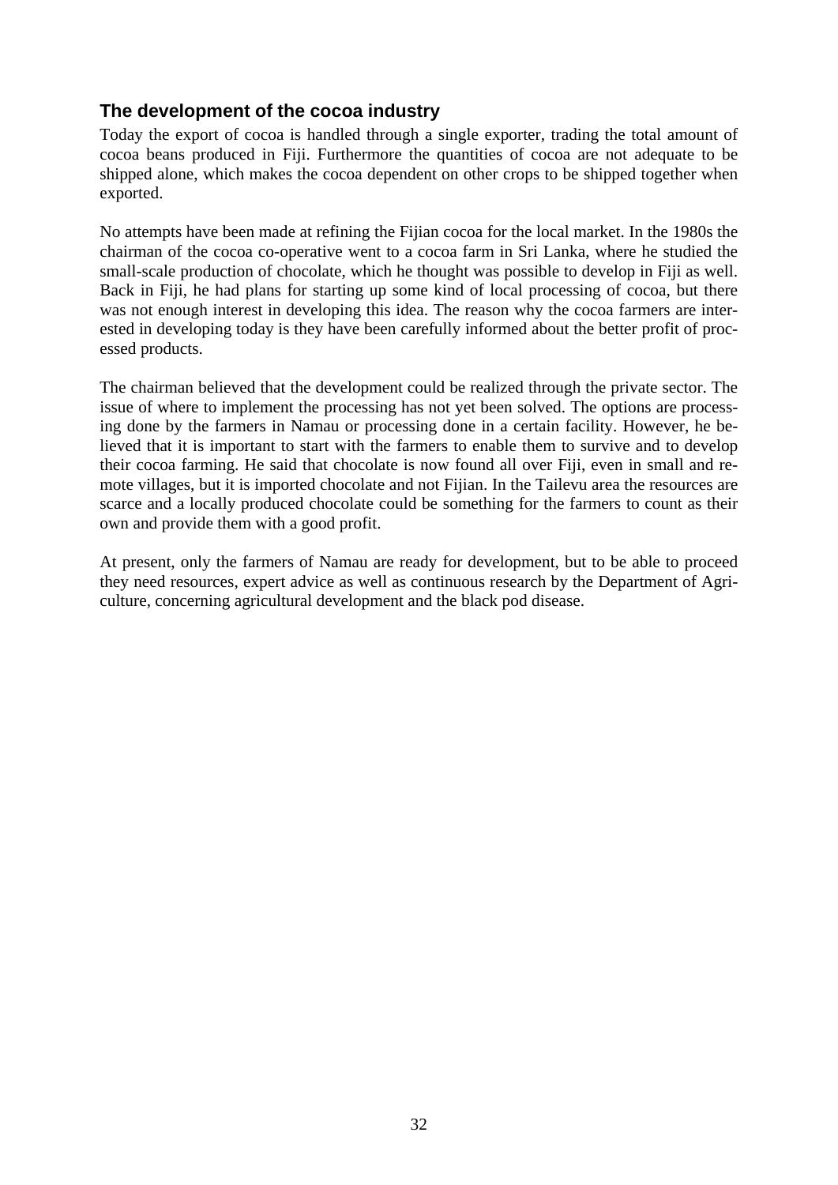## The development of the cocoa industry

Today the export of cocoa is handled through a single exporter, trading the total amount of cocoa beans produced in Fiji. Furthermore the quantities of cocoa are not adequate to be shipped alone, which makes the cocoa dependent on other crops to be shipped together when exported.

No attempts have been made at refining the Fijian cocoa for the local market. In the 1980s the chairman of the cocoa co-operative went to a cocoa farm in Sri Lanka, where he studied the small-scale production of chocolate, which he thought was possible to develop in Fiji as well. Back in Fiji, he had plans for starting up some kind of local processing of cocoa, but there was not enough interest in developing this idea. The reason why the cocoa farmers are interested in developing today is they have been carefully informed about the better profit of processed products.

The chairman believed that the development could be realized through the private sector. The issue of where to implement the processing has not yet been solved. The options are processing done by the farmers in Namau or processing done in a certain facility. However, he believed that it is important to start with the farmers to enable them to survive and to develop their cocoa farming. He said that chocolate is now found all over Fiji, even in small and remote villages, but it is imported chocolate and not Fijian. In the Tailevu area the resources are scarce and a locally produced chocolate could be something for the farmers to count as their own and provide them with a good profit.

At present, only the farmers of Namau are ready for development, but to be able to proceed they need resources, expert advice as well as continuous research by the Department of Agriculture, concerning agricultural development and the black pod disease.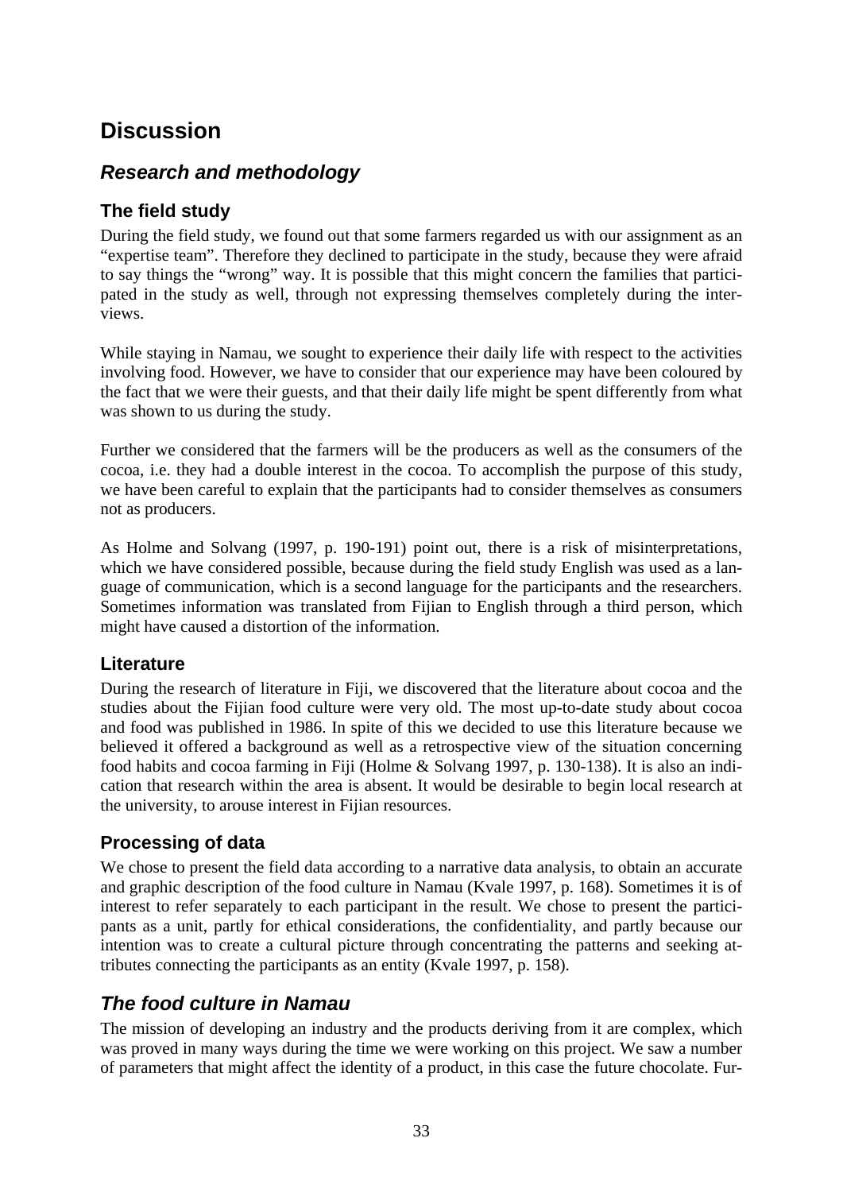# Discussion

## *Research and methodology*

### The field study

During the field study, we found out that some farmers regarded us with our assignment as an "expertise team". Therefore they declined to participate in the study, because they were afraid to say things the "wrong" way. It is possible that this might concern the families that participated in the study as well, through not expressing themselves completely during the interviews.

While staying in Namau, we sought to experience their daily life with respect to the activities involving food. However, we have to consider that our experience may have been coloured by the fact that we were their guests, and that their daily life might be spent differently from what was shown to us during the study.

Further we considered that the farmers will be the producers as well as the consumers of the cocoa, i.e. they had a double interest in the cocoa. To accomplish the purpose of this study, we have been careful to explain that the participants had to consider themselves as consumers not as producers.

As Holme and Solvang (1997, p. 190-191) point out, there is a risk of misinterpretations, which we have considered possible, because during the field study English was used as a language of communication, which is a second language for the participants and the researchers. Sometimes information was translated from Fijian to English through a third person, which might have caused a distortion of the information.

### Literature

During the research of literature in Fiji, we discovered that the literature about cocoa and the studies about the Fijian food culture were very old. The most up-to-date study about cocoa and food was published in 1986. In spite of this we decided to use this literature because we believed it offered a background as well as a retrospective view of the situation concerning food habits and cocoa farming in Fiji (Holme & Solvang 1997, p. 130-138). It is also an indication that research within the area is absent. It would be desirable to begin local research at the university, to arouse interest in Fijian resources.

### Processing of data

We chose to present the field data according to a narrative data analysis, to obtain an accurate and graphic description of the food culture in Namau (Kvale 1997, p. 168). Sometimes it is of interest to refer separately to each participant in the result. We chose to present the participants as a unit, partly for ethical considerations, the confidentiality, and partly because our intention was to create a cultural picture through concentrating the patterns and seeking attributes connecting the participants as an entity (Kvale 1997, p. 158).

## *The food culture in Namau*

The mission of developing an industry and the products deriving from it are complex, which was proved in many ways during the time we were working on this project. We saw a number of parameters that might affect the identity of a product, in this case the future chocolate. Fur-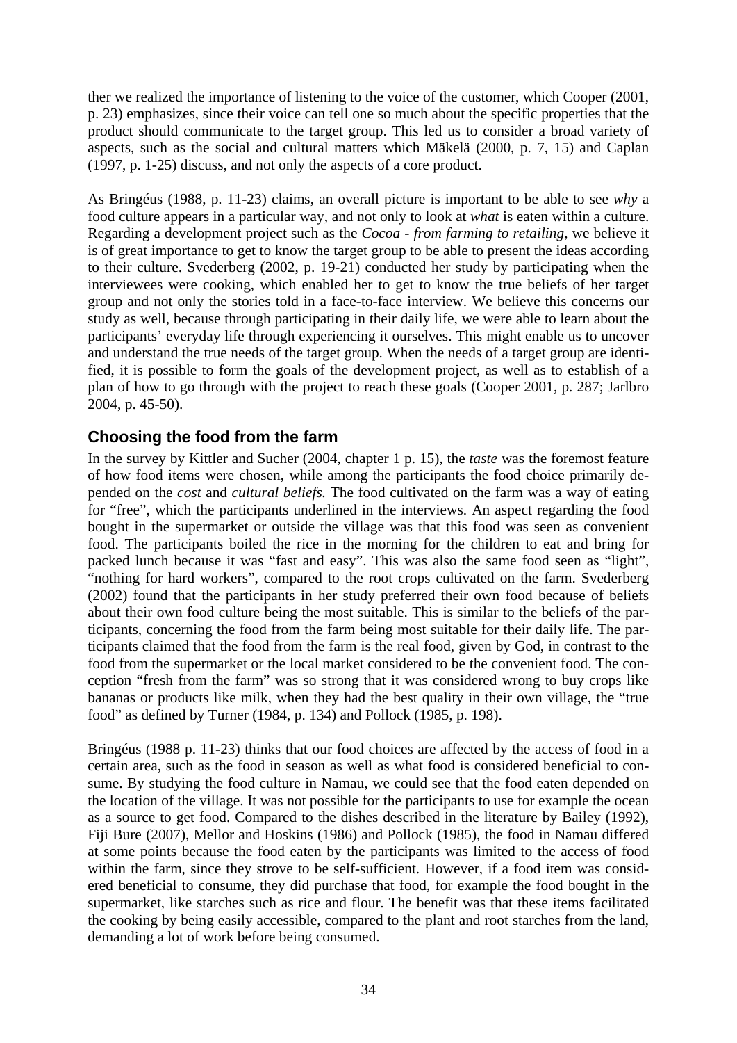ther we realized the importance of listening to the voice of the customer, which Cooper (2001, p. 23) emphasizes, since their voice can tell one so much about the specific properties that the product should communicate to the target group. This led us to consider a broad variety of aspects, such as the social and cultural matters which Mäkelä (2000, p. 7, 15) and Caplan (1997, p. 1-25) discuss, and not only the aspects of a core product.

As Bringéus (1988, p. 11-23) claims, an overall picture is important to be able to see *why* a food culture appears in a particular way, and not only to look at *what* is eaten within a culture. Regarding a development project such as the *Cocoa - from farming to retailing,* we believe it is of great importance to get to know the target group to be able to present the ideas according to their culture. Svederberg (2002, p. 19-21) conducted her study by participating when the interviewees were cooking, which enabled her to get to know the true beliefs of her target group and not only the stories told in a face-to-face interview. We believe this concerns our study as well, because through participating in their daily life, we were able to learn about the participants' everyday life through experiencing it ourselves. This might enable us to uncover and understand the true needs of the target group. When the needs of a target group are identified, it is possible to form the goals of the development project, as well as to establish of a plan of how to go through with the project to reach these goals (Cooper 2001, p. 287; Jarlbro 2004, p. 45-50).

## Choosing the food from the farm

In the survey by Kittler and Sucher (2004, chapter 1 p. 15), the *taste* was the foremost feature of how food items were chosen, while among the participants the food choice primarily depended on the *cost* and *cultural beliefs.* The food cultivated on the farm was a way of eating for "free", which the participants underlined in the interviews. An aspect regarding the food bought in the supermarket or outside the village was that this food was seen as convenient food. The participants boiled the rice in the morning for the children to eat and bring for packed lunch because it was "fast and easy". This was also the same food seen as "light", "nothing for hard workers", compared to the root crops cultivated on the farm. Svederberg (2002) found that the participants in her study preferred their own food because of beliefs about their own food culture being the most suitable. This is similar to the beliefs of the participants, concerning the food from the farm being most suitable for their daily life. The participants claimed that the food from the farm is the real food, given by God, in contrast to the food from the supermarket or the local market considered to be the convenient food. The conception "fresh from the farm" was so strong that it was considered wrong to buy crops like bananas or products like milk, when they had the best quality in their own village, the "true food" as defined by Turner (1984, p. 134) and Pollock (1985, p. 198).

Bringéus (1988 p. 11-23) thinks that our food choices are affected by the access of food in a certain area, such as the food in season as well as what food is considered beneficial to consume. By studying the food culture in Namau, we could see that the food eaten depended on the location of the village. It was not possible for the participants to use for example the ocean as a source to get food. Compared to the dishes described in the literature by Bailey (1992), Fiji Bure (2007), Mellor and Hoskins (1986) and Pollock (1985), the food in Namau differed at some points because the food eaten by the participants was limited to the access of food within the farm, since they strove to be self-sufficient. However, if a food item was considered beneficial to consume, they did purchase that food, for example the food bought in the supermarket, like starches such as rice and flour. The benefit was that these items facilitated the cooking by being easily accessible, compared to the plant and root starches from the land, demanding a lot of work before being consumed.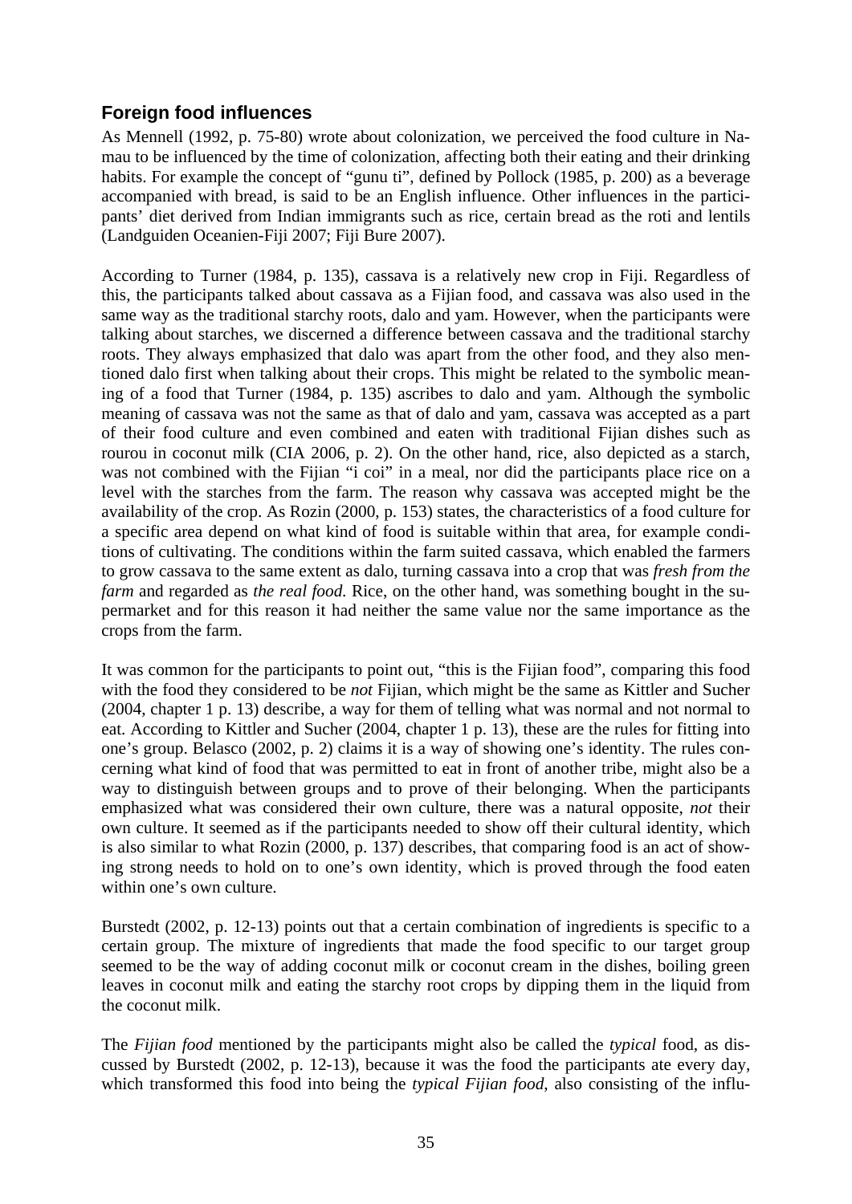## Foreign food influences

As Mennell (1992, p. 75-80) wrote about colonization, we perceived the food culture in Namau to be influenced by the time of colonization, affecting both their eating and their drinking habits. For example the concept of "gunu ti", defined by Pollock (1985, p. 200) as a beverage accompanied with bread, is said to be an English influence. Other influences in the participants' diet derived from Indian immigrants such as rice, certain bread as the roti and lentils (Landguiden Oceanien-Fiji 2007; Fiji Bure 2007).

According to Turner (1984, p. 135), cassava is a relatively new crop in Fiji. Regardless of this, the participants talked about cassava as a Fijian food, and cassava was also used in the same way as the traditional starchy roots, dalo and yam. However, when the participants were talking about starches, we discerned a difference between cassava and the traditional starchy roots. They always emphasized that dalo was apart from the other food, and they also mentioned dalo first when talking about their crops. This might be related to the symbolic meaning of a food that Turner (1984, p. 135) ascribes to dalo and yam. Although the symbolic meaning of cassava was not the same as that of dalo and yam, cassava was accepted as a part of their food culture and even combined and eaten with traditional Fijian dishes such as rourou in coconut milk (CIA 2006, p. 2). On the other hand, rice, also depicted as a starch, was not combined with the Fijian "i coi" in a meal, nor did the participants place rice on a level with the starches from the farm. The reason why cassava was accepted might be the availability of the crop. As Rozin (2000, p. 153) states, the characteristics of a food culture for a specific area depend on what kind of food is suitable within that area, for example conditions of cultivating. The conditions within the farm suited cassava, which enabled the farmers to grow cassava to the same extent as dalo, turning cassava into a crop that was *fresh from the farm* and regarded as *the real food.* Rice, on the other hand, was something bought in the supermarket and for this reason it had neither the same value nor the same importance as the crops from the farm.

It was common for the participants to point out, "this is the Fijian food", comparing this food with the food they considered to be *not* Fijian, which might be the same as Kittler and Sucher (2004, chapter 1 p. 13) describe, a way for them of telling what was normal and not normal to eat. According to Kittler and Sucher (2004, chapter 1 p. 13), these are the rules for fitting into one's group. Belasco (2002, p. 2) claims it is a way of showing one's identity. The rules concerning what kind of food that was permitted to eat in front of another tribe, might also be a way to distinguish between groups and to prove of their belonging. When the participants emphasized what was considered their own culture, there was a natural opposite, *not* their own culture. It seemed as if the participants needed to show off their cultural identity, which is also similar to what Rozin (2000, p. 137) describes, that comparing food is an act of showing strong needs to hold on to one's own identity, which is proved through the food eaten within one's own culture.

Burstedt (2002, p. 12-13) points out that a certain combination of ingredients is specific to a certain group. The mixture of ingredients that made the food specific to our target group seemed to be the way of adding coconut milk or coconut cream in the dishes, boiling green leaves in coconut milk and eating the starchy root crops by dipping them in the liquid from the coconut milk.

The *Fijian food* mentioned by the participants might also be called the *typical* food, as discussed by Burstedt (2002, p. 12-13), because it was the food the participants ate every day, which transformed this food into being the *typical Fijian food*, also consisting of the influ-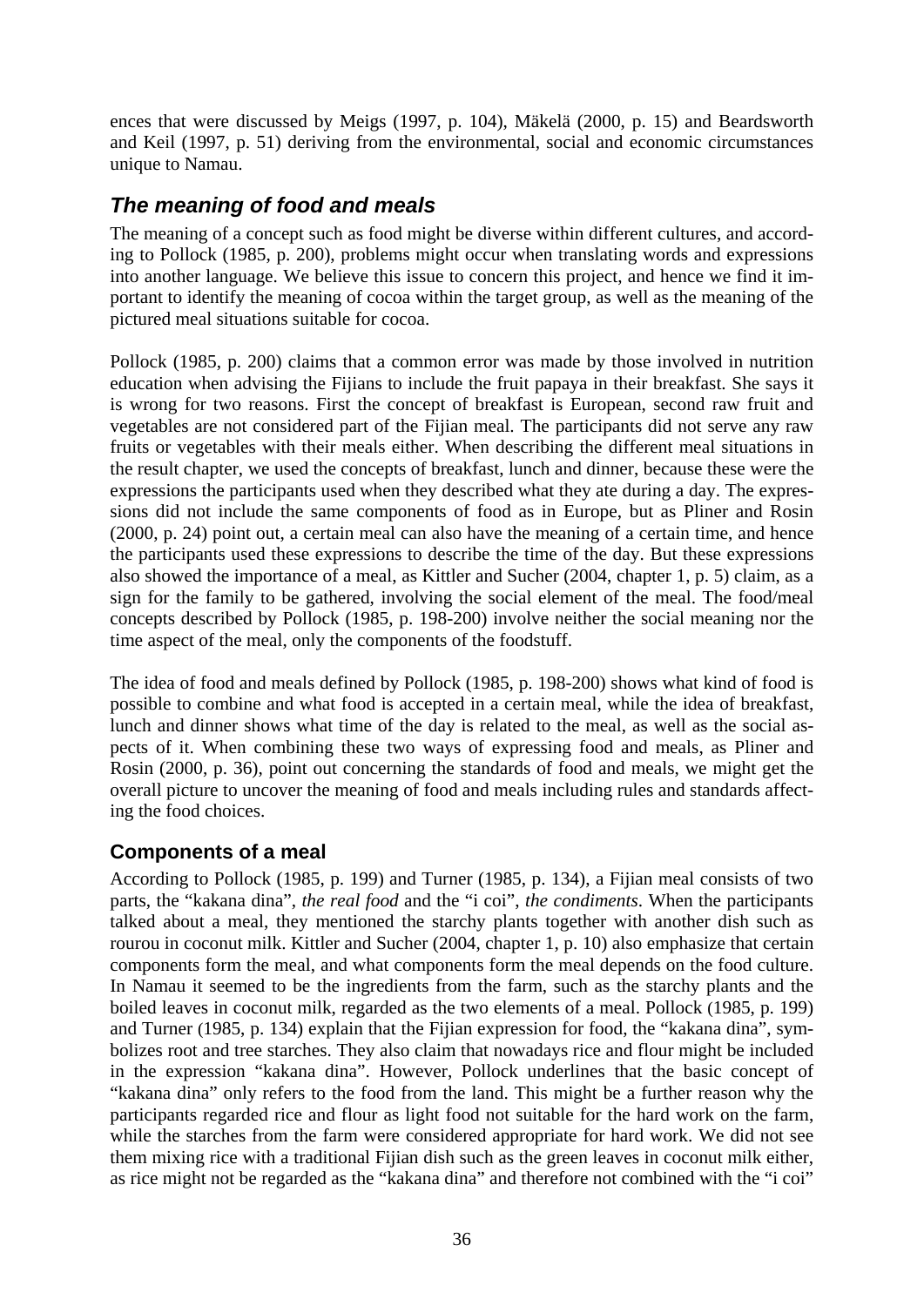ences that were discussed by Meigs (1997, p. 104), Mäkelä (2000, p. 15) and Beardsworth and Keil (1997, p. 51) deriving from the environmental, social and economic circumstances unique to Namau.

## *The meaning of food and meals*

The meaning of a concept such as food might be diverse within different cultures, and according to Pollock (1985, p. 200), problems might occur when translating words and expressions into another language. We believe this issue to concern this project, and hence we find it important to identify the meaning of cocoa within the target group, as well as the meaning of the pictured meal situations suitable for cocoa.

Pollock (1985, p. 200) claims that a common error was made by those involved in nutrition education when advising the Fijians to include the fruit papaya in their breakfast. She says it is wrong for two reasons. First the concept of breakfast is European, second raw fruit and vegetables are not considered part of the Fijian meal. The participants did not serve any raw fruits or vegetables with their meals either. When describing the different meal situations in the result chapter, we used the concepts of breakfast, lunch and dinner, because these were the expressions the participants used when they described what they ate during a day. The expressions did not include the same components of food as in Europe, but as Pliner and Rosin (2000, p. 24) point out, a certain meal can also have the meaning of a certain time, and hence the participants used these expressions to describe the time of the day. But these expressions also showed the importance of a meal, as Kittler and Sucher (2004, chapter 1, p. 5) claim, as a sign for the family to be gathered, involving the social element of the meal. The food/meal concepts described by Pollock (1985, p. 198-200) involve neither the social meaning nor the time aspect of the meal, only the components of the foodstuff.

The idea of food and meals defined by Pollock (1985, p. 198-200) shows what kind of food is possible to combine and what food is accepted in a certain meal, while the idea of breakfast, lunch and dinner shows what time of the day is related to the meal, as well as the social aspects of it. When combining these two ways of expressing food and meals, as Pliner and Rosin (2000, p. 36), point out concerning the standards of food and meals, we might get the overall picture to uncover the meaning of food and meals including rules and standards affecting the food choices.

### Components of a meal

According to Pollock (1985, p. 199) and Turner (1985, p. 134), a Fijian meal consists of two parts, the "kakana dina", *the real food* and the "i coi", *the condiments*. When the participants talked about a meal, they mentioned the starchy plants together with another dish such as rourou in coconut milk. Kittler and Sucher (2004, chapter 1, p. 10) also emphasize that certain components form the meal, and what components form the meal depends on the food culture. In Namau it seemed to be the ingredients from the farm, such as the starchy plants and the boiled leaves in coconut milk, regarded as the two elements of a meal. Pollock (1985, p. 199) and Turner (1985, p. 134) explain that the Fijian expression for food, the "kakana dina", symbolizes root and tree starches. They also claim that nowadays rice and flour might be included in the expression "kakana dina". However, Pollock underlines that the basic concept of "kakana dina" only refers to the food from the land. This might be a further reason why the participants regarded rice and flour as light food not suitable for the hard work on the farm, while the starches from the farm were considered appropriate for hard work. We did not see them mixing rice with a traditional Fijian dish such as the green leaves in coconut milk either, as rice might not be regarded as the "kakana dina" and therefore not combined with the "i coi"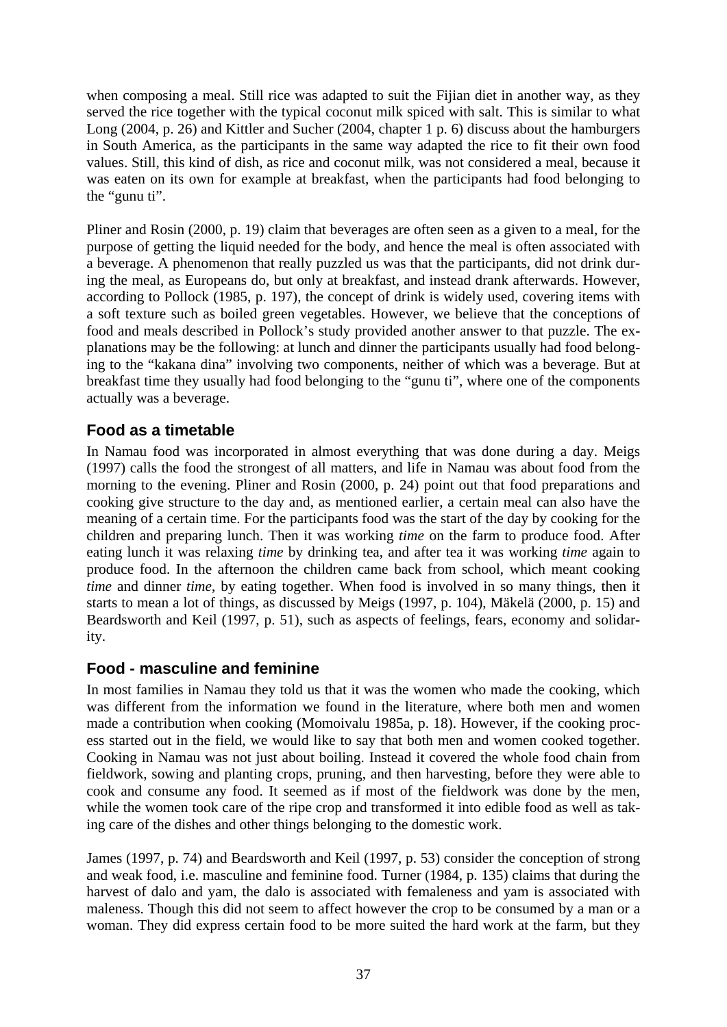when composing a meal. Still rice was adapted to suit the Fijian diet in another way, as they served the rice together with the typical coconut milk spiced with salt. This is similar to what Long (2004, p. 26) and Kittler and Sucher (2004, chapter 1 p. 6) discuss about the hamburgers in South America, as the participants in the same way adapted the rice to fit their own food values. Still, this kind of dish, as rice and coconut milk, was not considered a meal, because it was eaten on its own for example at breakfast, when the participants had food belonging to the "gunu ti".

Pliner and Rosin (2000, p. 19) claim that beverages are often seen as a given to a meal, for the purpose of getting the liquid needed for the body, and hence the meal is often associated with a beverage. A phenomenon that really puzzled us was that the participants, did not drink during the meal, as Europeans do, but only at breakfast, and instead drank afterwards. However, according to Pollock (1985, p. 197), the concept of drink is widely used, covering items with a soft texture such as boiled green vegetables. However, we believe that the conceptions of food and meals described in Pollock's study provided another answer to that puzzle. The explanations may be the following: at lunch and dinner the participants usually had food belonging to the "kakana dina" involving two components, neither of which was a beverage. But at breakfast time they usually had food belonging to the "gunu ti", where one of the components actually was a beverage.

## Food as a timetable

In Namau food was incorporated in almost everything that was done during a day. Meigs (1997) calls the food the strongest of all matters, and life in Namau was about food from the morning to the evening. Pliner and Rosin (2000, p. 24) point out that food preparations and cooking give structure to the day and, as mentioned earlier, a certain meal can also have the meaning of a certain time. For the participants food was the start of the day by cooking for the children and preparing lunch. Then it was working *time* on the farm to produce food. After eating lunch it was relaxing *time* by drinking tea, and after tea it was working *time* again to produce food. In the afternoon the children came back from school, which meant cooking *time* and dinner *time*, by eating together. When food is involved in so many things, then it starts to mean a lot of things, as discussed by Meigs (1997, p. 104), Mäkelä (2000, p. 15) and Beardsworth and Keil (1997, p. 51), such as aspects of feelings, fears, economy and solidarity.

## Food - masculine and feminine

In most families in Namau they told us that it was the women who made the cooking, which was different from the information we found in the literature, where both men and women made a contribution when cooking (Momoivalu 1985a, p. 18). However, if the cooking process started out in the field, we would like to say that both men and women cooked together. Cooking in Namau was not just about boiling. Instead it covered the whole food chain from fieldwork, sowing and planting crops, pruning, and then harvesting, before they were able to cook and consume any food. It seemed as if most of the fieldwork was done by the men, while the women took care of the ripe crop and transformed it into edible food as well as taking care of the dishes and other things belonging to the domestic work.

James (1997, p. 74) and Beardsworth and Keil (1997, p. 53) consider the conception of strong and weak food, i.e. masculine and feminine food. Turner (1984, p. 135) claims that during the harvest of dalo and yam, the dalo is associated with femaleness and yam is associated with maleness. Though this did not seem to affect however the crop to be consumed by a man or a woman. They did express certain food to be more suited the hard work at the farm, but they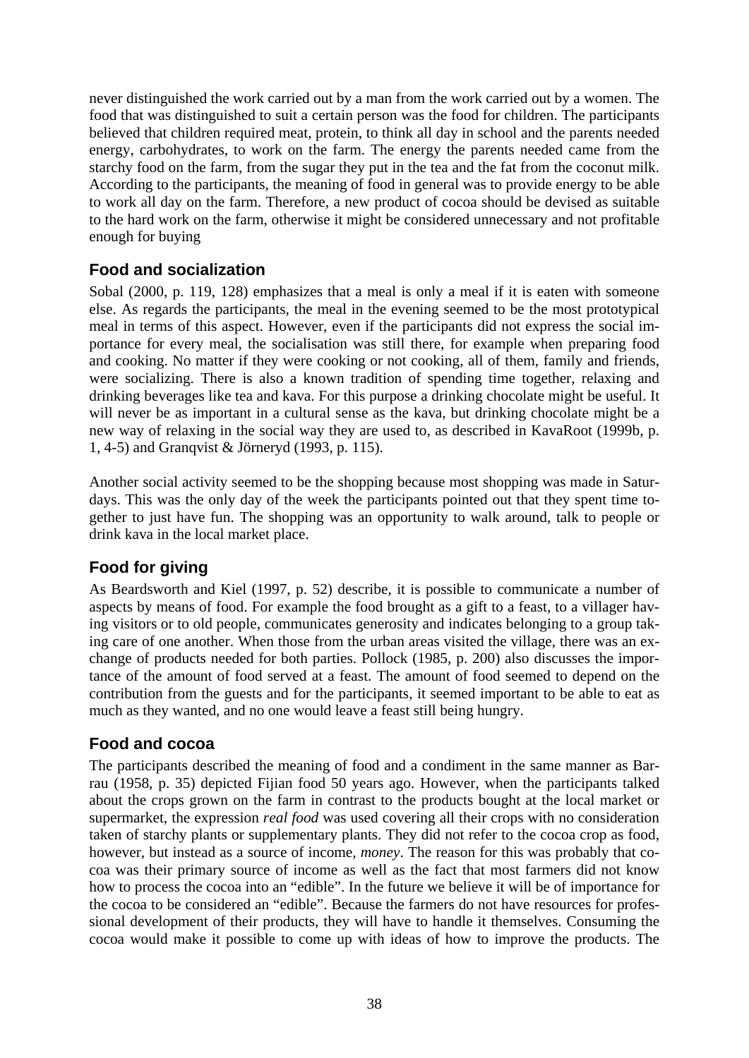never distinguished the work carried out by a man from the work carried out by a women. The food that was distinguished to suit a certain person was the food for children. The participants believed that children required meat, protein, to think all day in school and the parents needed energy, carbohydrates, to work on the farm. The energy the parents needed came from the starchy food on the farm, from the sugar they put in the tea and the fat from the coconut milk. According to the participants, the meaning of food in general was to provide energy to be able to work all day on the farm. Therefore, a new product of cocoa should be devised as suitable to the hard work on the farm, otherwise it might be considered unnecessary and not profitable enough for buying

## Food and socialization

Sobal (2000, p. 119, 128) emphasizes that a meal is only a meal if it is eaten with someone else. As regards the participants, the meal in the evening seemed to be the most prototypical meal in terms of this aspect. However, even if the participants did not express the social importance for every meal, the socialisation was still there, for example when preparing food and cooking. No matter if they were cooking or not cooking, all of them, family and friends, were socializing. There is also a known tradition of spending time together, relaxing and drinking beverages like tea and kava. For this purpose a drinking chocolate might be useful. It will never be as important in a cultural sense as the kava, but drinking chocolate might be a new way of relaxing in the social way they are used to, as described in KavaRoot (1999b, p. 1, 4-5) and Granqvist & Jörneryd (1993, p. 115).

Another social activity seemed to be the shopping because most shopping was made in Saturdays. This was the only day of the week the participants pointed out that they spent time together to just have fun. The shopping was an opportunity to walk around, talk to people or drink kava in the local market place.

## Food for giving

As Beardsworth and Kiel (1997, p. 52) describe, it is possible to communicate a number of aspects by means of food. For example the food brought as a gift to a feast, to a villager having visitors or to old people, communicates generosity and indicates belonging to a group taking care of one another. When those from the urban areas visited the village, there was an exchange of products needed for both parties. Pollock (1985, p. 200) also discusses the importance of the amount of food served at a feast. The amount of food seemed to depend on the contribution from the guests and for the participants, it seemed important to be able to eat as much as they wanted, and no one would leave a feast still being hungry.

## Food and cocoa

The participants described the meaning of food and a condiment in the same manner as Barrau (1958, p. 35) depicted Fijian food 50 years ago. However, when the participants talked about the crops grown on the farm in contrast to the products bought at the local market or supermarket, the expression *real food* was used covering all their crops with no consideration taken of starchy plants or supplementary plants. They did not refer to the cocoa crop as food, however, but instead as a source of income, *money*. The reason for this was probably that cocoa was their primary source of income as well as the fact that most farmers did not know how to process the cocoa into an "edible". In the future we believe it will be of importance for the cocoa to be considered an "edible". Because the farmers do not have resources for professional development of their products, they will have to handle it themselves. Consuming the cocoa would make it possible to come up with ideas of how to improve the products. The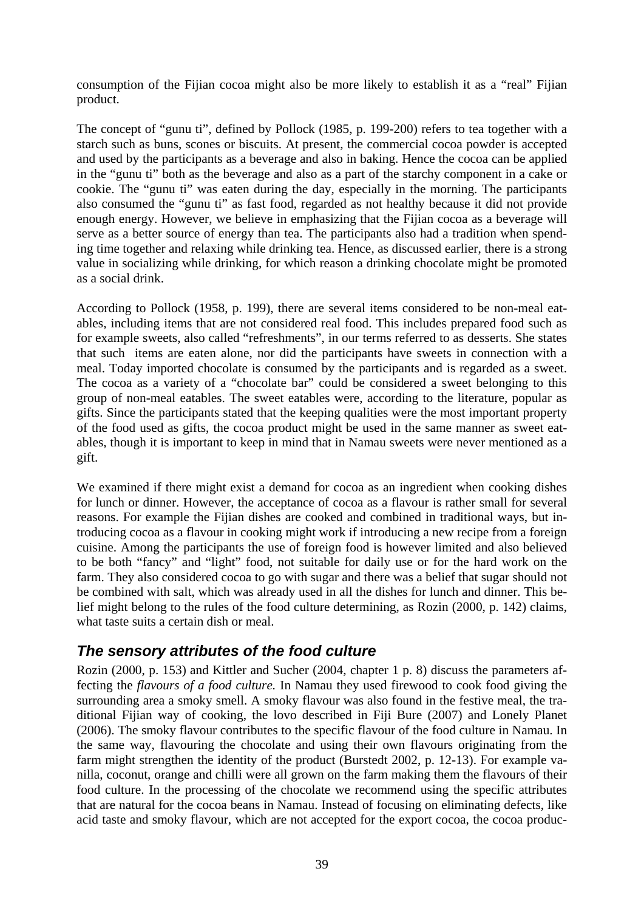consumption of the Fijian cocoa might also be more likely to establish it as a "real" Fijian product.

The concept of "gunu ti", defined by Pollock (1985, p. 199-200) refers to tea together with a starch such as buns, scones or biscuits. At present, the commercial cocoa powder is accepted and used by the participants as a beverage and also in baking. Hence the cocoa can be applied in the "gunu ti" both as the beverage and also as a part of the starchy component in a cake or cookie. The "gunu ti" was eaten during the day, especially in the morning. The participants also consumed the "gunu ti" as fast food, regarded as not healthy because it did not provide enough energy. However, we believe in emphasizing that the Fijian cocoa as a beverage will serve as a better source of energy than tea. The participants also had a tradition when spending time together and relaxing while drinking tea. Hence, as discussed earlier, there is a strong value in socializing while drinking, for which reason a drinking chocolate might be promoted as a social drink.

According to Pollock (1958, p. 199), there are several items considered to be non-meal eatables, including items that are not considered real food. This includes prepared food such as for example sweets, also called "refreshments", in our terms referred to as desserts. She states that such items are eaten alone, nor did the participants have sweets in connection with a meal. Today imported chocolate is consumed by the participants and is regarded as a sweet. The cocoa as a variety of a "chocolate bar" could be considered a sweet belonging to this group of non-meal eatables. The sweet eatables were, according to the literature, popular as gifts. Since the participants stated that the keeping qualities were the most important property of the food used as gifts, the cocoa product might be used in the same manner as sweet eatables, though it is important to keep in mind that in Namau sweets were never mentioned as a gift.

We examined if there might exist a demand for cocoa as an ingredient when cooking dishes for lunch or dinner. However, the acceptance of cocoa as a flavour is rather small for several reasons. For example the Fijian dishes are cooked and combined in traditional ways, but introducing cocoa as a flavour in cooking might work if introducing a new recipe from a foreign cuisine. Among the participants the use of foreign food is however limited and also believed to be both "fancy" and "light" food, not suitable for daily use or for the hard work on the farm. They also considered cocoa to go with sugar and there was a belief that sugar should not be combined with salt, which was already used in all the dishes for lunch and dinner. This belief might belong to the rules of the food culture determining, as Rozin (2000, p. 142) claims, what taste suits a certain dish or meal.

## *The sensory attributes of the food culture*

Rozin (2000, p. 153) and Kittler and Sucher (2004, chapter 1 p. 8) discuss the parameters affecting the *flavours of a food culture.* In Namau they used firewood to cook food giving the surrounding area a smoky smell. A smoky flavour was also found in the festive meal, the traditional Fijian way of cooking, the lovo described in Fiji Bure (2007) and Lonely Planet (2006). The smoky flavour contributes to the specific flavour of the food culture in Namau. In the same way, flavouring the chocolate and using their own flavours originating from the farm might strengthen the identity of the product (Burstedt 2002, p. 12-13). For example vanilla, coconut, orange and chilli were all grown on the farm making them the flavours of their food culture. In the processing of the chocolate we recommend using the specific attributes that are natural for the cocoa beans in Namau. Instead of focusing on eliminating defects, like acid taste and smoky flavour, which are not accepted for the export cocoa, the cocoa produc-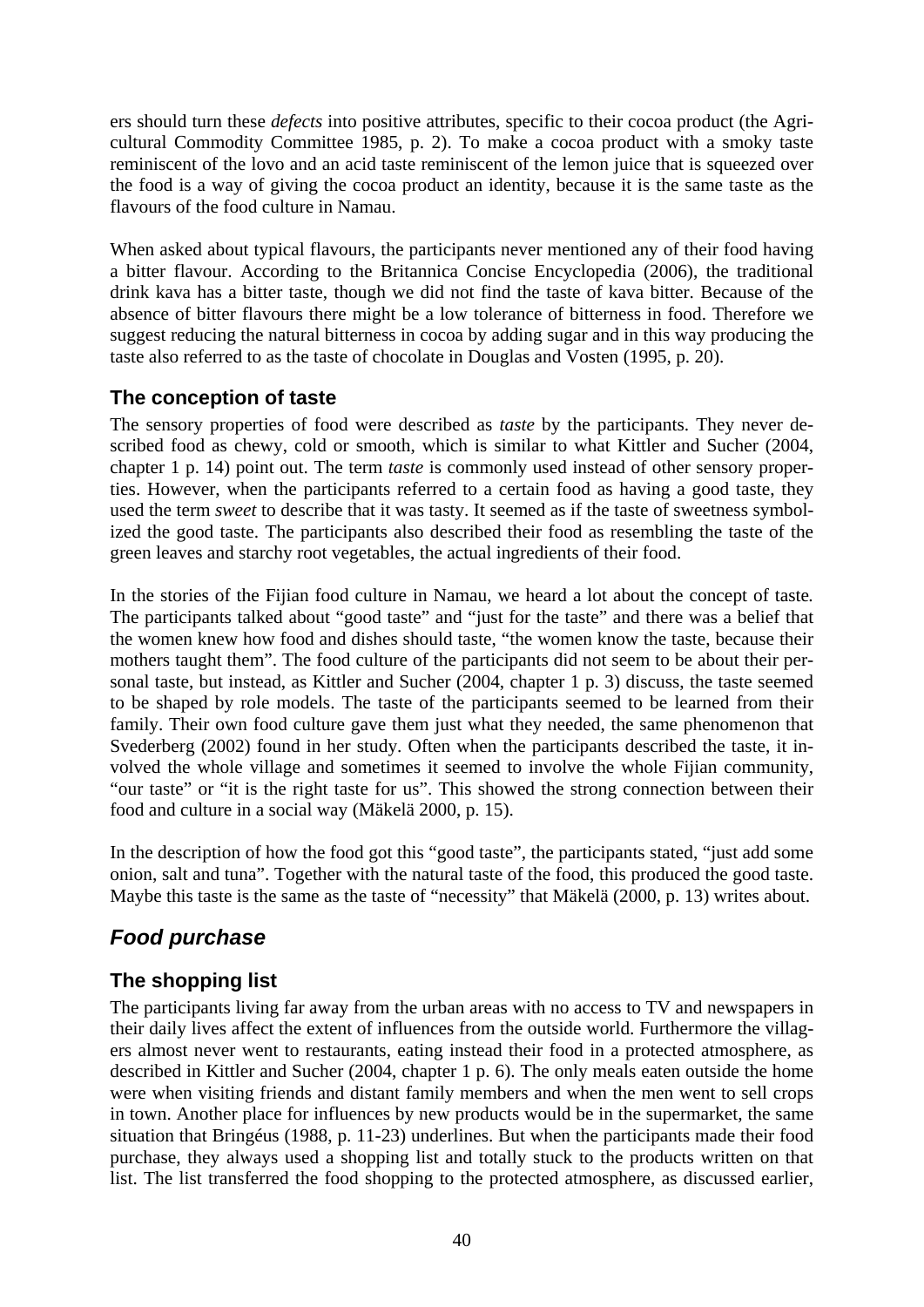ers should turn these *defects* into positive attributes, specific to their cocoa product (the Agricultural Commodity Committee 1985, p. 2). To make a cocoa product with a smoky taste reminiscent of the lovo and an acid taste reminiscent of the lemon juice that is squeezed over the food is a way of giving the cocoa product an identity, because it is the same taste as the flavours of the food culture in Namau.

When asked about typical flavours, the participants never mentioned any of their food having a bitter flavour. According to the Britannica Concise Encyclopedia (2006), the traditional drink kava has a bitter taste, though we did not find the taste of kava bitter. Because of the absence of bitter flavours there might be a low tolerance of bitterness in food. Therefore we suggest reducing the natural bitterness in cocoa by adding sugar and in this way producing the taste also referred to as the taste of chocolate in Douglas and Vosten (1995, p. 20).

### The conception of taste

The sensory properties of food were described as *taste* by the participants. They never described food as chewy, cold or smooth, which is similar to what Kittler and Sucher (2004, chapter 1 p. 14) point out. The term *taste* is commonly used instead of other sensory properties. However, when the participants referred to a certain food as having a good taste, they used the term *sweet* to describe that it was tasty. It seemed as if the taste of sweetness symbolized the good taste. The participants also described their food as resembling the taste of the green leaves and starchy root vegetables, the actual ingredients of their food.

In the stories of the Fijian food culture in Namau, we heard a lot about the concept of taste. The participants talked about "good taste" and "just for the taste" and there was a belief that the women knew how food and dishes should taste, "the women know the taste, because their mothers taught them". The food culture of the participants did not seem to be about their personal taste, but instead, as Kittler and Sucher (2004, chapter 1 p. 3) discuss, the taste seemed to be shaped by role models. The taste of the participants seemed to be learned from their family. Their own food culture gave them just what they needed, the same phenomenon that Svederberg (2002) found in her study. Often when the participants described the taste, it involved the whole village and sometimes it seemed to involve the whole Fijian community, "our taste" or "it is the right taste for us". This showed the strong connection between their food and culture in a social way (Mäkelä 2000, p. 15).

In the description of how the food got this "good taste", the participants stated, "just add some onion, salt and tuna". Together with the natural taste of the food, this produced the good taste. Maybe this taste is the same as the taste of "necessity" that Mäkelä (2000, p. 13) writes about.

## *Food purchase*

### The shopping list

The participants living far away from the urban areas with no access to TV and newspapers in their daily lives affect the extent of influences from the outside world. Furthermore the villagers almost never went to restaurants, eating instead their food in a protected atmosphere, as described in Kittler and Sucher (2004, chapter 1 p. 6). The only meals eaten outside the home were when visiting friends and distant family members and when the men went to sell crops in town. Another place for influences by new products would be in the supermarket, the same situation that Bringéus (1988, p. 11-23) underlines. But when the participants made their food purchase, they always used a shopping list and totally stuck to the products written on that list. The list transferred the food shopping to the protected atmosphere, as discussed earlier,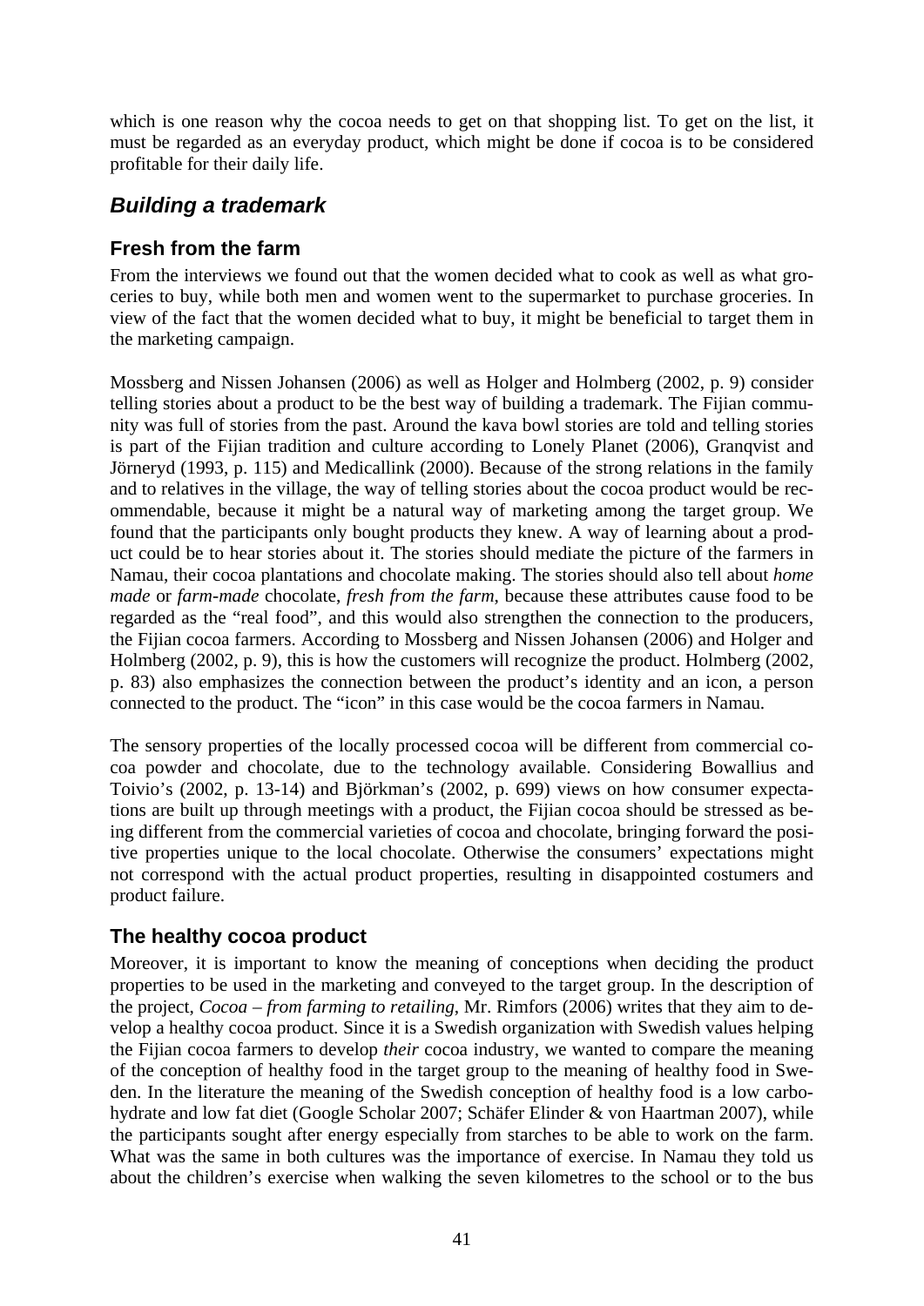which is one reason why the cocoa needs to get on that shopping list. To get on the list, it must be regarded as an everyday product, which might be done if cocoa is to be considered profitable for their daily life.

## *Building a trademark*

### Fresh from the farm

From the interviews we found out that the women decided what to cook as well as what groceries to buy, while both men and women went to the supermarket to purchase groceries. In view of the fact that the women decided what to buy, it might be beneficial to target them in the marketing campaign.

Mossberg and Nissen Johansen (2006) as well as Holger and Holmberg (2002, p. 9) consider telling stories about a product to be the best way of building a trademark. The Fijian community was full of stories from the past. Around the kava bowl stories are told and telling stories is part of the Fijian tradition and culture according to Lonely Planet (2006), Granqvist and Jörneryd (1993, p. 115) and Medicallink (2000). Because of the strong relations in the family and to relatives in the village, the way of telling stories about the cocoa product would be recommendable, because it might be a natural way of marketing among the target group. We found that the participants only bought products they knew. A way of learning about a product could be to hear stories about it. The stories should mediate the picture of the farmers in Namau, their cocoa plantations and chocolate making. The stories should also tell about *home made* or *farm-made* chocolate, *fresh from the farm*, because these attributes cause food to be regarded as the "real food", and this would also strengthen the connection to the producers, the Fijian cocoa farmers. According to Mossberg and Nissen Johansen (2006) and Holger and Holmberg (2002, p. 9), this is how the customers will recognize the product. Holmberg (2002, p. 83) also emphasizes the connection between the product's identity and an icon, a person connected to the product. The "icon" in this case would be the cocoa farmers in Namau.

The sensory properties of the locally processed cocoa will be different from commercial cocoa powder and chocolate, due to the technology available. Considering Bowallius and Toivio's (2002, p. 13-14) and Björkman's (2002, p. 699) views on how consumer expectations are built up through meetings with a product, the Fijian cocoa should be stressed as being different from the commercial varieties of cocoa and chocolate, bringing forward the positive properties unique to the local chocolate. Otherwise the consumers' expectations might not correspond with the actual product properties, resulting in disappointed costumers and product failure.

### The healthy cocoa product

Moreover, it is important to know the meaning of conceptions when deciding the product properties to be used in the marketing and conveyed to the target group. In the description of the project, *Cocoa – from farming to retailing*, Mr. Rimfors (2006) writes that they aim to develop a healthy cocoa product. Since it is a Swedish organization with Swedish values helping the Fijian cocoa farmers to develop *their* cocoa industry, we wanted to compare the meaning of the conception of healthy food in the target group to the meaning of healthy food in Sweden. In the literature the meaning of the Swedish conception of healthy food is a low carbohydrate and low fat diet (Google Scholar 2007; Schäfer Elinder & von Haartman 2007), while the participants sought after energy especially from starches to be able to work on the farm. What was the same in both cultures was the importance of exercise. In Namau they told us about the children's exercise when walking the seven kilometres to the school or to the bus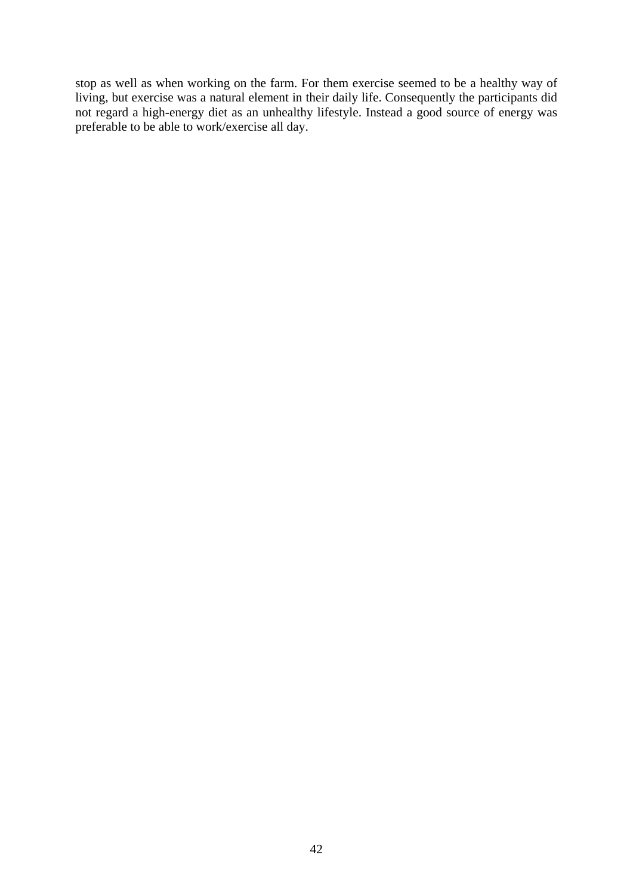stop as well as when working on the farm. For them exercise seemed to be a healthy way of living, but exercise was a natural element in their daily life. Consequently the participants did not regard a high-energy diet as an unhealthy lifestyle. Instead a good source of energy was preferable to be able to work/exercise all day.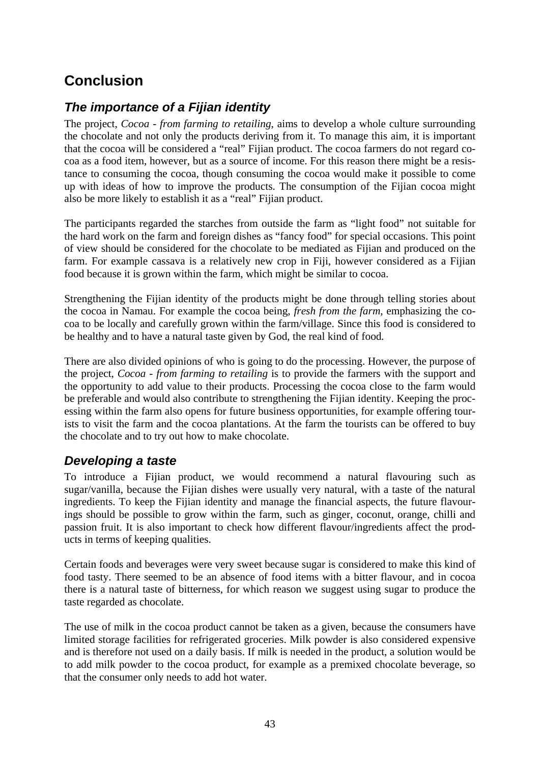# Conclusion

## *The importance of a Fijian identity*

The project, *Cocoa - from farming to retailing*, aims to develop a whole culture surrounding the chocolate and not only the products deriving from it. To manage this aim, it is important that the cocoa will be considered a "real" Fijian product. The cocoa farmers do not regard cocoa as a food item, however, but as a source of income. For this reason there might be a resistance to consuming the cocoa, though consuming the cocoa would make it possible to come up with ideas of how to improve the products. The consumption of the Fijian cocoa might also be more likely to establish it as a "real" Fijian product.

The participants regarded the starches from outside the farm as "light food" not suitable for the hard work on the farm and foreign dishes as "fancy food" for special occasions. This point of view should be considered for the chocolate to be mediated as Fijian and produced on the farm. For example cassava is a relatively new crop in Fiji, however considered as a Fijian food because it is grown within the farm, which might be similar to cocoa.

Strengthening the Fijian identity of the products might be done through telling stories about the cocoa in Namau. For example the cocoa being, *fresh from the farm*, emphasizing the cocoa to be locally and carefully grown within the farm/village. Since this food is considered to be healthy and to have a natural taste given by God, the real kind of food.

There are also divided opinions of who is going to do the processing. However, the purpose of the project, *Cocoa - from farming to retailing* is to provide the farmers with the support and the opportunity to add value to their products. Processing the cocoa close to the farm would be preferable and would also contribute to strengthening the Fijian identity. Keeping the processing within the farm also opens for future business opportunities, for example offering tourists to visit the farm and the cocoa plantations. At the farm the tourists can be offered to buy the chocolate and to try out how to make chocolate.

## *Developing a taste*

To introduce a Fijian product, we would recommend a natural flavouring such as sugar/vanilla, because the Fijian dishes were usually very natural, with a taste of the natural ingredients. To keep the Fijian identity and manage the financial aspects, the future flavourings should be possible to grow within the farm, such as ginger, coconut, orange, chilli and passion fruit. It is also important to check how different flavour/ingredients affect the products in terms of keeping qualities.

Certain foods and beverages were very sweet because sugar is considered to make this kind of food tasty. There seemed to be an absence of food items with a bitter flavour, and in cocoa there is a natural taste of bitterness, for which reason we suggest using sugar to produce the taste regarded as chocolate.

The use of milk in the cocoa product cannot be taken as a given, because the consumers have limited storage facilities for refrigerated groceries. Milk powder is also considered expensive and is therefore not used on a daily basis. If milk is needed in the product, a solution would be to add milk powder to the cocoa product, for example as a premixed chocolate beverage, so that the consumer only needs to add hot water.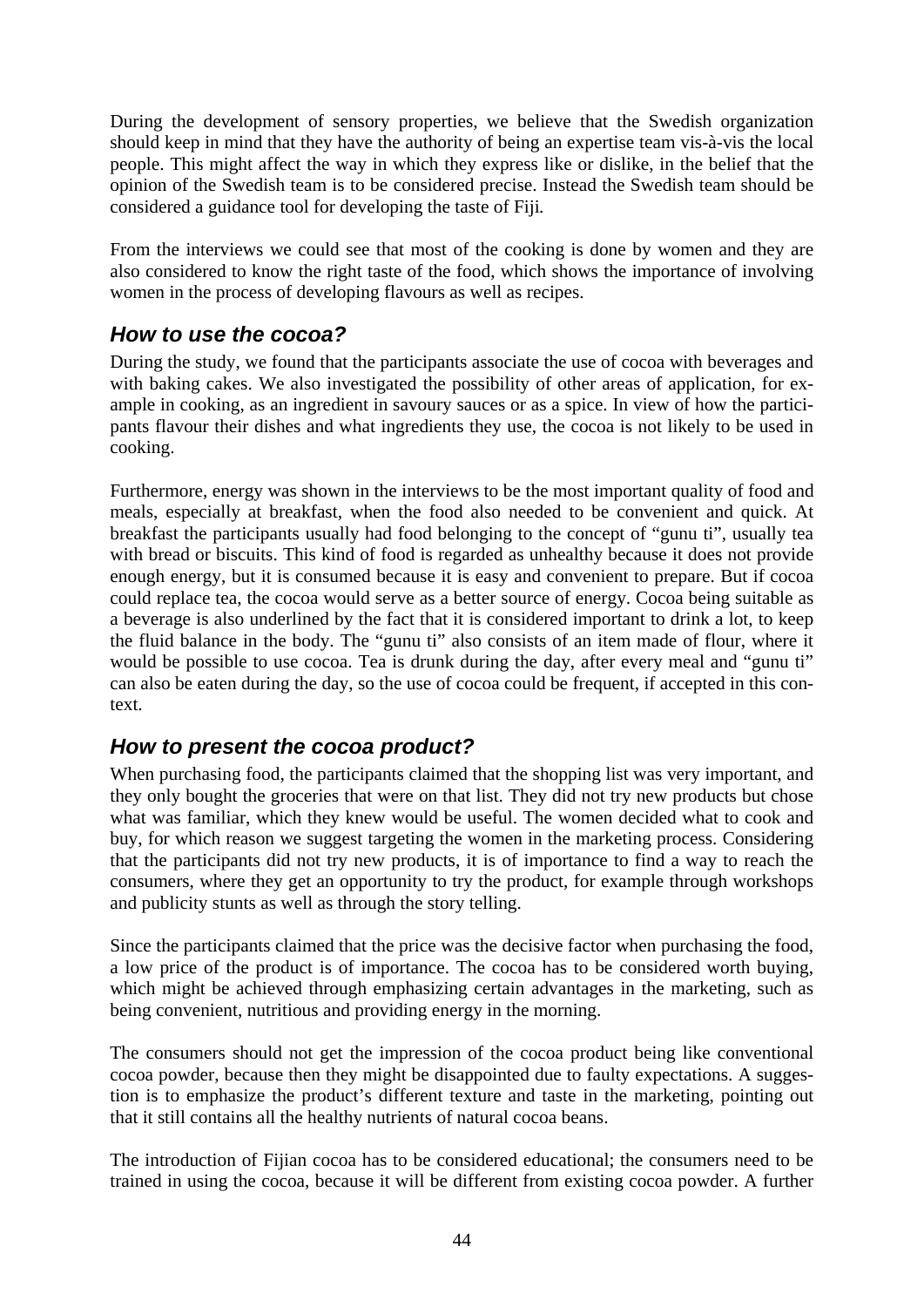During the development of sensory properties, we believe that the Swedish organization should keep in mind that they have the authority of being an expertise team vis-à-vis the local people. This might affect the way in which they express like or dislike, in the belief that the opinion of the Swedish team is to be considered precise. Instead the Swedish team should be considered a guidance tool for developing the taste of Fiji.

From the interviews we could see that most of the cooking is done by women and they are also considered to know the right taste of the food, which shows the importance of involving women in the process of developing flavours as well as recipes.

### *How to use the cocoa?*

During the study, we found that the participants associate the use of cocoa with beverages and with baking cakes. We also investigated the possibility of other areas of application, for example in cooking, as an ingredient in savoury sauces or as a spice. In view of how the participants flavour their dishes and what ingredients they use, the cocoa is not likely to be used in cooking.

Furthermore, energy was shown in the interviews to be the most important quality of food and meals, especially at breakfast, when the food also needed to be convenient and quick. At breakfast the participants usually had food belonging to the concept of "gunu ti", usually tea with bread or biscuits. This kind of food is regarded as unhealthy because it does not provide enough energy, but it is consumed because it is easy and convenient to prepare. But if cocoa could replace tea, the cocoa would serve as a better source of energy. Cocoa being suitable as a beverage is also underlined by the fact that it is considered important to drink a lot, to keep the fluid balance in the body. The "gunu ti" also consists of an item made of flour, where it would be possible to use cocoa. Tea is drunk during the day, after every meal and "gunu ti" can also be eaten during the day, so the use of cocoa could be frequent, if accepted in this context.

### *How to present the cocoa product?*

When purchasing food, the participants claimed that the shopping list was very important, and they only bought the groceries that were on that list. They did not try new products but chose what was familiar, which they knew would be useful. The women decided what to cook and buy, for which reason we suggest targeting the women in the marketing process. Considering that the participants did not try new products, it is of importance to find a way to reach the consumers, where they get an opportunity to try the product, for example through workshops and publicity stunts as well as through the story telling.

Since the participants claimed that the price was the decisive factor when purchasing the food, a low price of the product is of importance. The cocoa has to be considered worth buying, which might be achieved through emphasizing certain advantages in the marketing, such as being convenient, nutritious and providing energy in the morning.

The consumers should not get the impression of the cocoa product being like conventional cocoa powder, because then they might be disappointed due to faulty expectations. A suggestion is to emphasize the product's different texture and taste in the marketing, pointing out that it still contains all the healthy nutrients of natural cocoa beans.

The introduction of Fijian cocoa has to be considered educational; the consumers need to be trained in using the cocoa, because it will be different from existing cocoa powder. A further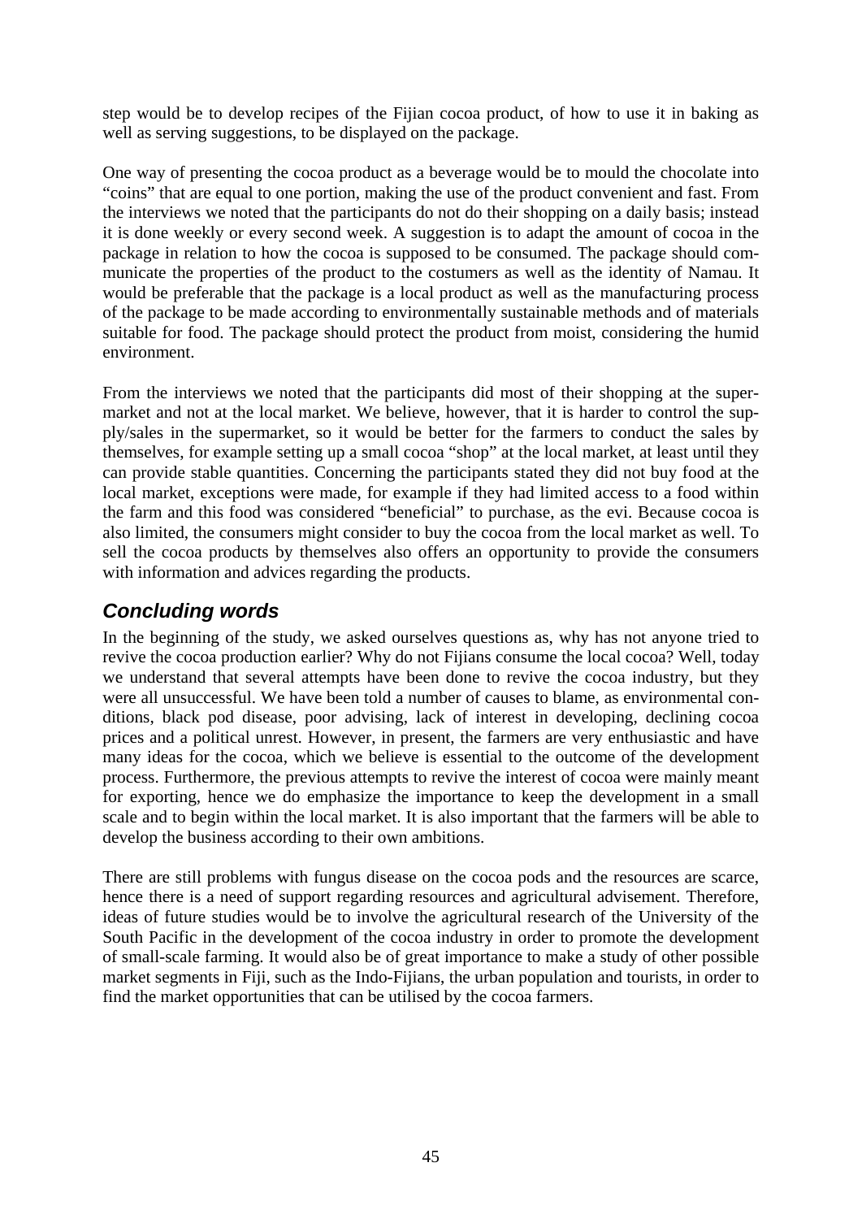step would be to develop recipes of the Fijian cocoa product, of how to use it in baking as well as serving suggestions, to be displayed on the package.

One way of presenting the cocoa product as a beverage would be to mould the chocolate into "coins" that are equal to one portion, making the use of the product convenient and fast. From the interviews we noted that the participants do not do their shopping on a daily basis; instead it is done weekly or every second week. A suggestion is to adapt the amount of cocoa in the package in relation to how the cocoa is supposed to be consumed. The package should communicate the properties of the product to the costumers as well as the identity of Namau. It would be preferable that the package is a local product as well as the manufacturing process of the package to be made according to environmentally sustainable methods and of materials suitable for food. The package should protect the product from moist, considering the humid environment.

From the interviews we noted that the participants did most of their shopping at the supermarket and not at the local market. We believe, however, that it is harder to control the supply/sales in the supermarket, so it would be better for the farmers to conduct the sales by themselves, for example setting up a small cocoa "shop" at the local market, at least until they can provide stable quantities. Concerning the participants stated they did not buy food at the local market, exceptions were made, for example if they had limited access to a food within the farm and this food was considered "beneficial" to purchase, as the evi. Because cocoa is also limited, the consumers might consider to buy the cocoa from the local market as well. To sell the cocoa products by themselves also offers an opportunity to provide the consumers with information and advices regarding the products.

## *Concluding words*

In the beginning of the study, we asked ourselves questions as, why has not anyone tried to revive the cocoa production earlier? Why do not Fijians consume the local cocoa? Well, today we understand that several attempts have been done to revive the cocoa industry, but they were all unsuccessful. We have been told a number of causes to blame, as environmental conditions, black pod disease, poor advising, lack of interest in developing, declining cocoa prices and a political unrest. However, in present, the farmers are very enthusiastic and have many ideas for the cocoa, which we believe is essential to the outcome of the development process. Furthermore, the previous attempts to revive the interest of cocoa were mainly meant for exporting, hence we do emphasize the importance to keep the development in a small scale and to begin within the local market. It is also important that the farmers will be able to develop the business according to their own ambitions.

There are still problems with fungus disease on the cocoa pods and the resources are scarce, hence there is a need of support regarding resources and agricultural advisement. Therefore, ideas of future studies would be to involve the agricultural research of the University of the South Pacific in the development of the cocoa industry in order to promote the development of small-scale farming. It would also be of great importance to make a study of other possible market segments in Fiji, such as the Indo-Fijians, the urban population and tourists, in order to find the market opportunities that can be utilised by the cocoa farmers.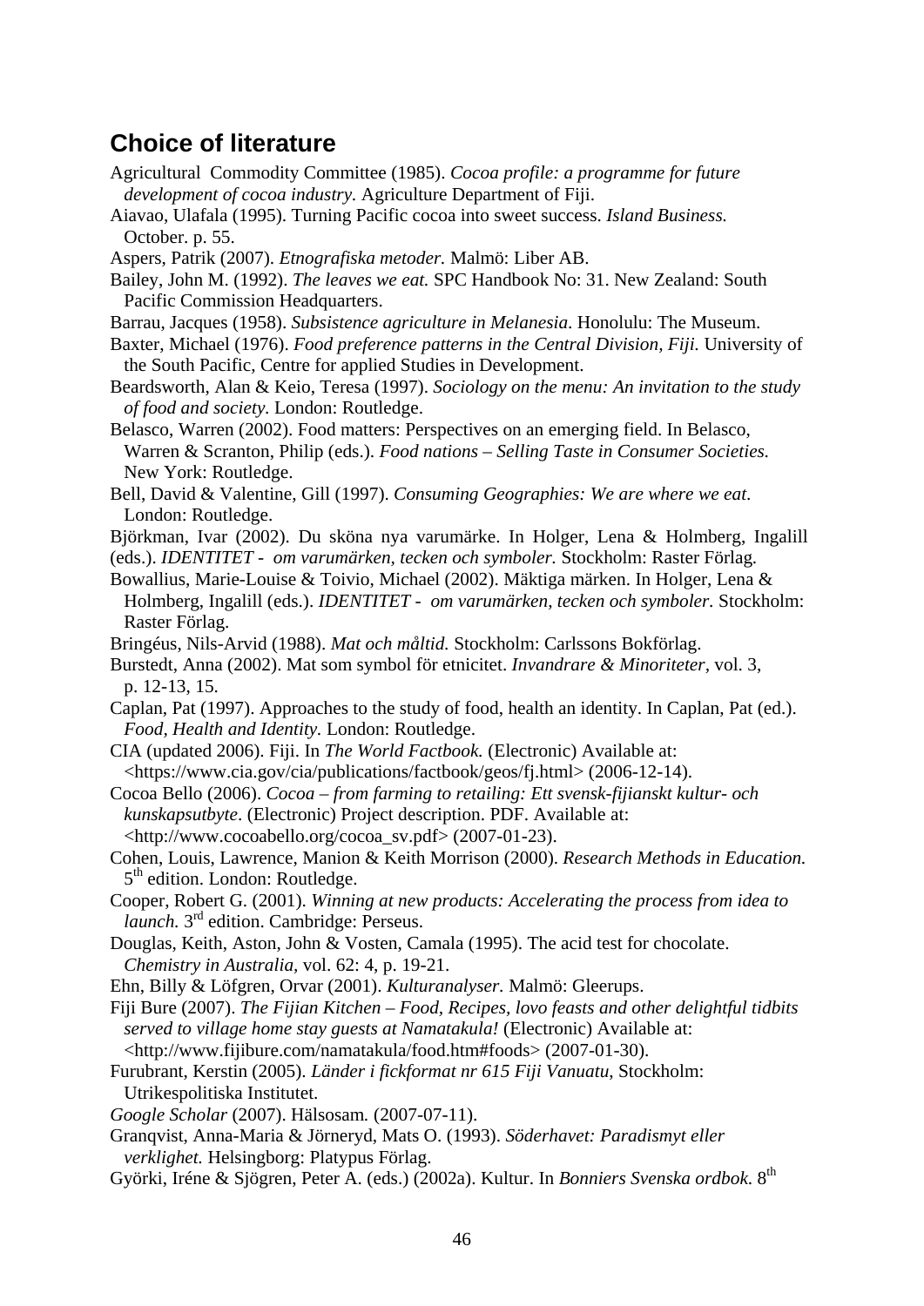## Choice of literature

Agricultural Commodity Committee (1985). *Cocoa profile: a programme for future development of cocoa industry.* Agriculture Department of Fiji.

Aiavao, Ulafala (1995). Turning Pacific cocoa into sweet success. *Island Business.* October. p. 55.

Aspers, Patrik (2007). *Etnografiska metoder.* Malmö: Liber AB.

Bailey, John M. (1992). *The leaves we eat.* SPC Handbook No: 31. New Zealand: South Pacific Commission Headquarters.

Barrau, Jacques (1958). *Subsistence agriculture in Melanesia*. Honolulu: The Museum.

Baxter, Michael (1976). *Food preference patterns in the Central Division, Fiji.* University of the South Pacific, Centre for applied Studies in Development.

Beardsworth, Alan & Keio, Teresa (1997). *Sociology on the menu: An invitation to the study of food and society.* London: Routledge.

Belasco, Warren (2002). Food matters: Perspectives on an emerging field. In Belasco, Warren & Scranton, Philip (eds.). *Food nations – Selling Taste in Consumer Societies.* New York: Routledge.

Bell, David & Valentine, Gill (1997). *Consuming Geographies: We are where we eat.* London: Routledge.

Björkman, Ivar (2002). Du sköna nya varumärke. In Holger, Lena & Holmberg, Ingalill (eds.). *IDENTITET - om varumärken, tecken och symboler.* Stockholm: Raster Förlag.

Bowallius, Marie-Louise & Toivio, Michael (2002). Mäktiga märken. In Holger, Lena & Holmberg, Ingalill (eds.). *IDENTITET - om varumärken, tecken och symboler.* Stockholm: Raster Förlag.

Bringéus, Nils-Arvid (1988). *Mat och måltid.* Stockholm: Carlssons Bokförlag.

Burstedt, Anna (2002). Mat som symbol för etnicitet. *Invandrare & Minoriteter*, vol. 3, p. 12-13, 15.

Caplan, Pat (1997). Approaches to the study of food, health an identity. In Caplan, Pat (ed.). *Food, Health and Identity.* London: Routledge.

CIA (updated 2006). Fiji. In *The World Factbook.* (Electronic) Available at: <https://www.cia.gov/cia/publications/factbook/geos/fj.html> (2006-12-14).

Cocoa Bello (2006). *Cocoa – from farming to retailing: Ett svensk-fijianskt kultur- och kunskapsutbyte*. (Electronic) Project description. PDF. Available at: <http://www.cocoabello.org/cocoa_sv.pdf> (2007-01-23).

Cohen, Louis, Lawrence, Manion & Keith Morrison (2000). *Research Methods in Education.* 5th edition. London: Routledge.

Cooper, Robert G. (2001). *Winning at new products: Accelerating the process from idea to launch.* 3rd edition. Cambridge: Perseus.

Douglas, Keith, Aston, John & Vosten, Camala (1995). The acid test for chocolate. *Chemistry in Australia,* vol. 62: 4, p. 19-21.

Ehn, Billy & Löfgren, Orvar (2001). *Kulturanalyser.* Malmö: Gleerups.

Fiji Bure (2007). *The Fijian Kitchen – Food, Recipes, lovo feasts and other delightful tidbits served to village home stay guests at Namatakula!* (Electronic) Available at: <http://www.fijibure.com/namatakula/food.htm#foods> (2007-01-30).

Furubrant, Kerstin (2005). *Länder i fickformat nr 615 Fiji Vanuatu*, Stockholm: Utrikespolitiska Institutet.

*Google Scholar* (2007). Hälsosam. (2007-07-11).

Granqvist, Anna-Maria & Jörneryd, Mats O. (1993). *Söderhavet: Paradismyt eller verklighet.* Helsingborg: Platypus Förlag.

Györki, Iréne & Sjögren, Peter A. (eds.) (2002a). Kultur. In *Bonniers Svenska ordbok.* 8th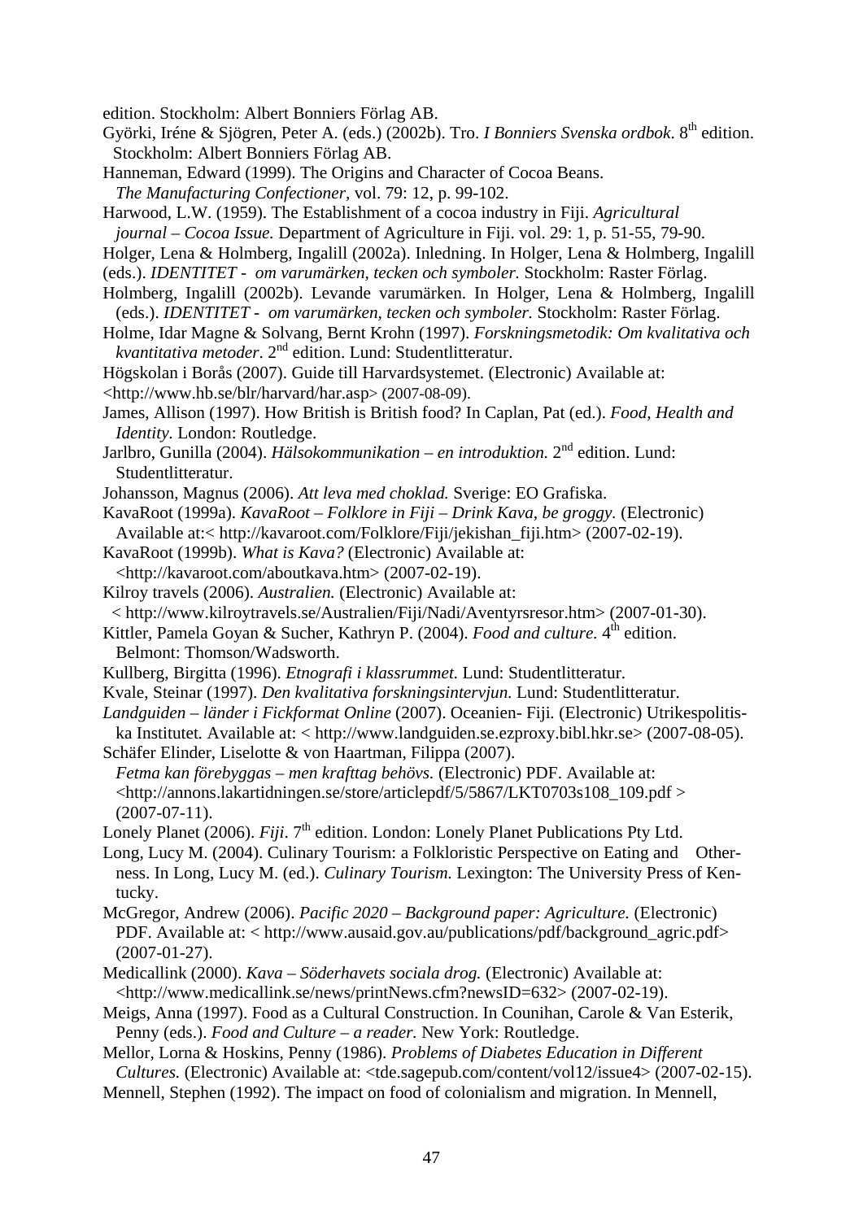edition. Stockholm: Albert Bonniers Förlag AB.

Györki, Iréne & Sjögren, Peter A. (eds.) (2002b). Tro. *I Bonniers Svenska ordbok*. 8th edition. Stockholm: Albert Bonniers Förlag AB.

Hanneman, Edward (1999). The Origins and Character of Cocoa Beans. *The Manufacturing Confectioner,* vol. 79: 12, p. 99-102.

Harwood, L.W. (1959). The Establishment of a cocoa industry in Fiji. *Agricultural journal – Cocoa Issue.* Department of Agriculture in Fiji. vol. 29: 1, p. 51-55, 79-90.

Holger, Lena & Holmberg, Ingalill (2002a). Inledning. In Holger, Lena & Holmberg, Ingalill (eds.). *IDENTITET - om varumärken, tecken och symboler.* Stockholm: Raster Förlag.

Holmberg, Ingalill (2002b). Levande varumärken. In Holger, Lena & Holmberg, Ingalill (eds.). *IDENTITET - om varumärken, tecken och symboler.* Stockholm: Raster Förlag.

Holme, Idar Magne & Solvang, Bernt Krohn (1997). *Forskningsmetodik: Om kvalitativa och kvantitativa metoder*. 2nd edition. Lund: Studentlitteratur.

Högskolan i Borås (2007). Guide till Harvardsystemet. (Electronic) Available at: <http://www.hb.se/blr/harvard/har.asp> (2007-08-09).

James, Allison (1997). How British is British food? In Caplan, Pat (ed.). *Food, Health and Identity.* London: Routledge.

Jarlbro, Gunilla (2004). *Hälsokommunikation – en introduktion.* 2nd edition. Lund: Studentlitteratur.

Johansson, Magnus (2006). *Att leva med choklad.* Sverige: EO Grafiska.

KavaRoot (1999a). *KavaRoot – Folklore in Fiji – Drink Kava, be groggy.* (Electronic) Available at:< http://kavaroot.com/Folklore/Fiji/jekishan_fiji.htm> (2007-02-19).

KavaRoot (1999b). *What is Kava?* (Electronic) Available at: <http://kavaroot.com/aboutkava.htm> (2007-02-19).

Kilroy travels (2006). *Australien.* (Electronic) Available at: < http://www.kilroytravels.se/Australien/Fiji/Nadi/Aventyrsresor.htm> (2007-01-30).

Kittler, Pamela Goyan & Sucher, Kathryn P. (2004). *Food and culture.* 4th edition. Belmont: Thomson/Wadsworth.

Kullberg, Birgitta (1996). *Etnografi i klassrummet.* Lund: Studentlitteratur.

Kvale, Steinar (1997). *Den kvalitativa forskningsintervjun.* Lund: Studentlitteratur.

*Landguiden – länder i Fickformat Online* (2007). Oceanien- Fiji. (Electronic) Utrikespolitiska Institutet. Available at: < http://www.landguiden.se.ezproxy.bibl.hkr.se> (2007-08-05).

Schäfer Elinder, Liselotte & von Haartman, Filippa (2007). *Fetma kan förebyggas – men krafttag behövs.* (Electronic) PDF. Available at: <http://annons.lakartidningen.se/store/articlepdf/5/5867/LKT0703s108_109.pdf > (2007-07-11).

Lonely Planet (2006). *Fiji*. 7th edition. London: Lonely Planet Publications Pty Ltd.

Long, Lucy M. (2004). Culinary Tourism: a Folkloristic Perspective on Eating and Otherness. In Long, Lucy M. (ed.). *Culinary Tourism.* Lexington: The University Press of Kentucky.

McGregor, Andrew (2006). *Pacific 2020 – Background paper: Agriculture.* (Electronic) PDF. Available at: < http://www.ausaid.gov.au/publications/pdf/background_agric.pdf> (2007-01-27).

Medicallink (2000). *Kava – Söderhavets sociala drog.* (Electronic) Available at: <http://www.medicallink.se/news/printNews.cfm?newsID=632> (2007-02-19).

Meigs, Anna (1997). Food as a Cultural Construction. In Counihan, Carole & Van Esterik, Penny (eds.). *Food and Culture – a reader.* New York: Routledge.

Mellor, Lorna & Hoskins, Penny (1986). *Problems of Diabetes Education in Different Cultures.* (Electronic) Available at: <tde.sagepub.com/content/vol12/issue4> (2007-02-15).

Mennell, Stephen (1992). The impact on food of colonialism and migration. In Mennell,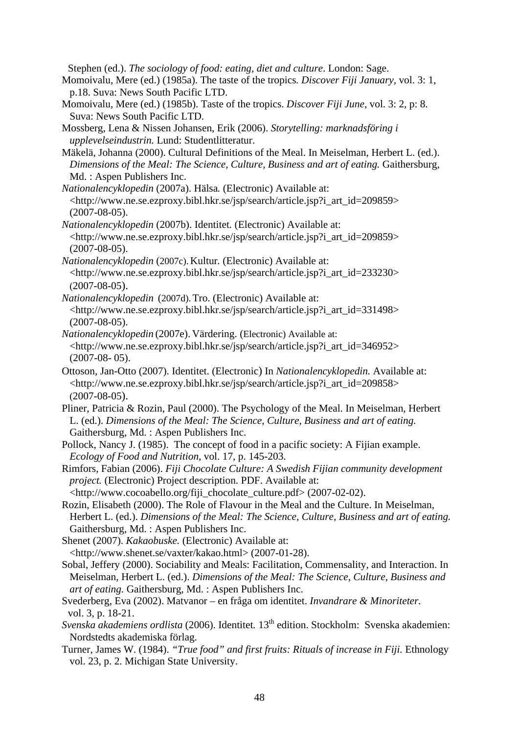Stephen (ed.). *The sociology of food: eating, diet and culture*. London: Sage.

Momoivalu, Mere (ed.) (1985a). The taste of the tropics. *Discover Fiji January,* vol. 3: 1, p.18. Suva: News South Pacific LTD.

Momoivalu, Mere (ed.) (1985b). Taste of the tropics. *Discover Fiji June,* vol. 3: 2, p: 8. Suva: News South Pacific LTD.

Mossberg, Lena & Nissen Johansen, Erik (2006). *Storytelling: marknadsföring i upplevelseindustrin.* Lund: Studentlitteratur.

Mäkelä, Johanna (2000). Cultural Definitions of the Meal. In Meiselman, Herbert L. (ed.). *Dimensions of the Meal: The Science, Culture, Business and art of eating.* Gaithersburg, Md. : Aspen Publishers Inc.

*Nationalencyklopedin* (2007a). Hälsa. (Electronic) Available at: <http://www.ne.se.ezproxy.bibl.hkr.se/jsp/search/article.jsp?i_art_id=209859> (2007-08-05).

*Nationalencyklopedin* (2007b). Identitet. (Electronic) Available at: <http://www.ne.se.ezproxy.bibl.hkr.se/jsp/search/article.jsp?i_art_id=209859> (2007-08-05).

*Nationalencyklopedin* (2007c). Kultur. (Electronic) Available at: <http://www.ne.se.ezproxy.bibl.hkr.se/jsp/search/article.jsp?i_art_id=233230> (2007-08-05).

*Nationalencyklopedin* (2007d). Tro. (Electronic) Available at: <http://www.ne.se.ezproxy.bibl.hkr.se/jsp/search/article.jsp?i_art_id=331498> (2007-08-05).

*Nationalencyklopedin* (2007e). Värdering. (Electronic) Available at: <http://www.ne.se.ezproxy.bibl.hkr.se/jsp/search/article.jsp?i_art_id=346952> (2007-08- 05).

Ottoson, Jan-Otto (2007). Identitet. (Electronic) In *Nationalencyklopedin.* Available at: <http://www.ne.se.ezproxy.bibl.hkr.se/jsp/search/article.jsp?i_art_id=209858> (2007-08-05).

Pliner, Patricia & Rozin, Paul (2000). The Psychology of the Meal. In Meiselman, Herbert L. (ed.). *Dimensions of the Meal: The Science, Culture, Business and art of eating.* Gaithersburg, Md. : Aspen Publishers Inc.

Pollock, Nancy J. (1985). The concept of food in a pacific society: A Fijian example. *Ecology of Food and Nutrition*, vol. 17, p. 145-203.

Rimfors, Fabian (2006). *Fiji Chocolate Culture: A Swedish Fijian community development project.* (Electronic) Project description. PDF. Available at: <http://www.cocoabello.org/fiji_chocolate_culture.pdf> (2007-02-02).

Rozin, Elisabeth (2000). The Role of Flavour in the Meal and the Culture. In Meiselman, Herbert L. (ed.). *Dimensions of the Meal: The Science, Culture, Business and art of eating.* Gaithersburg, Md. : Aspen Publishers Inc.

Shenet (2007). *Kakaobuske.* (Electronic) Available at: <http://www.shenet.se/vaxter/kakao.html> (2007-01-28).

Sobal, Jeffery (2000). Sociability and Meals: Facilitation, Commensality, and Interaction. In Meiselman, Herbert L. (ed.). *Dimensions of the Meal: The Science, Culture, Business and art of eating.* Gaithersburg, Md. : Aspen Publishers Inc.

Svederberg, Eva (2002). Matvanor – en fråga om identitet. *Invandrare & Minoriteter.* vol. 3, p. 18-21.

*Svenska akademiens ordlista* (2006). Identitet. 13th edition. Stockholm: Svenska akademien: Nordstedts akademiska förlag.

Turner, James W. (1984). *"True food" and first fruits: Rituals of increase in Fiji.* Ethnology vol. 23, p. 2. Michigan State University.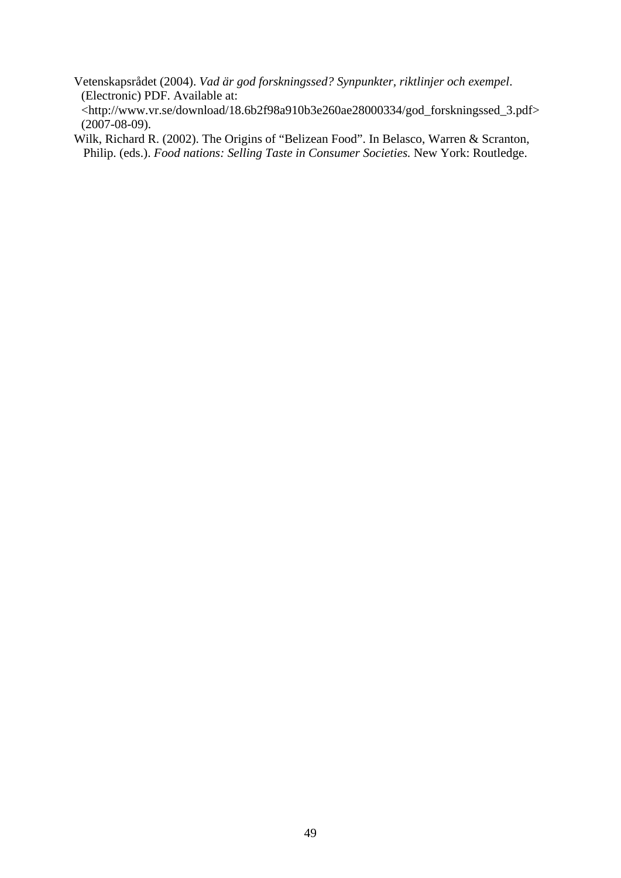Vetenskapsrådet (2004). *Vad är god forskningssed? Synpunkter, riktlinjer och exempel*. (Electronic) PDF. Available at: <http://www.vr.se/download/18.6b2f98a910b3e260ae28000334/god_forskningssed_3.pdf> (2007-08-09).

Wilk, Richard R. (2002). The Origins of "Belizean Food". In Belasco, Warren & Scranton, Philip. (eds.). *Food nations: Selling Taste in Consumer Societies.* New York: Routledge.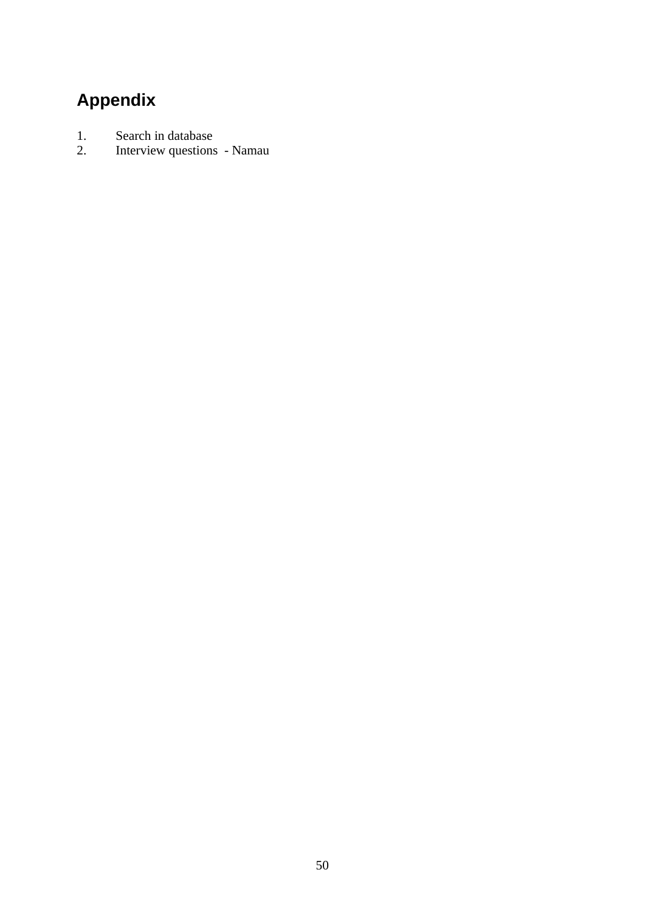# Appendix

1. Search in database
2. Interview questions - Namau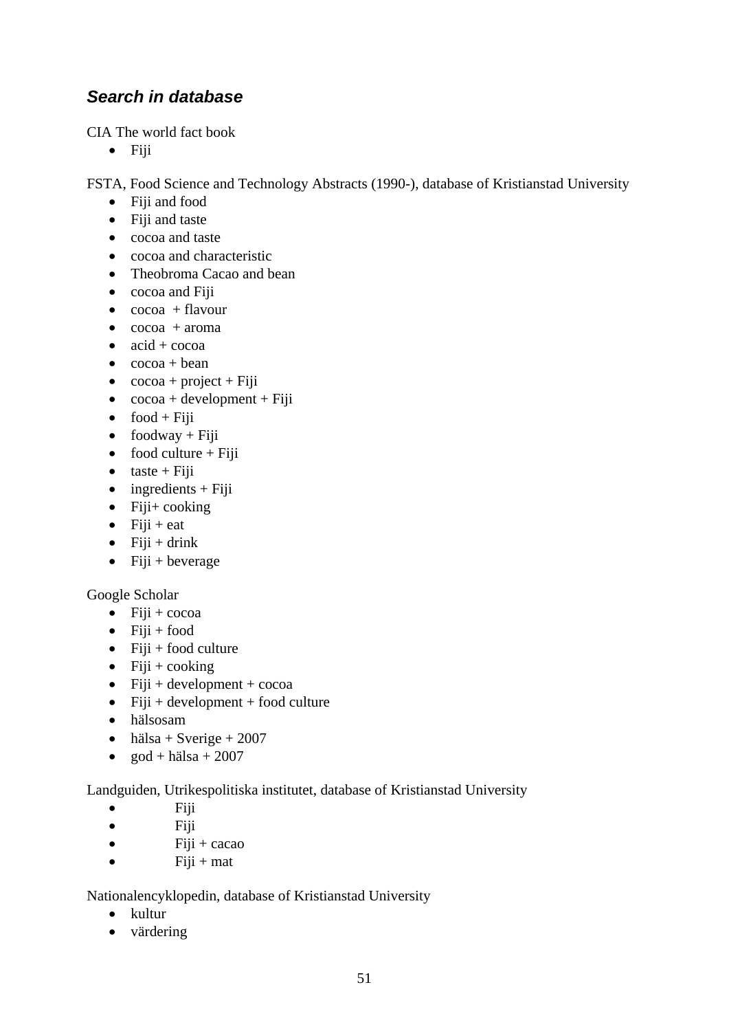## ***Search in database***

CIA The world fact book

- Fiji

FSTA, Food Science and Technology Abstracts (1990-), database of Kristianstad University

- Fiji and food
- Fiji and taste
- cocoa and taste
- cocoa and characteristic
- Theobroma Cacao and bean
- cocoa and Fiji
- cocoa + flavour
- cocoa + aroma
- acid + cocoa
- cocoa + bean
- cocoa + project + Fiji
- cocoa + development + Fiji
- food + Fiji
- foodway + Fiji
- food culture + Fiji
- taste + Fiji
- ingredients + Fiji
- Fiji+ cooking
- Fiji + eat
- Fiji + drink
- Fiji + beverage

Google Scholar

- Fiji + cocoa
- Fiji + food
- Fiji + food culture
- Fiji + cooking
- Fiji + development + cocoa
- Fiji + development + food culture
- hälsosam
- hälsa + Sverige + 2007
- god + hälsa + 2007

Landguiden, Utrikespolitiska institutet, database of Kristianstad University

- Fiji
- Fiji
- Fiji + cacao
- Fiji + mat

Nationalencyklopedin, database of Kristianstad University

- kultur
- värdering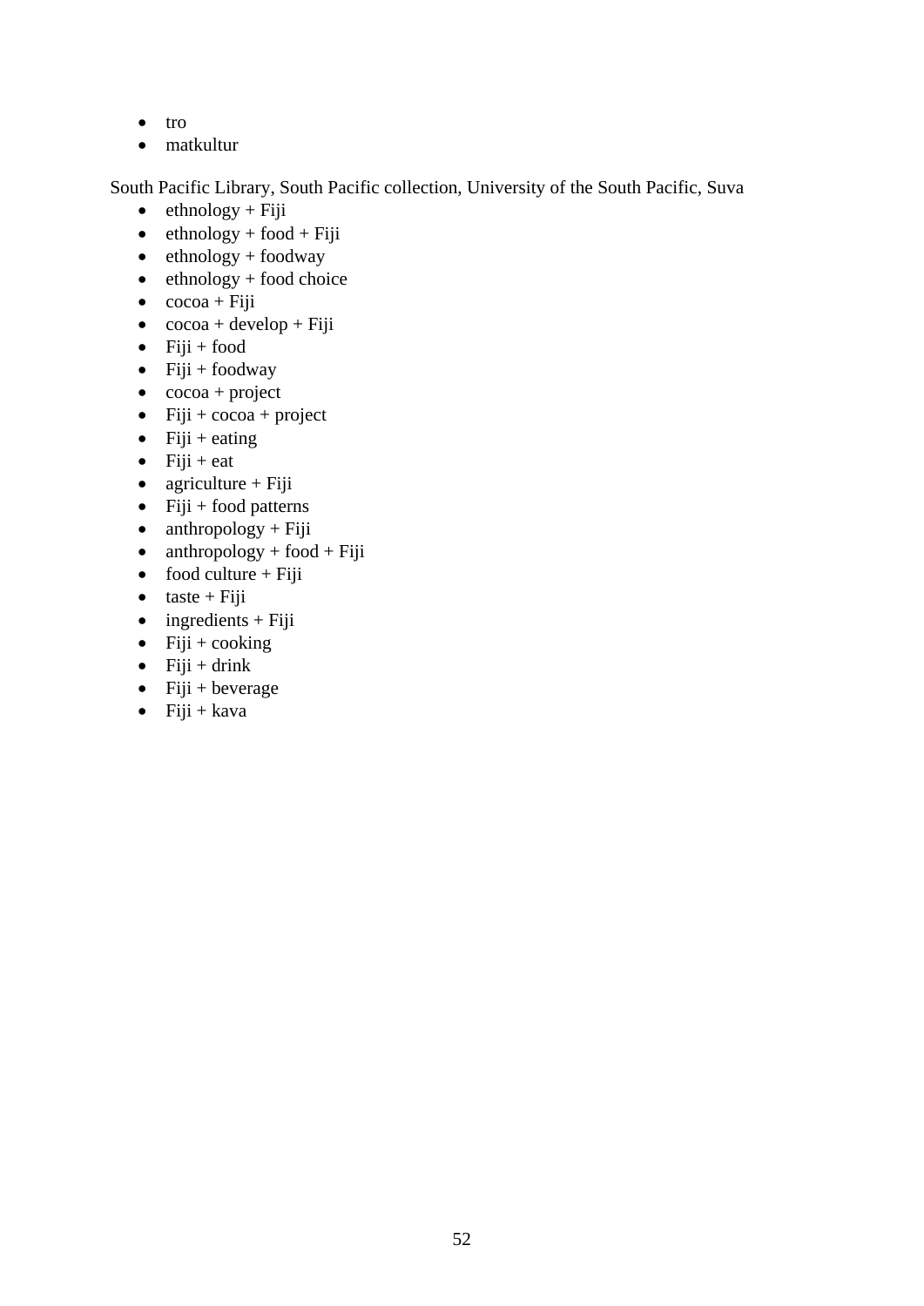- tro
- matkultur

South Pacific Library, South Pacific collection, University of the South Pacific, Suva

- ethnology + Fiji
- ethnology + food + Fiji
- ethnology + foodway
- ethnology + food choice
- cocoa + Fiji
- cocoa + develop + Fiji
- Fiji + food
- Fiji + foodway
- cocoa + project
- Fiji + cocoa + project
- Fiji + eating
- Fiji + eat
- agriculture + Fiji
- Fiji + food patterns
- anthropology + Fiji
- anthropology + food + Fiji
- food culture + Fiji
- taste + Fiji
- ingredients + Fiji
- Fiji + cooking
- Fiji + drink
- Fiji + beverage
- Fiji + kava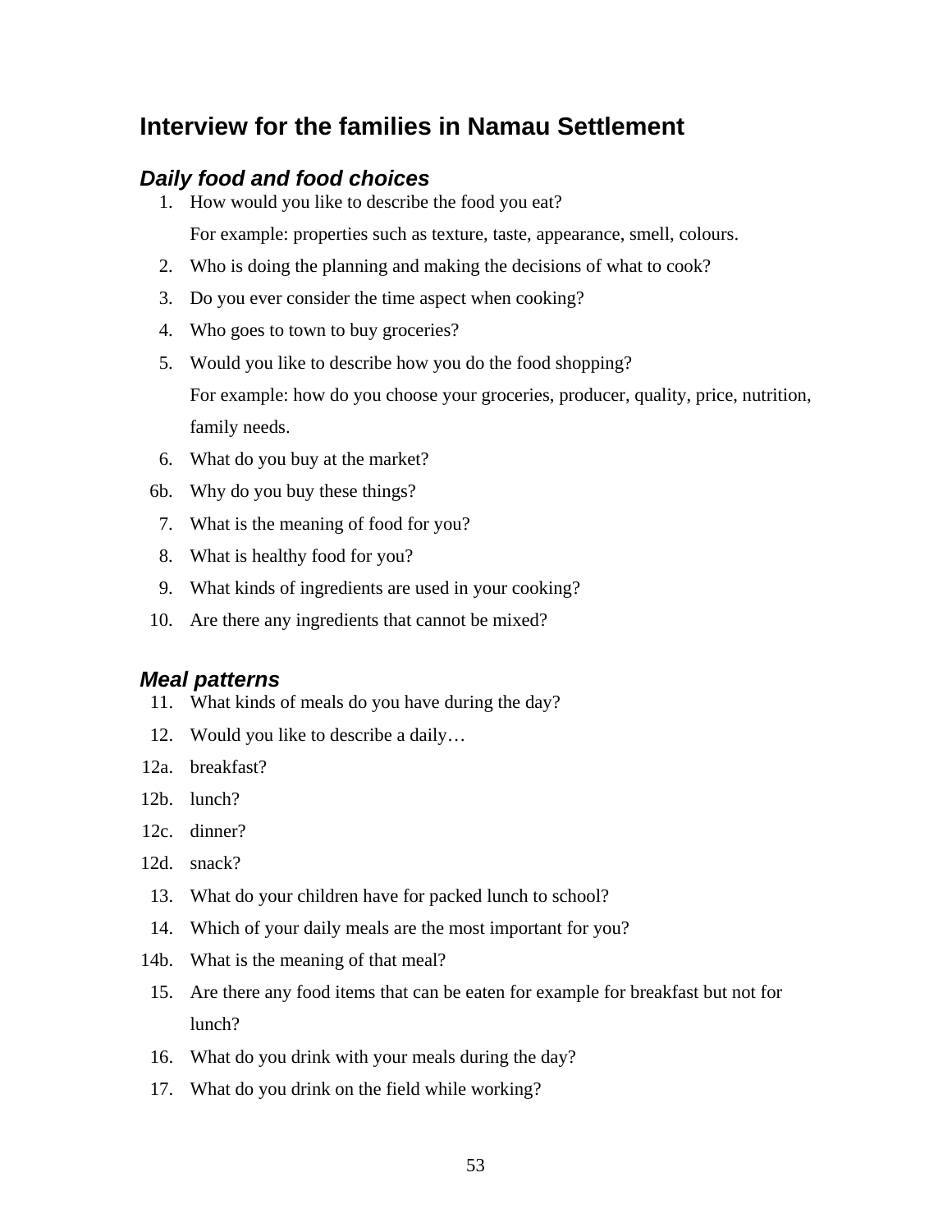## Interview for the families in Namau Settlement

### *Daily food and food choices*

1. How would you like to describe the food you eat?
   For example: properties such as texture, taste, appearance, smell, colours.
2. Who is doing the planning and making the decisions of what to cook?
3. Do you ever consider the time aspect when cooking?
4. Who goes to town to buy groceries?
5. Would you like to describe how you do the food shopping?
   For example: how do you choose your groceries, producer, quality, price, nutrition, family needs.
6. What do you buy at the market?

6b. Why do you buy these things?

7. What is the meaning of food for you?
8. What is healthy food for you?
9. What kinds of ingredients are used in your cooking?
10. Are there any ingredients that cannot be mixed?

### *Meal patterns*

11. What kinds of meals do you have during the day?
12. Would you like to describe a daily…

12a. breakfast?

12b. lunch?

12c. dinner?

12d. snack?

13. What do your children have for packed lunch to school?
14. Which of your daily meals are the most important for you?

14b. What is the meaning of that meal?

15. Are there any food items that can be eaten for example for breakfast but not for lunch?
16. What do you drink with your meals during the day?
17. What do you drink on the field while working?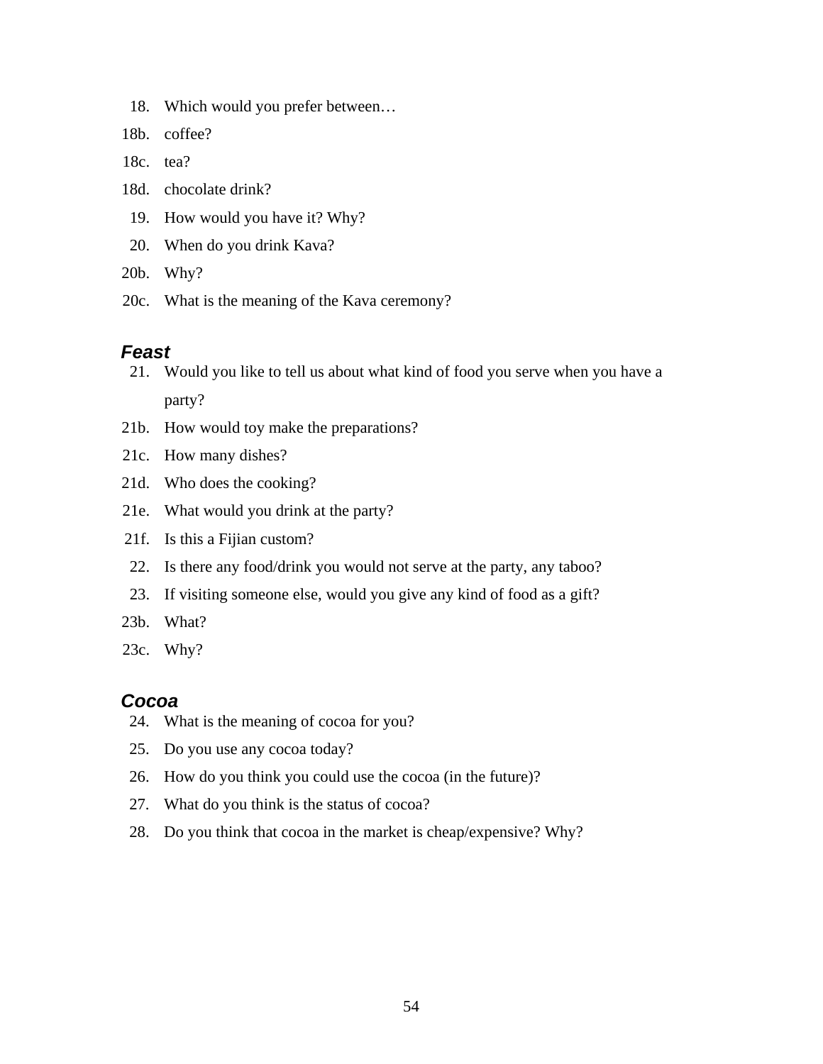18. Which would you prefer between…

18b. coffee?

18c. tea?

18d. chocolate drink?

19. How would you have it? Why?

20. When do you drink Kava?

20b. Why?

20c. What is the meaning of the Kava ceremony?

### *Feast*

21. Would you like to tell us about what kind of food you serve when you have a party?

21b. How would toy make the preparations?

21c. How many dishes?

21d. Who does the cooking?

21e. What would you drink at the party?

21f. Is this a Fijian custom?

22. Is there any food/drink you would not serve at the party, any taboo?

23. If visiting someone else, would you give any kind of food as a gift?

23b. What?

23c. Why?

### *Cocoa*

24. What is the meaning of cocoa for you?

25. Do you use any cocoa today?

26. How do you think you could use the cocoa (in the future)?

27. What do you think is the status of cocoa?

28. Do you think that cocoa in the market is cheap/expensive? Why?